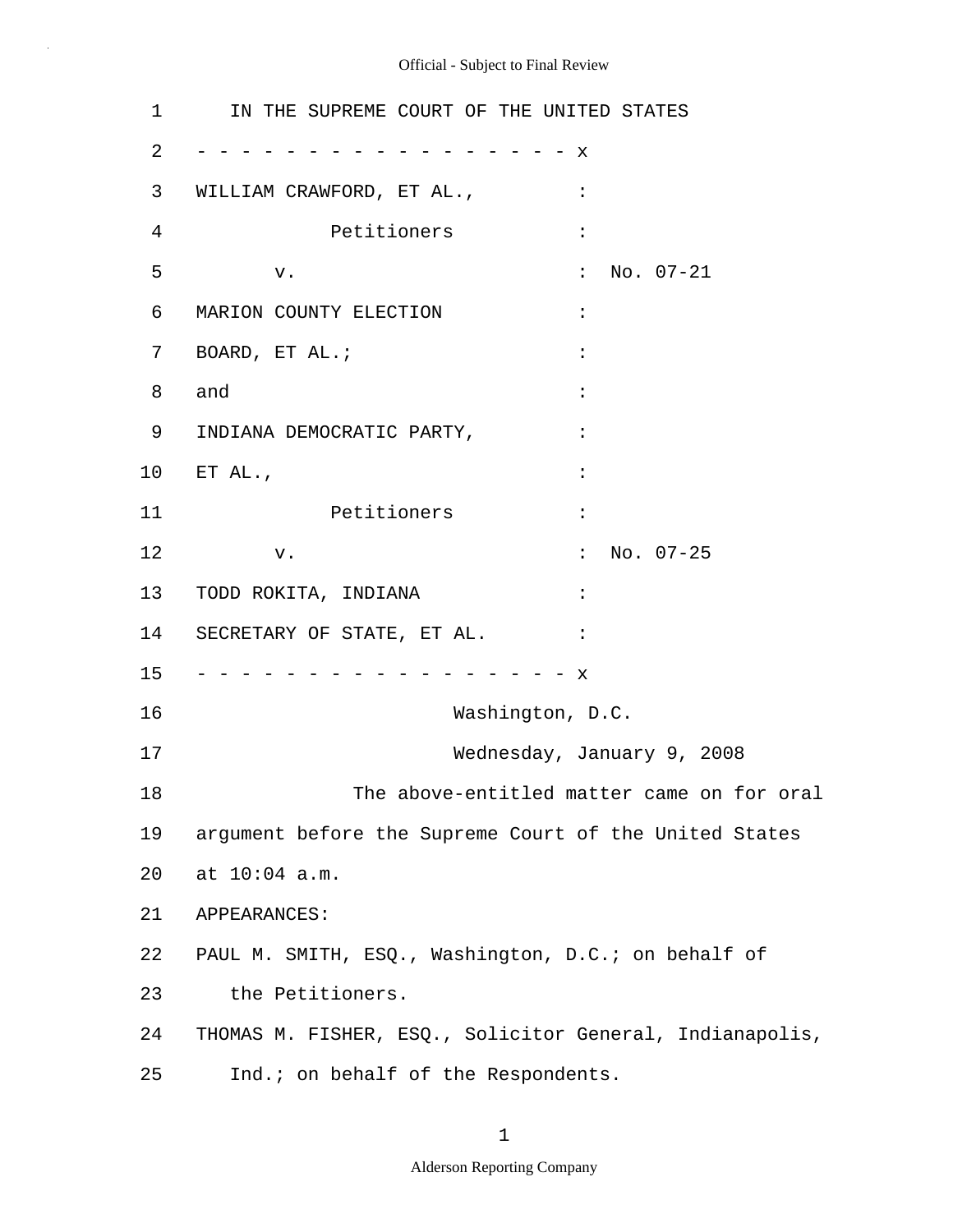IN THE SUPREME COURT OF THE UNITED STATES

- - - - - - - - - - - - - - - - - - x

WILLIAM CRAWFORD, ET AL., :

Petitioners :

v. : No. 07-21

MARION COUNTY ELECTION :

BOARD, ET AL.; :

and :

INDIANA DEMOCRATIC PARTY, :

ET AL., :

Petitioners :

v. : No. 07-25

TODD ROKITA, INDIANA :

SECRETARY OF STATE, ET AL. :

- - - - - - - - - - - - - - - - - - x

Washington, D.C.

Wednesday, January 9, 2008

The above-entitled matter came on for oral argument before the Supreme Court of the United States at 10:04 a.m.

APPEARANCES:

PAUL M. SMITH, ESQ., Washington, D.C.; on behalf of the Petitioners.

THOMAS M. FISHER, ESQ., Solicitor General, Indianapolis, Ind.; on behalf of the Respondents.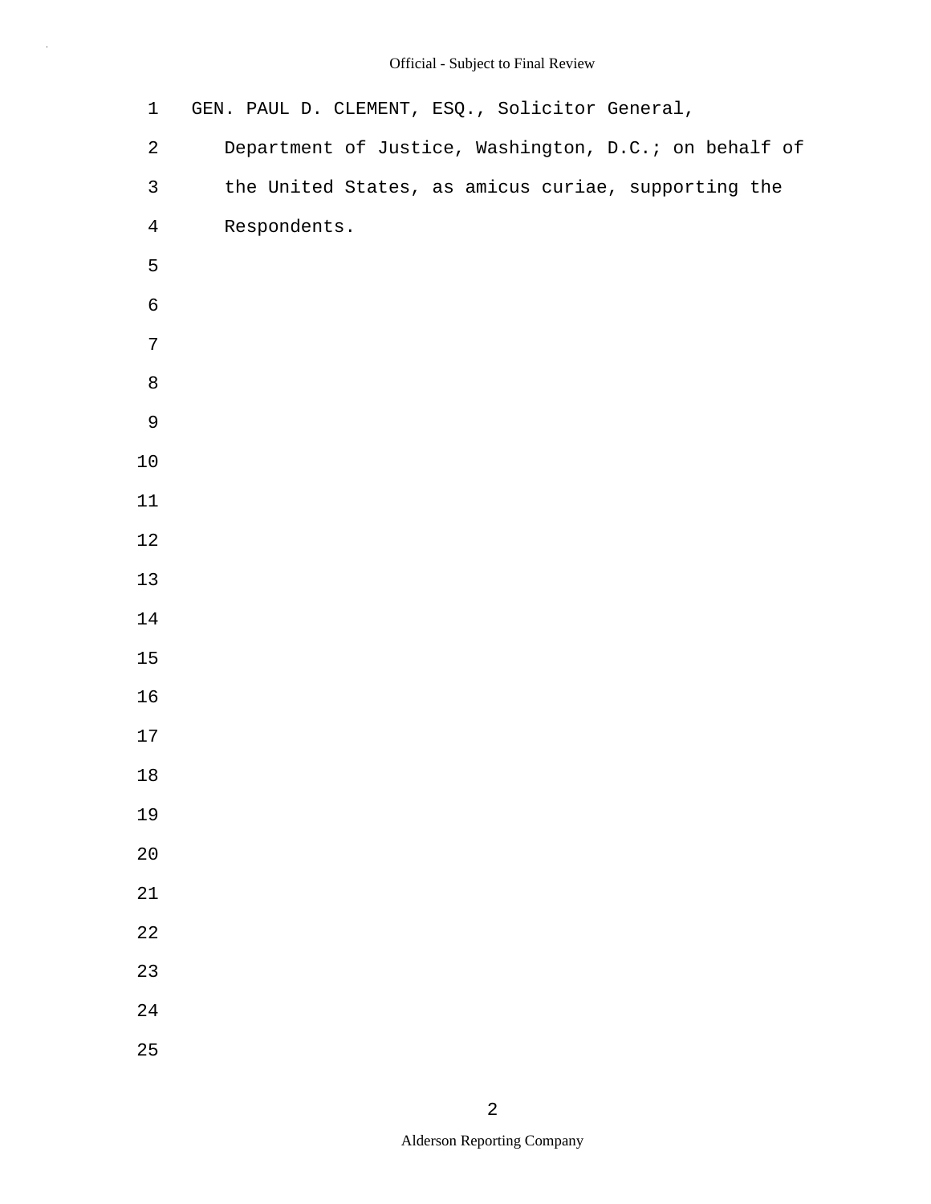GEN. PAUL D. CLEMENT, ESQ., Solicitor General, Department of Justice, Washington, D.C.; on behalf of the United States, as amicus curiae, supporting the Respondents.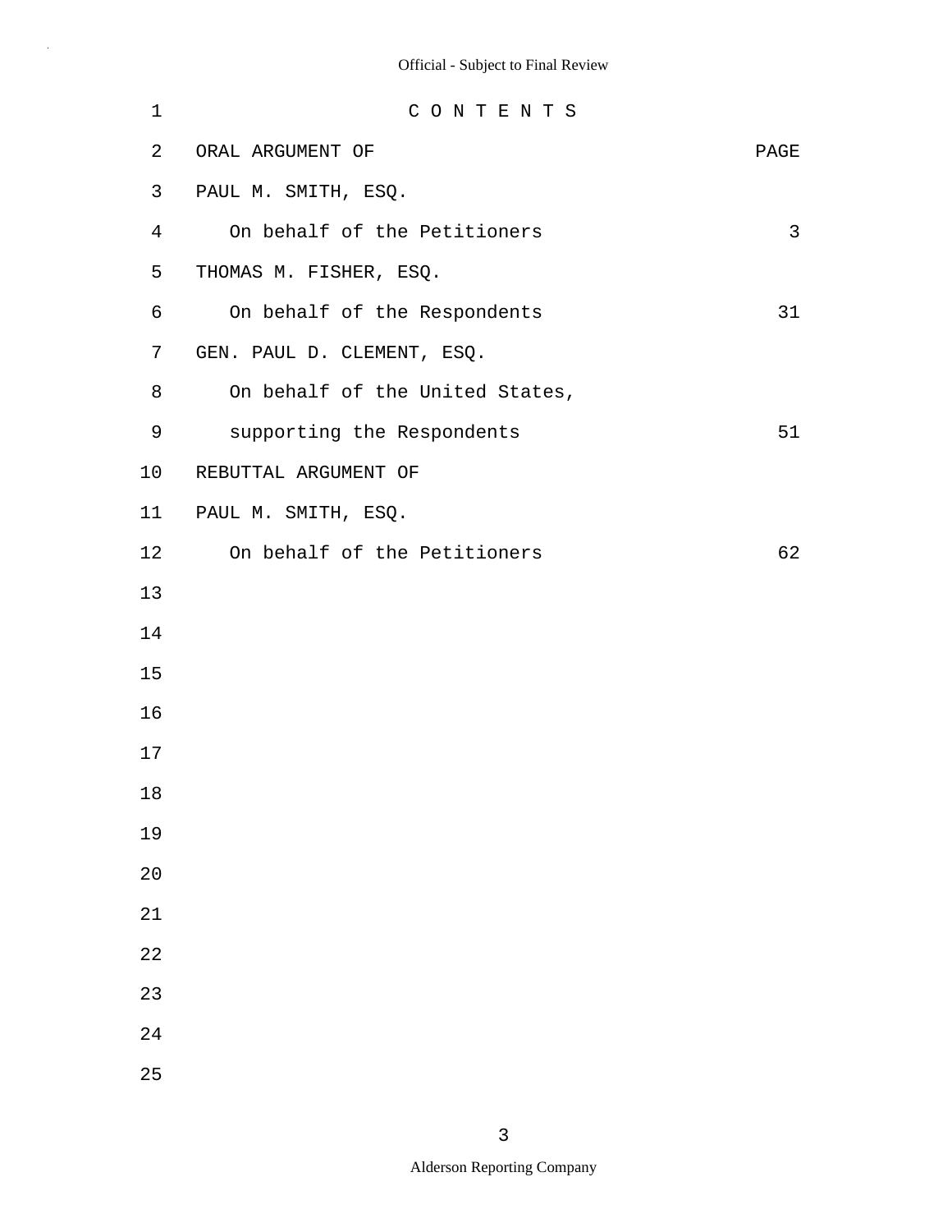C O N T E N T S

| ORAL ARGUMENT OF | PAGE |
|---|---|
| PAUL M. SMITH, ESQ. | |
| On behalf of the Petitioners | 3 |
| THOMAS M. FISHER, ESQ. | |
| On behalf of the Respondents | 31 |
| GEN. PAUL D. CLEMENT, ESQ. | |
| On behalf of the United States, supporting the Respondents | 51 |
| REBUTTAL ARGUMENT OF | |
| PAUL M. SMITH, ESQ. | |
| On behalf of the Petitioners | 62 |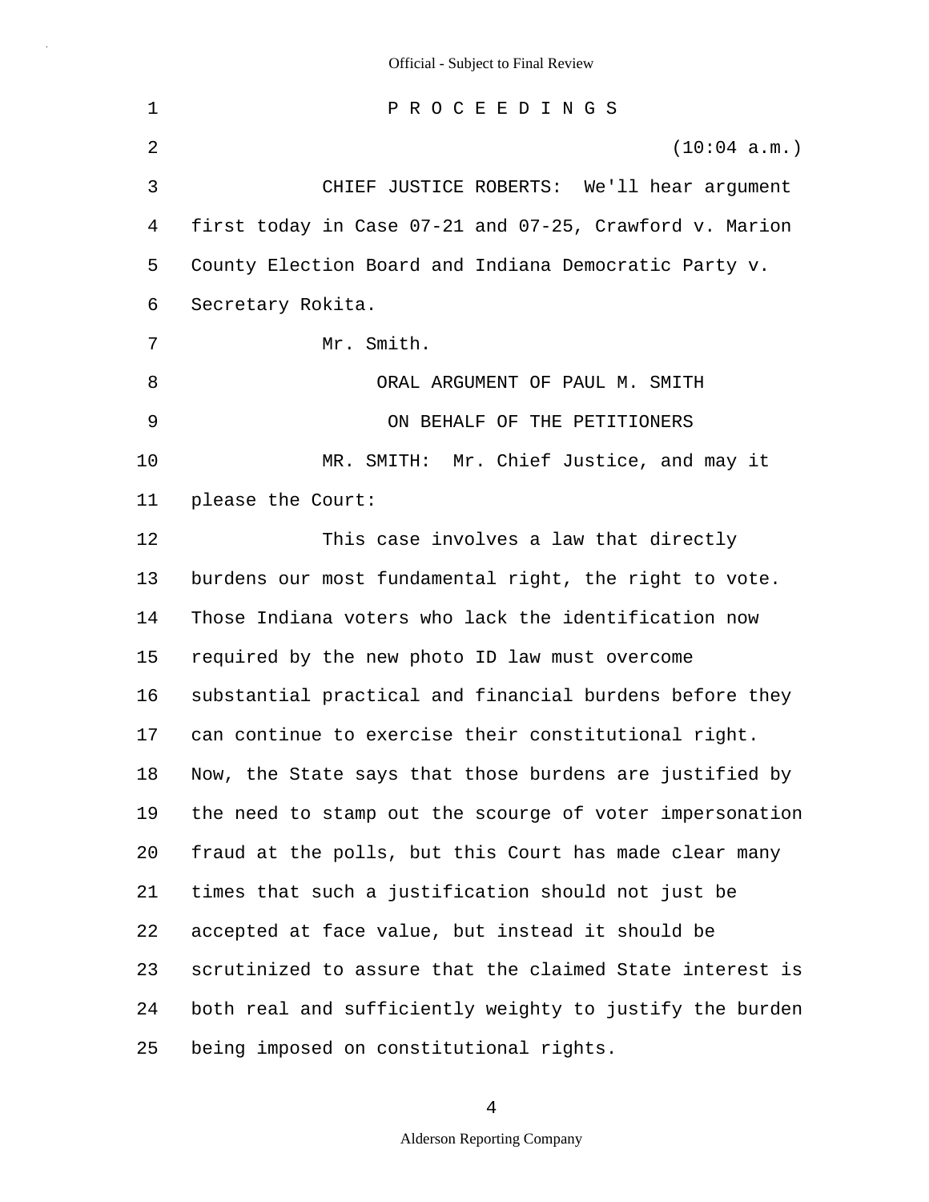P R O C E E D I N G S

(10:04 a.m.)

CHIEF JUSTICE ROBERTS: We'll hear argument first today in Case 07-21 and 07-25, Crawford v. Marion County Election Board and Indiana Democratic Party v. Secretary Rokita.

Mr. Smith.

ORAL ARGUMENT OF PAUL M. SMITH

ON BEHALF OF THE PETITIONERS

MR. SMITH: Mr. Chief Justice, and may it please the Court:

This case involves a law that directly burdens our most fundamental right, the right to vote. Those Indiana voters who lack the identification now required by the new photo ID law must overcome substantial practical and financial burdens before they can continue to exercise their constitutional right. Now, the State says that those burdens are justified by the need to stamp out the scourge of voter impersonation fraud at the polls, but this Court has made clear many times that such a justification should not just be accepted at face value, but instead it should be scrutinized to assure that the claimed State interest is both real and sufficiently weighty to justify the burden being imposed on constitutional rights.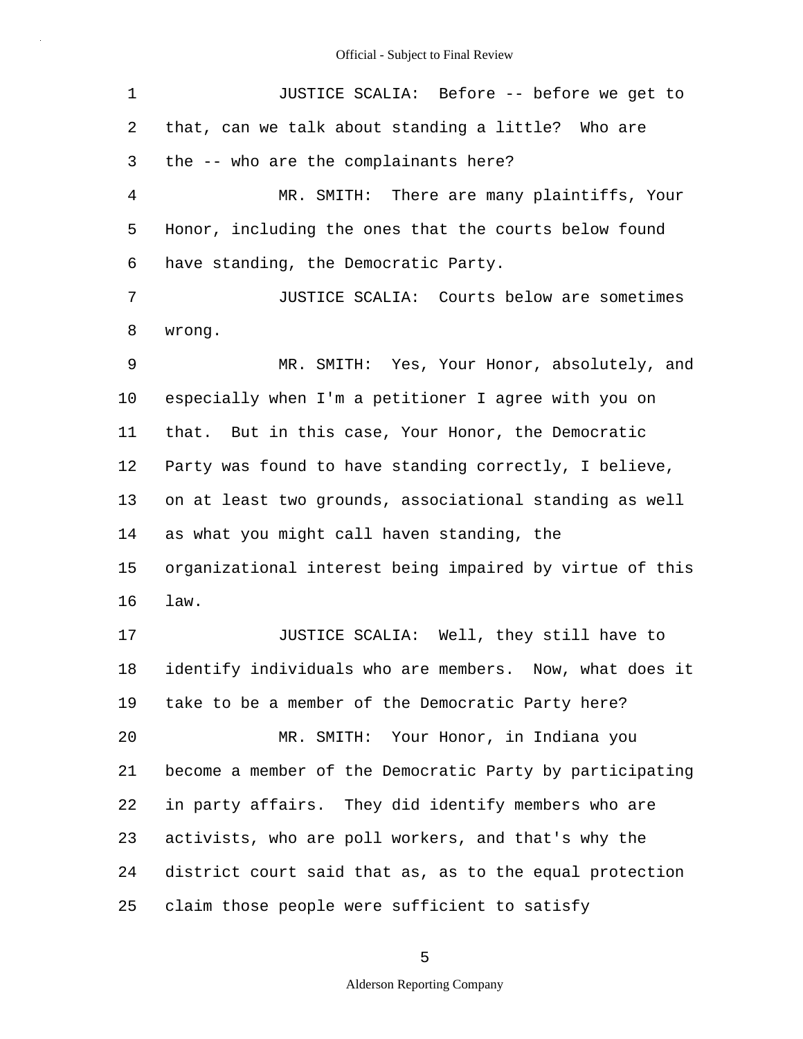JUSTICE SCALIA: Before -- before we get to that, can we talk about standing a little? Who are the -- who are the complainants here?

MR. SMITH: There are many plaintiffs, Your Honor, including the ones that the courts below found have standing, the Democratic Party.

JUSTICE SCALIA: Courts below are sometimes wrong.

MR. SMITH: Yes, Your Honor, absolutely, and especially when I'm a petitioner I agree with you on that. But in this case, Your Honor, the Democratic Party was found to have standing correctly, I believe, on at least two grounds, associational standing as well as what you might call haven standing, the organizational interest being impaired by virtue of this law.

JUSTICE SCALIA: Well, they still have to identify individuals who are members. Now, what does it take to be a member of the Democratic Party here?

MR. SMITH: Your Honor, in Indiana you become a member of the Democratic Party by participating in party affairs. They did identify members who are activists, who are poll workers, and that's why the district court said that as, as to the equal protection claim those people were sufficient to satisfy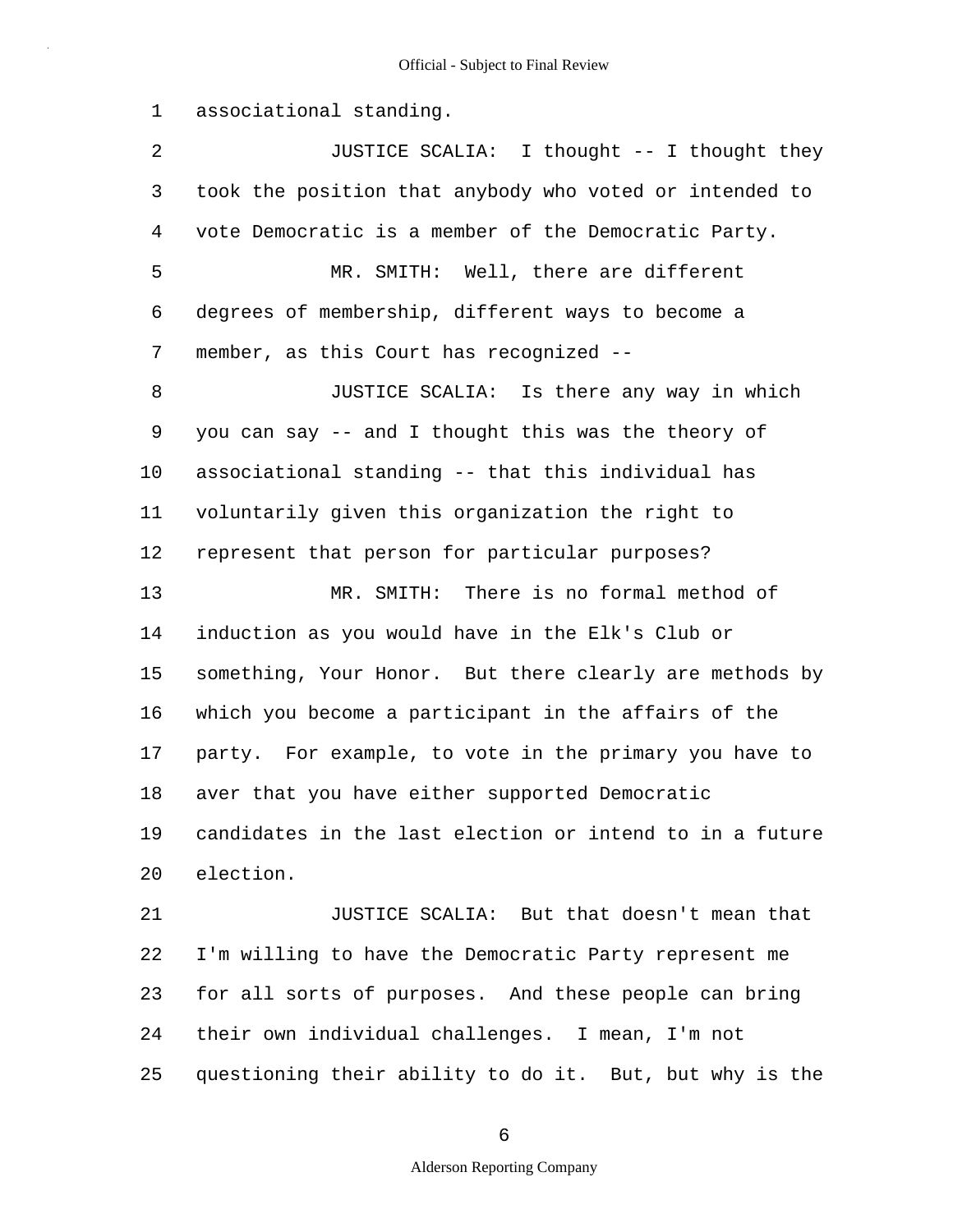associational standing.

JUSTICE SCALIA: I thought -- I thought they took the position that anybody who voted or intended to vote Democratic is a member of the Democratic Party.

MR. SMITH: Well, there are different degrees of membership, different ways to become a member, as this Court has recognized --

JUSTICE SCALIA: Is there any way in which you can say -- and I thought this was the theory of associational standing -- that this individual has voluntarily given this organization the right to represent that person for particular purposes?

MR. SMITH: There is no formal method of induction as you would have in the Elk's Club or something, Your Honor. But there clearly are methods by which you become a participant in the affairs of the party. For example, to vote in the primary you have to aver that you have either supported Democratic candidates in the last election or intend to in a future election.

JUSTICE SCALIA: But that doesn't mean that I'm willing to have the Democratic Party represent me for all sorts of purposes. And these people can bring their own individual challenges. I mean, I'm not questioning their ability to do it. But, but why is the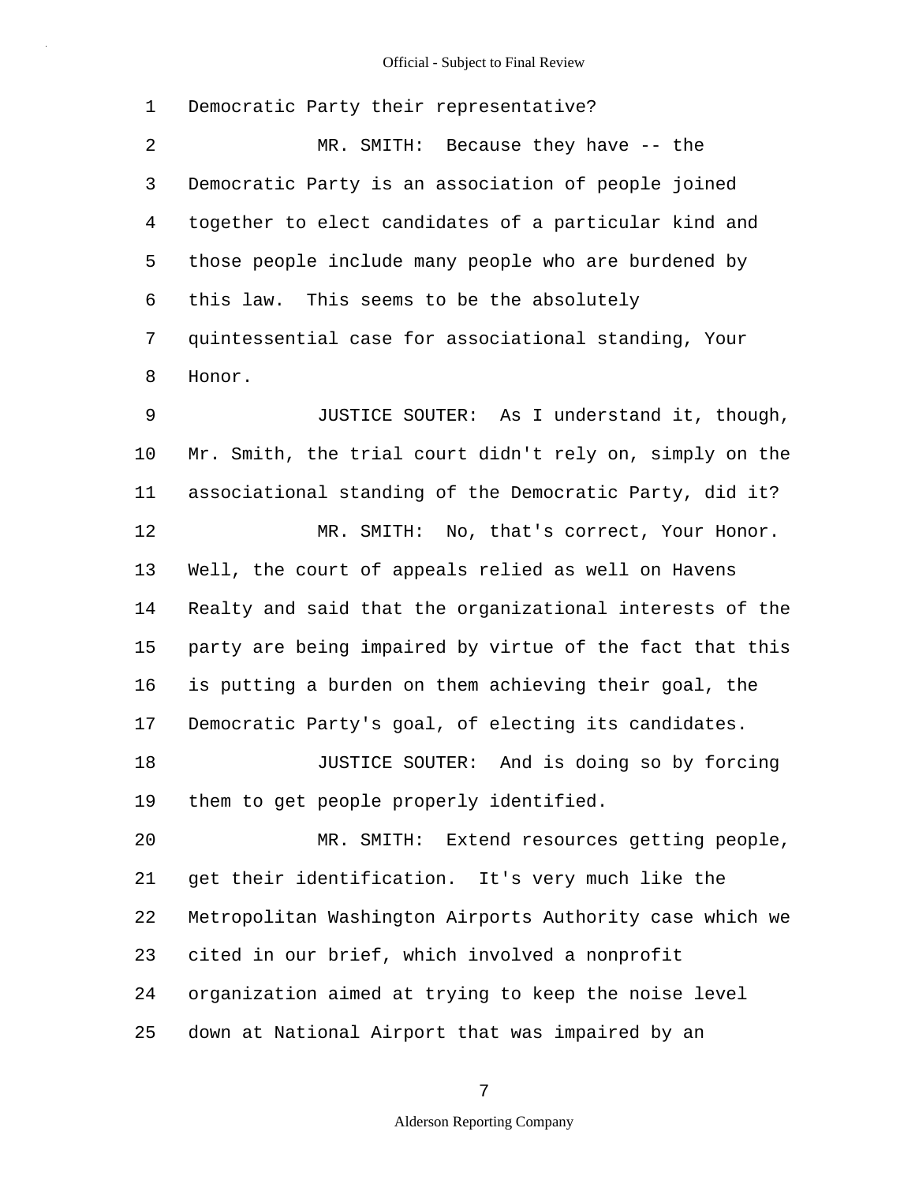Democratic Party their representative?

MR. SMITH: Because they have -- the Democratic Party is an association of people joined together to elect candidates of a particular kind and those people include many people who are burdened by this law. This seems to be the absolutely quintessential case for associational standing, Your Honor.

JUSTICE SOUTER: As I understand it, though, Mr. Smith, the trial court didn't rely on, simply on the associational standing of the Democratic Party, did it?

MR. SMITH: No, that's correct, Your Honor. Well, the court of appeals relied as well on Havens Realty and said that the organizational interests of the party are being impaired by virtue of the fact that this is putting a burden on them achieving their goal, the Democratic Party's goal, of electing its candidates.

JUSTICE SOUTER: And is doing so by forcing them to get people properly identified.

MR. SMITH: Extend resources getting people, get their identification. It's very much like the Metropolitan Washington Airports Authority case which we cited in our brief, which involved a nonprofit organization aimed at trying to keep the noise level down at National Airport that was impaired by an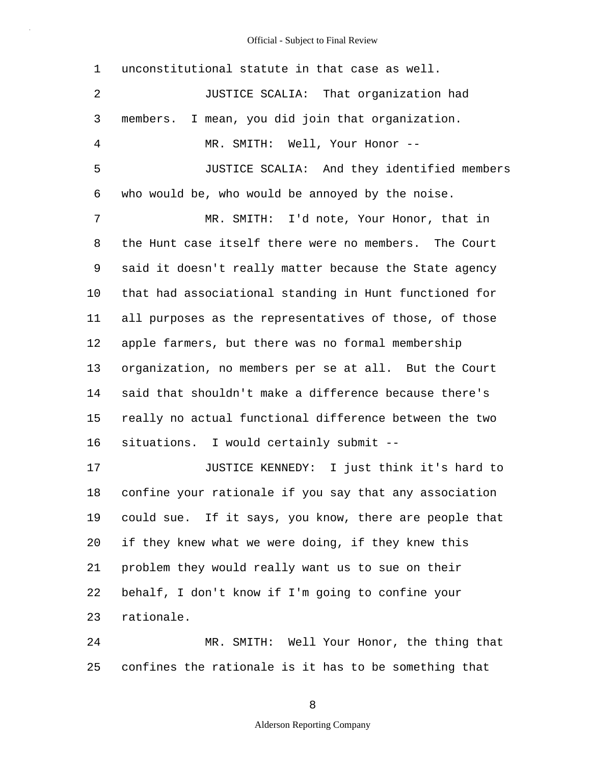unconstitutional statute in that case as well.

JUSTICE SCALIA: That organization had members. I mean, you did join that organization.

MR. SMITH: Well, Your Honor --

JUSTICE SCALIA: And they identified members who would be, who would be annoyed by the noise.

MR. SMITH: I'd note, Your Honor, that in the Hunt case itself there were no members. The Court said it doesn't really matter because the State agency that had associational standing in Hunt functioned for all purposes as the representatives of those, of those apple farmers, but there was no formal membership organization, no members per se at all. But the Court said that shouldn't make a difference because there's really no actual functional difference between the two situations. I would certainly submit --

JUSTICE KENNEDY: I just think it's hard to confine your rationale if you say that any association could sue. If it says, you know, there are people that if they knew what we were doing, if they knew this problem they would really want us to sue on their behalf, I don't know if I'm going to confine your rationale.

MR. SMITH: Well Your Honor, the thing that confines the rationale is it has to be something that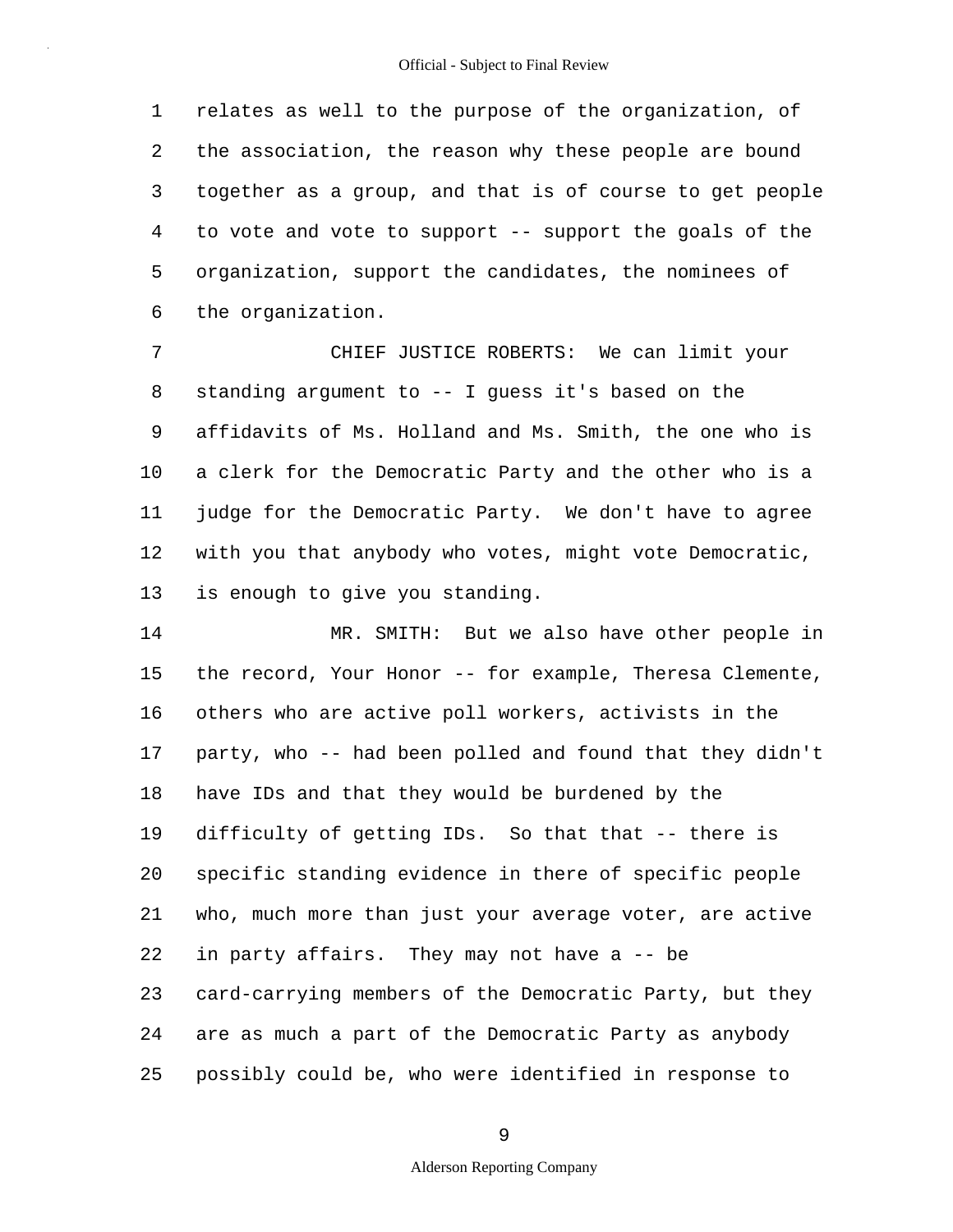relates as well to the purpose of the organization, of the association, the reason why these people are bound together as a group, and that is of course to get people to vote and vote to support -- support the goals of the organization, support the candidates, the nominees of the organization.

CHIEF JUSTICE ROBERTS: We can limit your standing argument to -- I guess it's based on the affidavits of Ms. Holland and Ms. Smith, the one who is a clerk for the Democratic Party and the other who is a judge for the Democratic Party. We don't have to agree with you that anybody who votes, might vote Democratic, is enough to give you standing.

MR. SMITH: But we also have other people in the record, Your Honor -- for example, Theresa Clemente, others who are active poll workers, activists in the party, who -- had been polled and found that they didn't have IDs and that they would be burdened by the difficulty of getting IDs. So that that -- there is specific standing evidence in there of specific people who, much more than just your average voter, are active in party affairs. They may not have a -- be card-carrying members of the Democratic Party, but they are as much a part of the Democratic Party as anybody possibly could be, who were identified in response to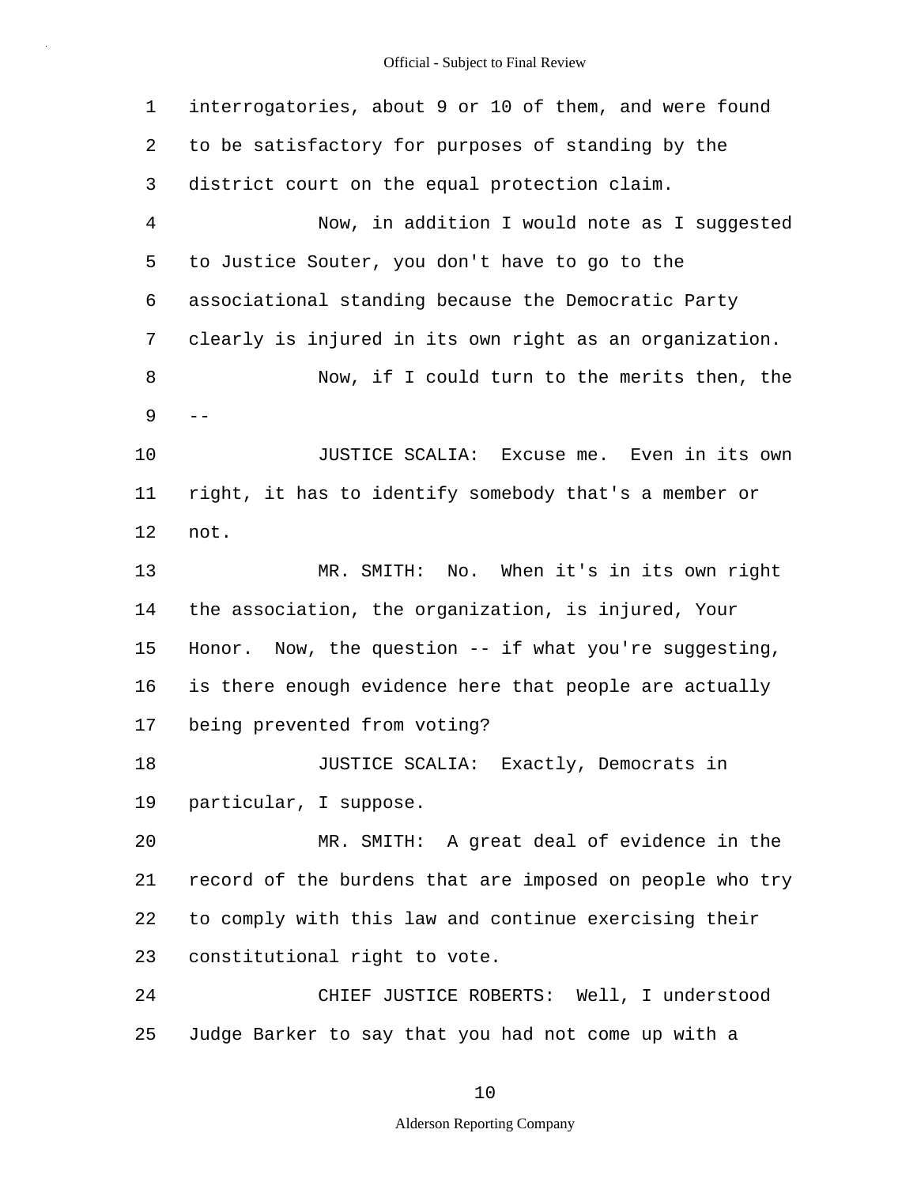interrogatories, about 9 or 10 of them, and were found to be satisfactory for purposes of standing by the district court on the equal protection claim.

Now, in addition I would note as I suggested to Justice Souter, you don't have to go to the associational standing because the Democratic Party clearly is injured in its own right as an organization.

Now, if I could turn to the merits then, the --

JUSTICE SCALIA: Excuse me. Even in its own right, it has to identify somebody that's a member or not.

MR. SMITH: No. When it's in its own right the association, the organization, is injured, Your Honor. Now, the question -- if what you're suggesting, is there enough evidence here that people are actually being prevented from voting?

JUSTICE SCALIA: Exactly, Democrats in particular, I suppose.

MR. SMITH: A great deal of evidence in the record of the burdens that are imposed on people who try to comply with this law and continue exercising their constitutional right to vote.

CHIEF JUSTICE ROBERTS: Well, I understood Judge Barker to say that you had not come up with a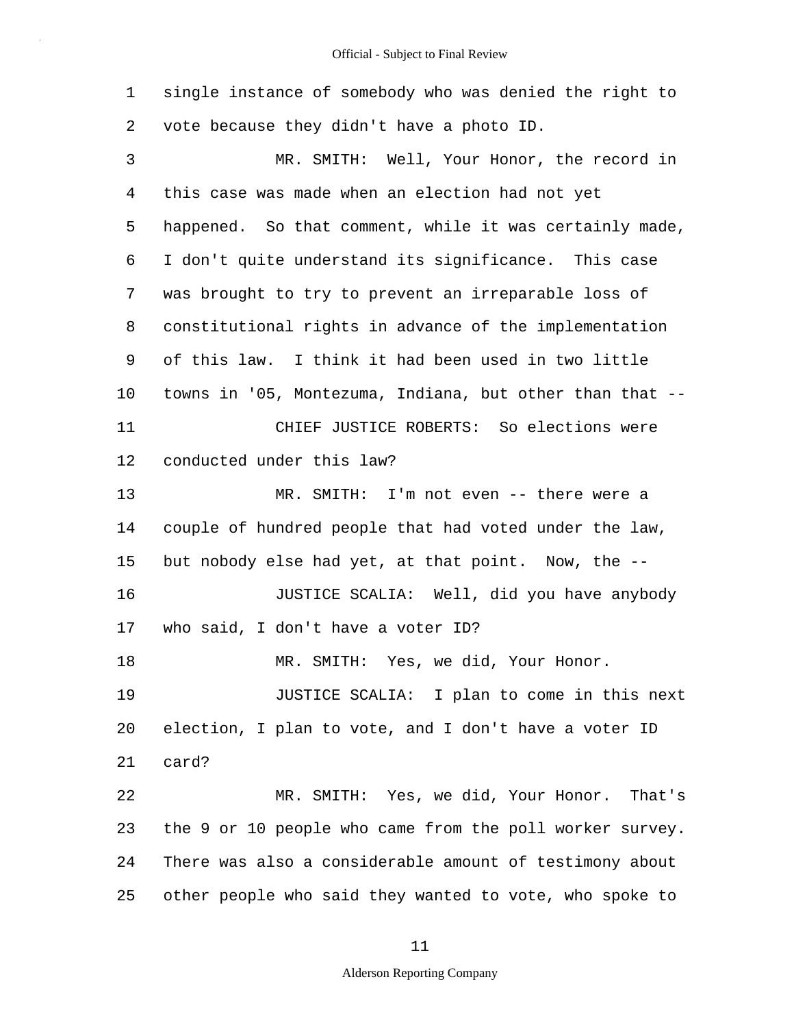single instance of somebody who was denied the right to vote because they didn't have a photo ID.

MR. SMITH: Well, Your Honor, the record in this case was made when an election had not yet happened. So that comment, while it was certainly made, I don't quite understand its significance. This case was brought to try to prevent an irreparable loss of constitutional rights in advance of the implementation of this law. I think it had been used in two little towns in '05, Montezuma, Indiana, but other than that --

CHIEF JUSTICE ROBERTS: So elections were conducted under this law?

MR. SMITH: I'm not even -- there were a couple of hundred people that had voted under the law, but nobody else had yet, at that point. Now, the --

JUSTICE SCALIA: Well, did you have anybody who said, I don't have a voter ID?

MR. SMITH: Yes, we did, Your Honor.

JUSTICE SCALIA: I plan to come in this next election, I plan to vote, and I don't have a voter ID card?

MR. SMITH: Yes, we did, Your Honor. That's the 9 or 10 people who came from the poll worker survey. There was also a considerable amount of testimony about other people who said they wanted to vote, who spoke to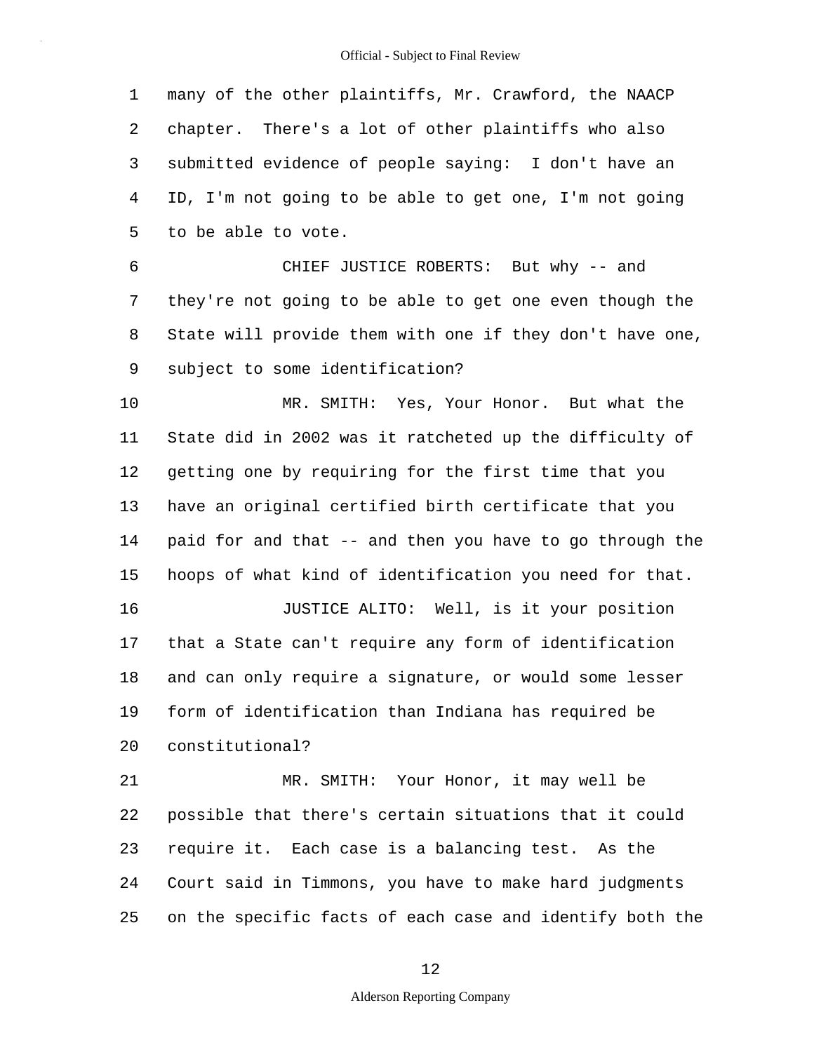many of the other plaintiffs, Mr. Crawford, the NAACP chapter. There's a lot of other plaintiffs who also submitted evidence of people saying: I don't have an ID, I'm not going to be able to get one, I'm not going to be able to vote.

CHIEF JUSTICE ROBERTS: But why -- and they're not going to be able to get one even though the State will provide them with one if they don't have one, subject to some identification?

MR. SMITH: Yes, Your Honor. But what the State did in 2002 was it ratcheted up the difficulty of getting one by requiring for the first time that you have an original certified birth certificate that you paid for and that -- and then you have to go through the hoops of what kind of identification you need for that.

JUSTICE ALITO: Well, is it your position that a State can't require any form of identification and can only require a signature, or would some lesser form of identification than Indiana has required be constitutional?

MR. SMITH: Your Honor, it may well be possible that there's certain situations that it could require it. Each case is a balancing test. As the Court said in Timmons, you have to make hard judgments on the specific facts of each case and identify both the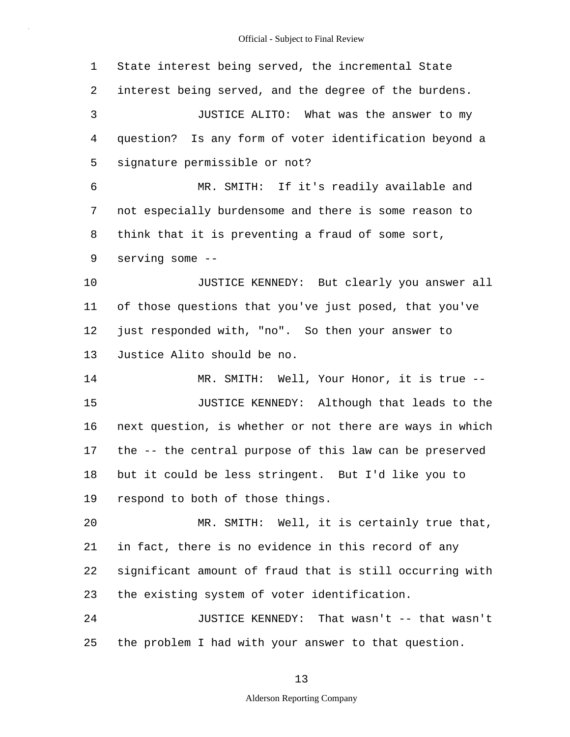State interest being served, the incremental State interest being served, and the degree of the burdens.

JUSTICE ALITO: What was the answer to my question? Is any form of voter identification beyond a signature permissible or not?

MR. SMITH: If it's readily available and not especially burdensome and there is some reason to think that it is preventing a fraud of some sort, serving some --

JUSTICE KENNEDY: But clearly you answer all of those questions that you've just posed, that you've just responded with, "no". So then your answer to Justice Alito should be no.

MR. SMITH: Well, Your Honor, it is true --

JUSTICE KENNEDY: Although that leads to the next question, is whether or not there are ways in which the -- the central purpose of this law can be preserved but it could be less stringent. But I'd like you to respond to both of those things.

MR. SMITH: Well, it is certainly true that, in fact, there is no evidence in this record of any significant amount of fraud that is still occurring with the existing system of voter identification.

JUSTICE KENNEDY: That wasn't -- that wasn't the problem I had with your answer to that question.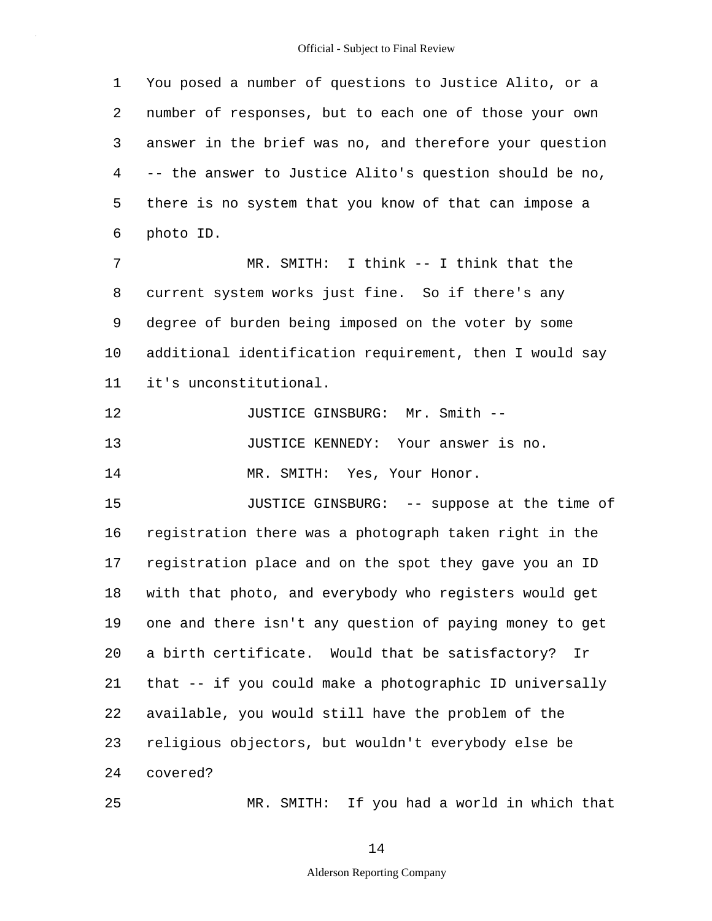You posed a number of questions to Justice Alito, or a number of responses, but to each one of those your own answer in the brief was no, and therefore your question -- the answer to Justice Alito's question should be no, there is no system that you know of that can impose a photo ID.

MR. SMITH: I think -- I think that the current system works just fine. So if there's any degree of burden being imposed on the voter by some additional identification requirement, then I would say it's unconstitutional.

JUSTICE GINSBURG: Mr. Smith --

JUSTICE KENNEDY: Your answer is no.

MR. SMITH: Yes, Your Honor.

JUSTICE GINSBURG: -- suppose at the time of registration there was a photograph taken right in the registration place and on the spot they gave you an ID with that photo, and everybody who registers would get one and there isn't any question of paying money to get a birth certificate. Would that be satisfactory? Ir that -- if you could make a photographic ID universally available, you would still have the problem of the religious objectors, but wouldn't everybody else be covered?

MR. SMITH: If you had a world in which that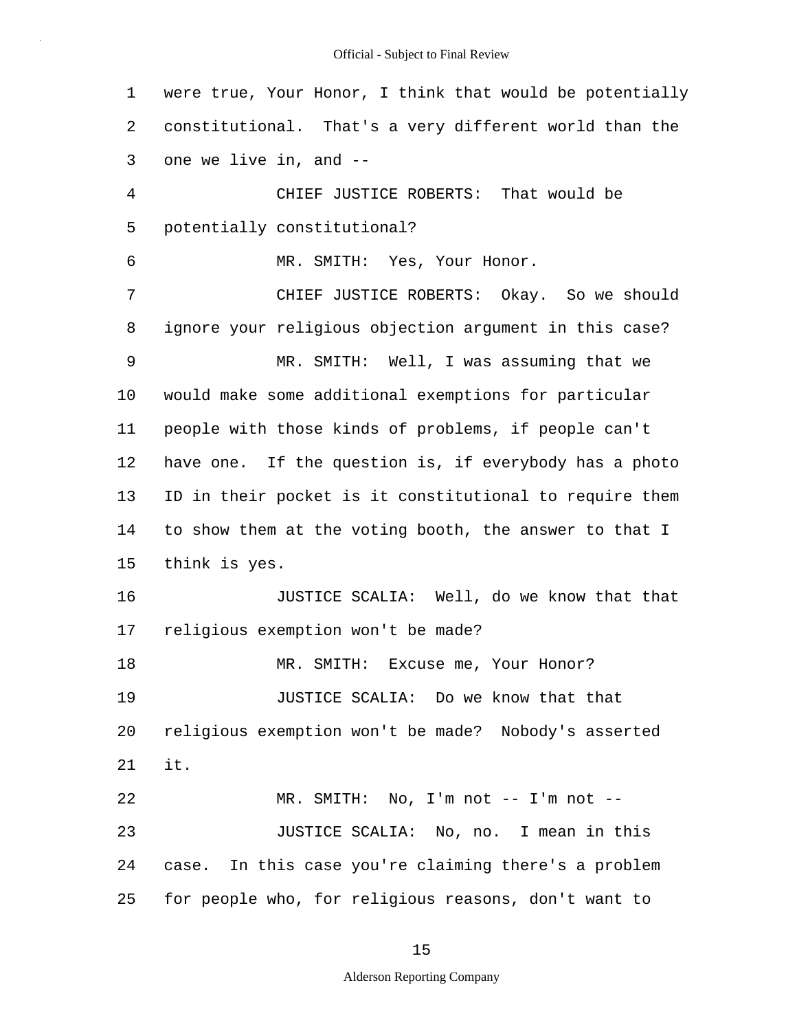were true, Your Honor, I think that would be potentially constitutional. That's a very different world than the one we live in, and --

CHIEF JUSTICE ROBERTS: That would be potentially constitutional?

MR. SMITH: Yes, Your Honor.

CHIEF JUSTICE ROBERTS: Okay. So we should ignore your religious objection argument in this case?

MR. SMITH: Well, I was assuming that we would make some additional exemptions for particular people with those kinds of problems, if people can't have one. If the question is, if everybody has a photo ID in their pocket is it constitutional to require them to show them at the voting booth, the answer to that I think is yes.

JUSTICE SCALIA: Well, do we know that that religious exemption won't be made?

MR. SMITH: Excuse me, Your Honor?

JUSTICE SCALIA: Do we know that that religious exemption won't be made? Nobody's asserted it.

MR. SMITH: No, I'm not -- I'm not --

JUSTICE SCALIA: No, no. I mean in this case. In this case you're claiming there's a problem for people who, for religious reasons, don't want to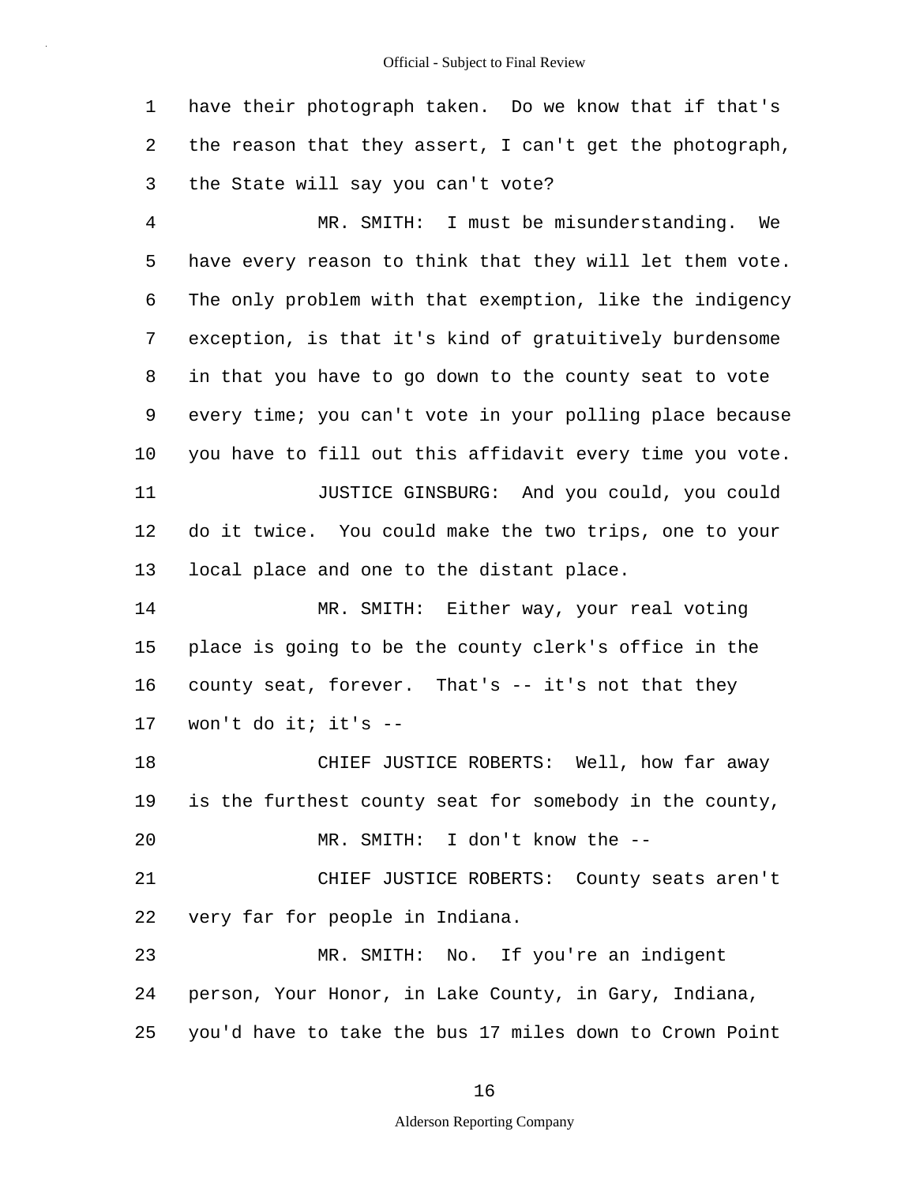have their photograph taken. Do we know that if that's the reason that they assert, I can't get the photograph, the State will say you can't vote?

MR. SMITH: I must be misunderstanding. We have every reason to think that they will let them vote. The only problem with that exemption, like the indigency exception, is that it's kind of gratuitively burdensome in that you have to go down to the county seat to vote every time; you can't vote in your polling place because you have to fill out this affidavit every time you vote.

JUSTICE GINSBURG: And you could, you could do it twice. You could make the two trips, one to your local place and one to the distant place.

MR. SMITH: Either way, your real voting place is going to be the county clerk's office in the county seat, forever. That's -- it's not that they won't do it; it's --

CHIEF JUSTICE ROBERTS: Well, how far away is the furthest county seat for somebody in the county,

MR. SMITH: I don't know the --

CHIEF JUSTICE ROBERTS: County seats aren't very far for people in Indiana.

MR. SMITH: No. If you're an indigent person, Your Honor, in Lake County, in Gary, Indiana, you'd have to take the bus 17 miles down to Crown Point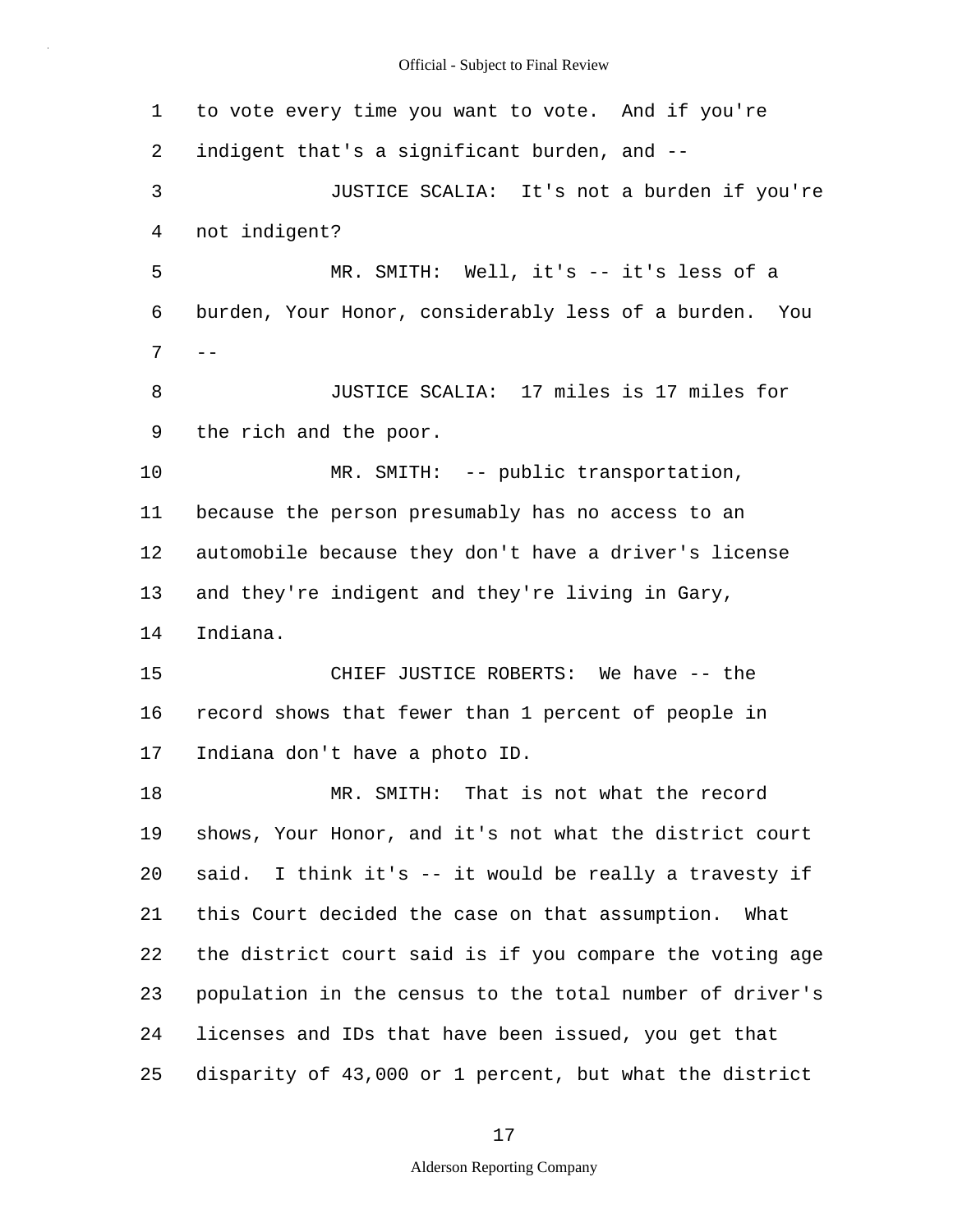to vote every time you want to vote. And if you're indigent that's a significant burden, and --

JUSTICE SCALIA: It's not a burden if you're not indigent?

MR. SMITH: Well, it's -- it's less of a burden, Your Honor, considerably less of a burden. You --

JUSTICE SCALIA: 17 miles is 17 miles for the rich and the poor.

MR. SMITH: -- public transportation, because the person presumably has no access to an automobile because they don't have a driver's license and they're indigent and they're living in Gary, Indiana.

CHIEF JUSTICE ROBERTS: We have -- the record shows that fewer than 1 percent of people in Indiana don't have a photo ID.

MR. SMITH: That is not what the record shows, Your Honor, and it's not what the district court said. I think it's -- it would be really a travesty if this Court decided the case on that assumption. What the district court said is if you compare the voting age population in the census to the total number of driver's licenses and IDs that have been issued, you get that disparity of 43,000 or 1 percent, but what the district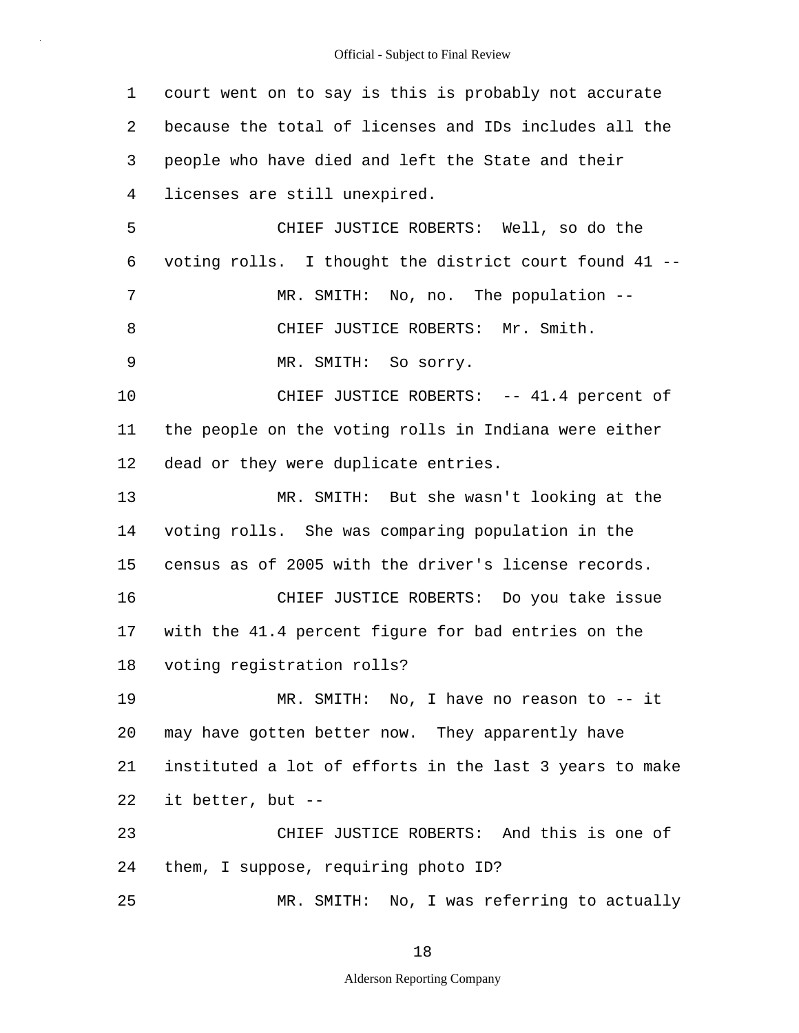1 court went on to say is this is probably not accurate
2 because the total of licenses and IDs includes all the
3 people who have died and left the State and their
4 licenses are still unexpired.

5 CHIEF JUSTICE ROBERTS: Well, so do the
6 voting rolls. I thought the district court found 41 --

7 MR. SMITH: No, no. The population --

8 CHIEF JUSTICE ROBERTS: Mr. Smith.

9 MR. SMITH: So sorry.

10 CHIEF JUSTICE ROBERTS: -- 41.4 percent of
11 the people on the voting rolls in Indiana were either
12 dead or they were duplicate entries.

13 MR. SMITH: But she wasn't looking at the
14 voting rolls. She was comparing population in the
15 census as of 2005 with the driver's license records.

16 CHIEF JUSTICE ROBERTS: Do you take issue
17 with the 41.4 percent figure for bad entries on the
18 voting registration rolls?

19 MR. SMITH: No, I have no reason to -- it
20 may have gotten better now. They apparently have
21 instituted a lot of efforts in the last 3 years to make
22 it better, but --

23 CHIEF JUSTICE ROBERTS: And this is one of
24 them, I suppose, requiring photo ID?

25 MR. SMITH: No, I was referring to actually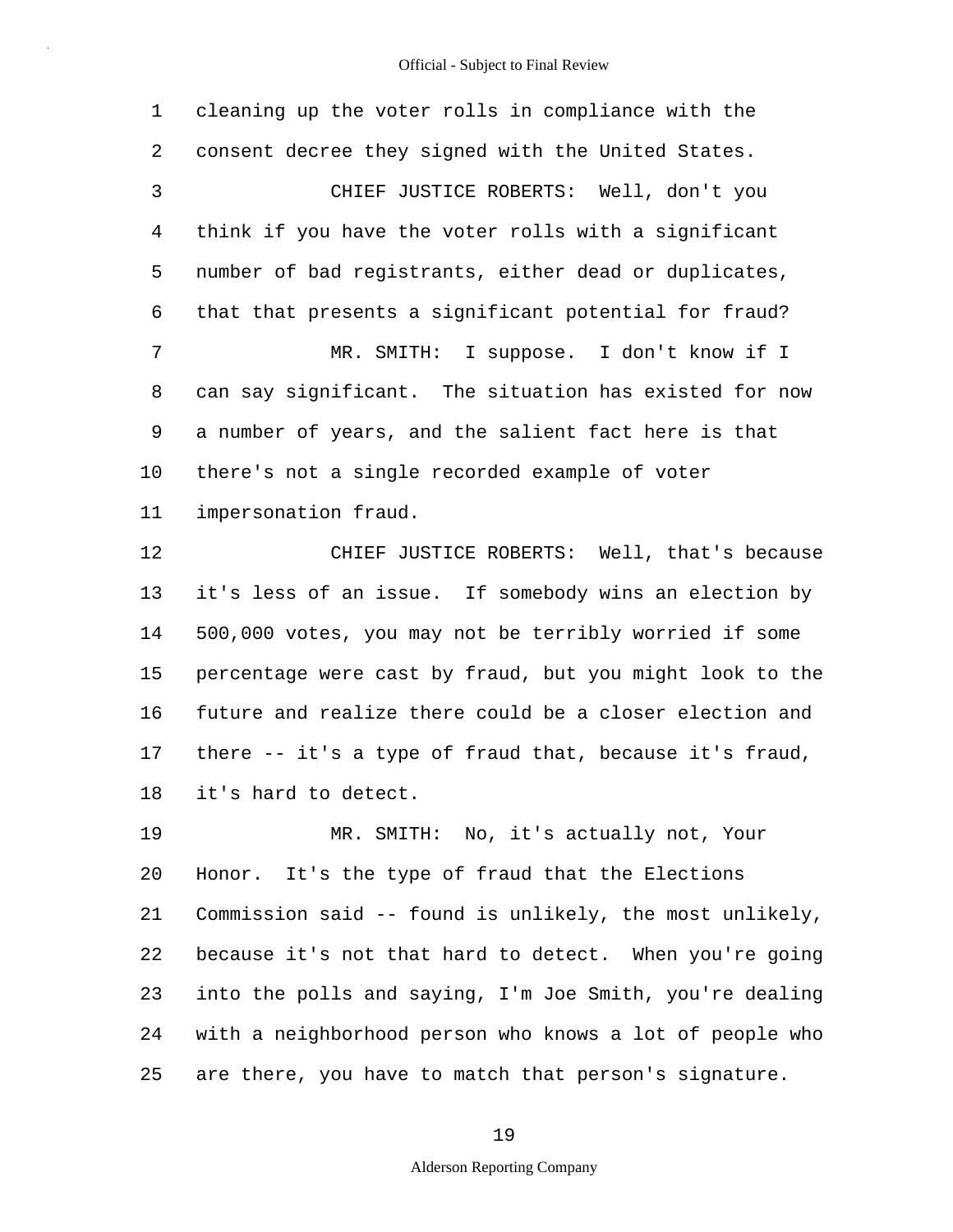1 cleaning up the voter rolls in compliance with the

2 consent decree they signed with the United States.

3 CHIEF JUSTICE ROBERTS: Well, don't you

4 think if you have the voter rolls with a significant

5 number of bad registrants, either dead or duplicates,

6 that that presents a significant potential for fraud?

7 MR. SMITH: I suppose. I don't know if I

8 can say significant. The situation has existed for now

9 a number of years, and the salient fact here is that

10 there's not a single recorded example of voter

11 impersonation fraud.

12 CHIEF JUSTICE ROBERTS: Well, that's because

13 it's less of an issue. If somebody wins an election by

14 500,000 votes, you may not be terribly worried if some

15 percentage were cast by fraud, but you might look to the

16 future and realize there could be a closer election and

17 there -- it's a type of fraud that, because it's fraud,

18 it's hard to detect.

19 MR. SMITH: No, it's actually not, Your

20 Honor. It's the type of fraud that the Elections

21 Commission said -- found is unlikely, the most unlikely,

22 because it's not that hard to detect. When you're going

23 into the polls and saying, I'm Joe Smith, you're dealing

24 with a neighborhood person who knows a lot of people who

25 are there, you have to match that person's signature.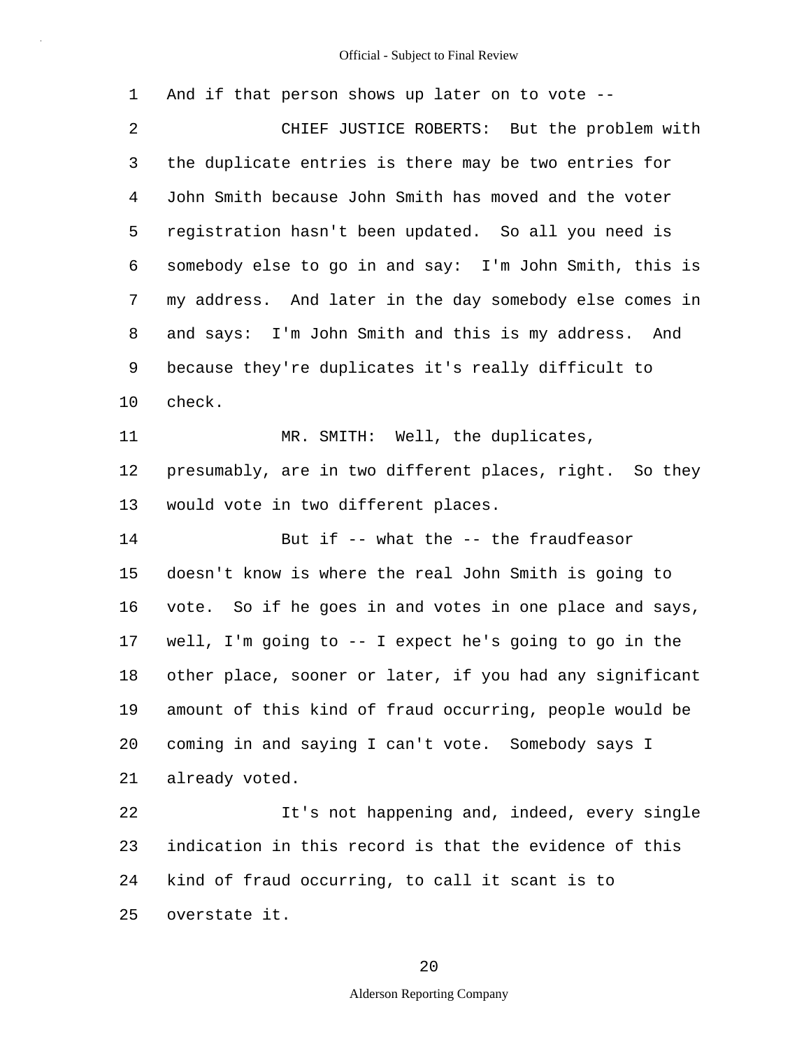And if that person shows up later on to vote --

CHIEF JUSTICE ROBERTS: But the problem with the duplicate entries is there may be two entries for John Smith because John Smith has moved and the voter registration hasn't been updated. So all you need is somebody else to go in and say: I'm John Smith, this is my address. And later in the day somebody else comes in and says: I'm John Smith and this is my address. And because they're duplicates it's really difficult to check.

MR. SMITH: Well, the duplicates, presumably, are in two different places, right. So they would vote in two different places.

But if -- what the -- the fraudfeasor doesn't know is where the real John Smith is going to vote. So if he goes in and votes in one place and says, well, I'm going to -- I expect he's going to go in the other place, sooner or later, if you had any significant amount of this kind of fraud occurring, people would be coming in and saying I can't vote. Somebody says I already voted.

It's not happening and, indeed, every single indication in this record is that the evidence of this kind of fraud occurring, to call it scant is to overstate it.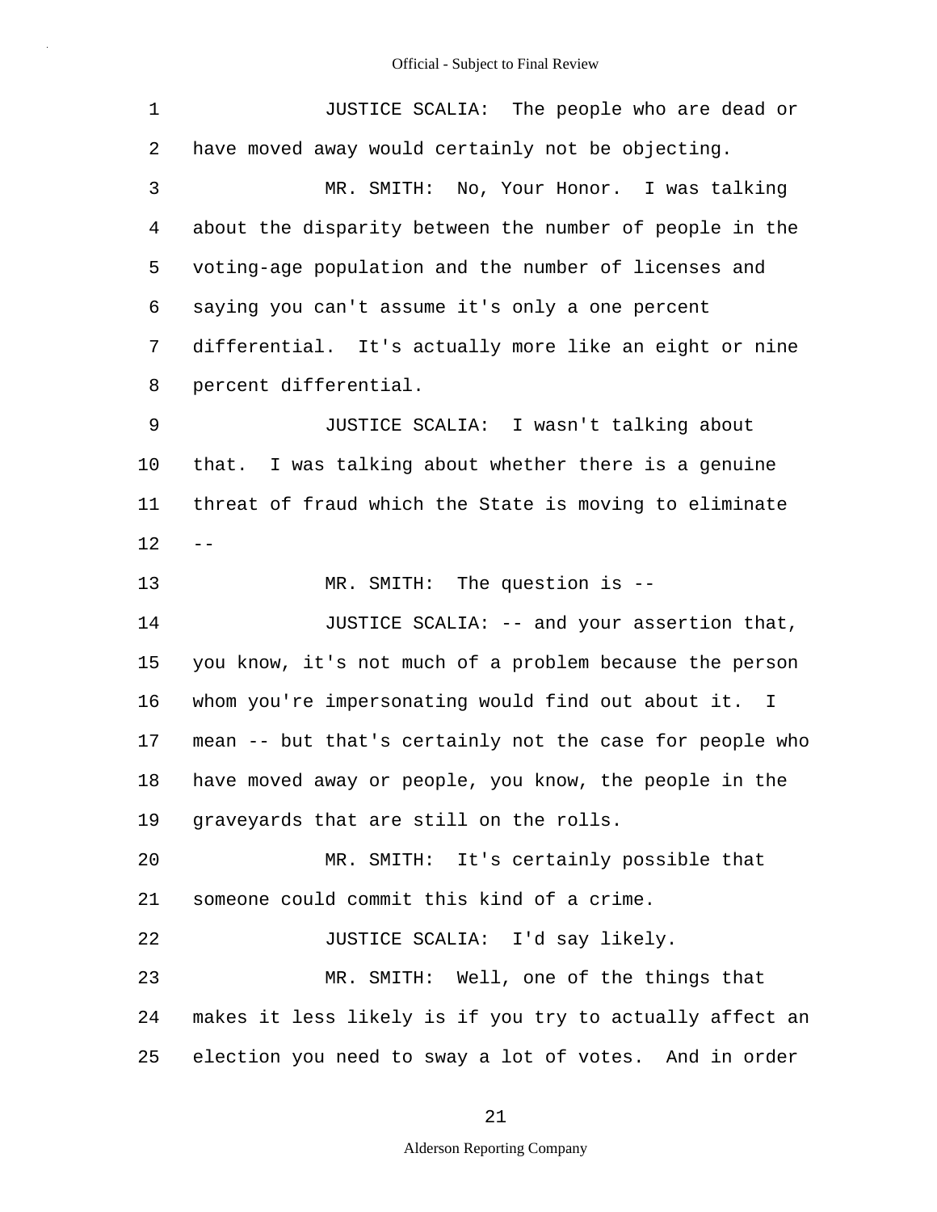JUSTICE SCALIA: The people who are dead or have moved away would certainly not be objecting.

MR. SMITH: No, Your Honor. I was talking about the disparity between the number of people in the voting-age population and the number of licenses and saying you can't assume it's only a one percent differential. It's actually more like an eight or nine percent differential.

JUSTICE SCALIA: I wasn't talking about that. I was talking about whether there is a genuine threat of fraud which the State is moving to eliminate --

MR. SMITH: The question is --

JUSTICE SCALIA: -- and your assertion that, you know, it's not much of a problem because the person whom you're impersonating would find out about it. I mean -- but that's certainly not the case for people who have moved away or people, you know, the people in the graveyards that are still on the rolls.

MR. SMITH: It's certainly possible that someone could commit this kind of a crime.

JUSTICE SCALIA: I'd say likely.

MR. SMITH: Well, one of the things that makes it less likely is if you try to actually affect an election you need to sway a lot of votes. And in order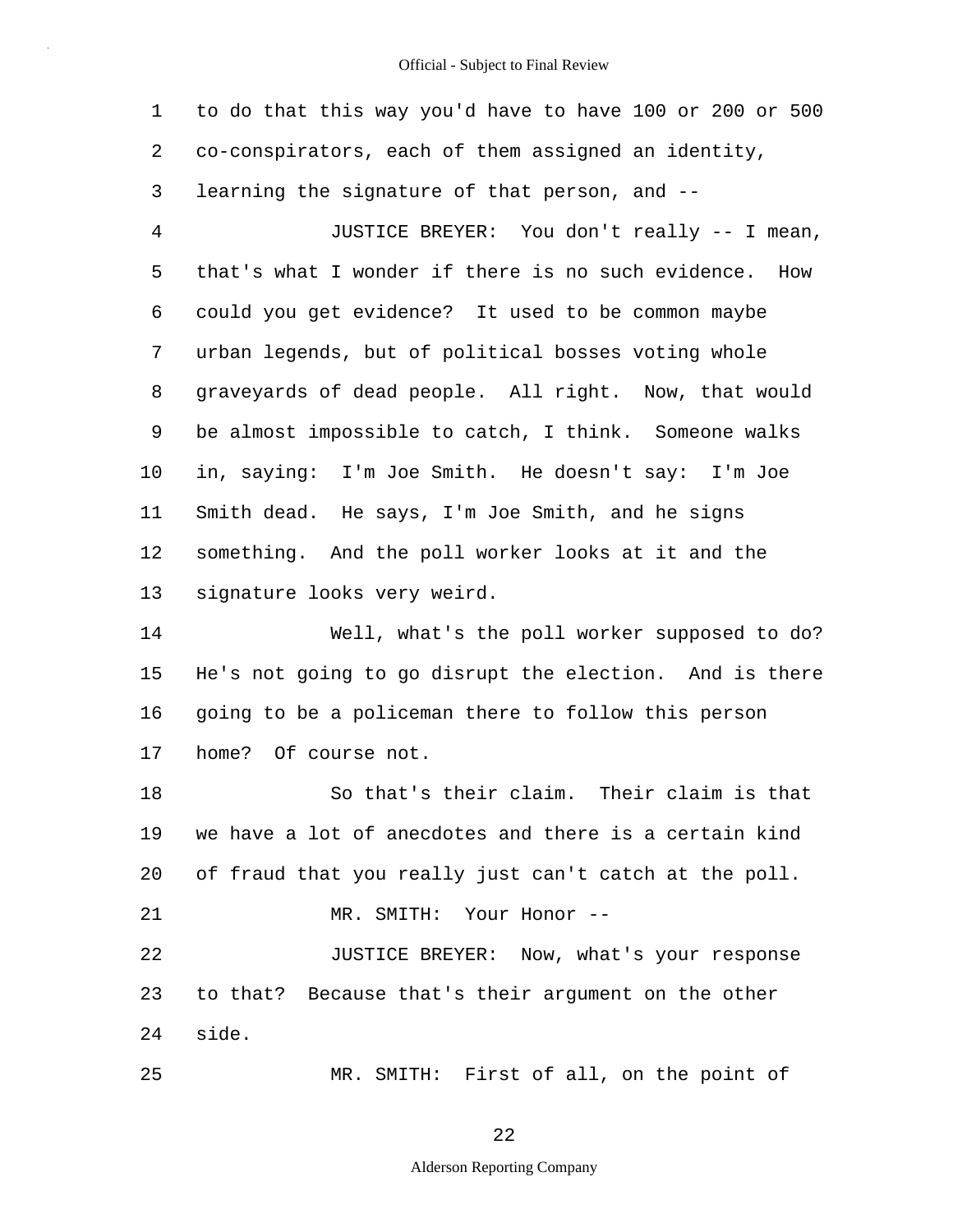to do that this way you'd have to have 100 or 200 or 500 co-conspirators, each of them assigned an identity, learning the signature of that person, and --

JUSTICE BREYER: You don't really -- I mean, that's what I wonder if there is no such evidence. How could you get evidence? It used to be common maybe urban legends, but of political bosses voting whole graveyards of dead people. All right. Now, that would be almost impossible to catch, I think. Someone walks in, saying: I'm Joe Smith. He doesn't say: I'm Joe Smith dead. He says, I'm Joe Smith, and he signs something. And the poll worker looks at it and the signature looks very weird.

Well, what's the poll worker supposed to do? He's not going to go disrupt the election. And is there going to be a policeman there to follow this person home? Of course not.

So that's their claim. Their claim is that we have a lot of anecdotes and there is a certain kind of fraud that you really just can't catch at the poll.

MR. SMITH: Your Honor --

JUSTICE BREYER: Now, what's your response to that? Because that's their argument on the other side.

MR. SMITH: First of all, on the point of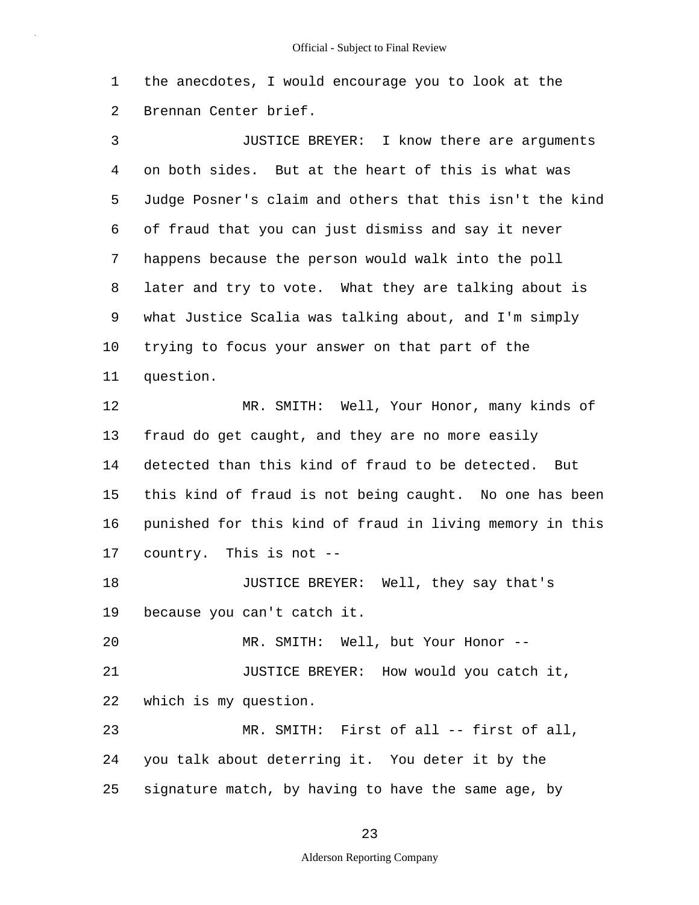the anecdotes, I would encourage you to look at the Brennan Center brief.

JUSTICE BREYER: I know there are arguments on both sides. But at the heart of this is what was Judge Posner's claim and others that this isn't the kind of fraud that you can just dismiss and say it never happens because the person would walk into the poll later and try to vote. What they are talking about is what Justice Scalia was talking about, and I'm simply trying to focus your answer on that part of the question.

MR. SMITH: Well, Your Honor, many kinds of fraud do get caught, and they are no more easily detected than this kind of fraud to be detected. But this kind of fraud is not being caught. No one has been punished for this kind of fraud in living memory in this country. This is not --

JUSTICE BREYER: Well, they say that's because you can't catch it.

MR. SMITH: Well, but Your Honor --

JUSTICE BREYER: How would you catch it, which is my question.

MR. SMITH: First of all -- first of all, you talk about deterring it. You deter it by the signature match, by having to have the same age, by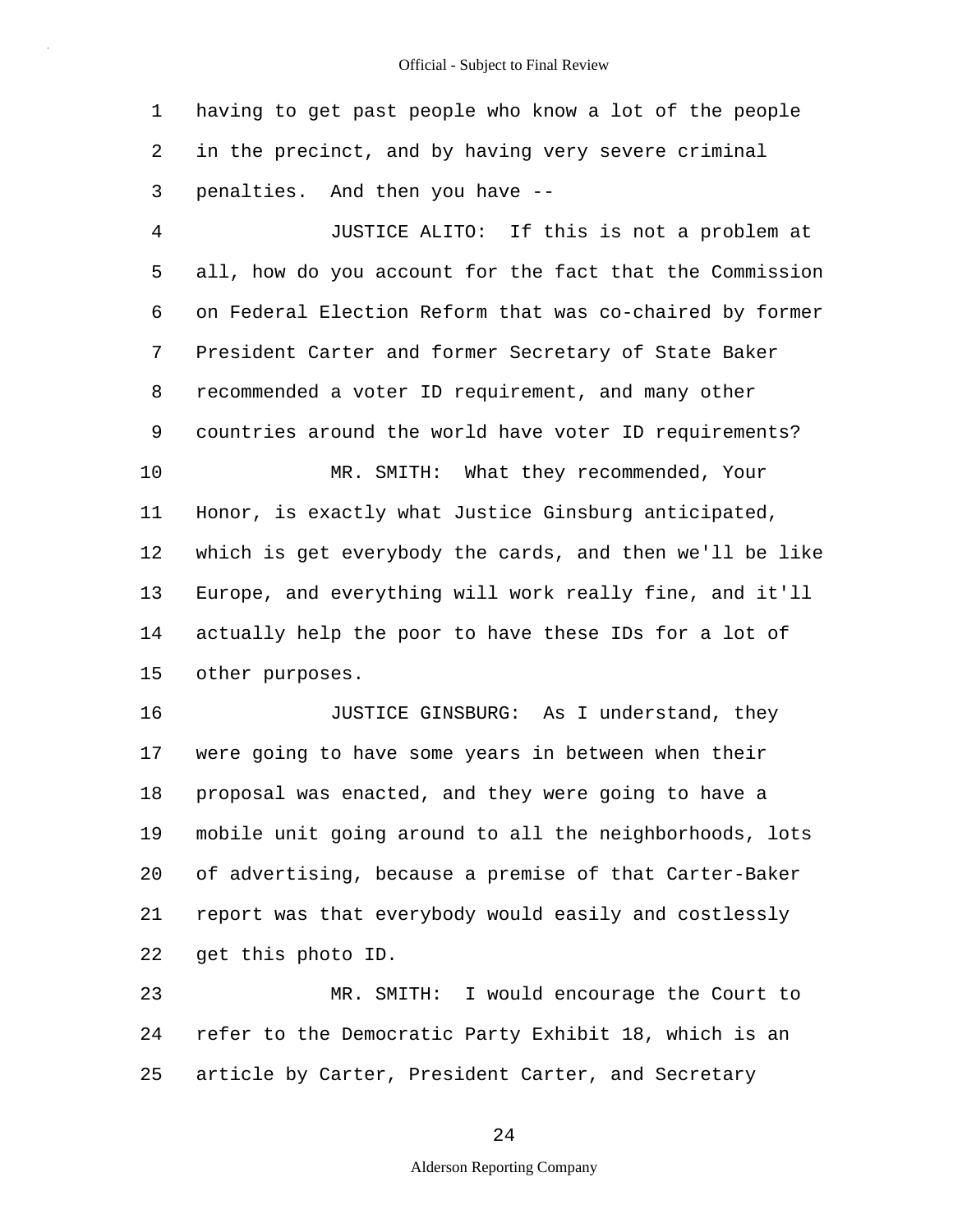having to get past people who know a lot of the people in the precinct, and by having very severe criminal penalties. And then you have --

JUSTICE ALITO: If this is not a problem at all, how do you account for the fact that the Commission on Federal Election Reform that was co-chaired by former President Carter and former Secretary of State Baker recommended a voter ID requirement, and many other countries around the world have voter ID requirements?

MR. SMITH: What they recommended, Your Honor, is exactly what Justice Ginsburg anticipated, which is get everybody the cards, and then we'll be like Europe, and everything will work really fine, and it'll actually help the poor to have these IDs for a lot of other purposes.

JUSTICE GINSBURG: As I understand, they were going to have some years in between when their proposal was enacted, and they were going to have a mobile unit going around to all the neighborhoods, lots of advertising, because a premise of that Carter-Baker report was that everybody would easily and costlessly get this photo ID.

MR. SMITH: I would encourage the Court to refer to the Democratic Party Exhibit 18, which is an article by Carter, President Carter, and Secretary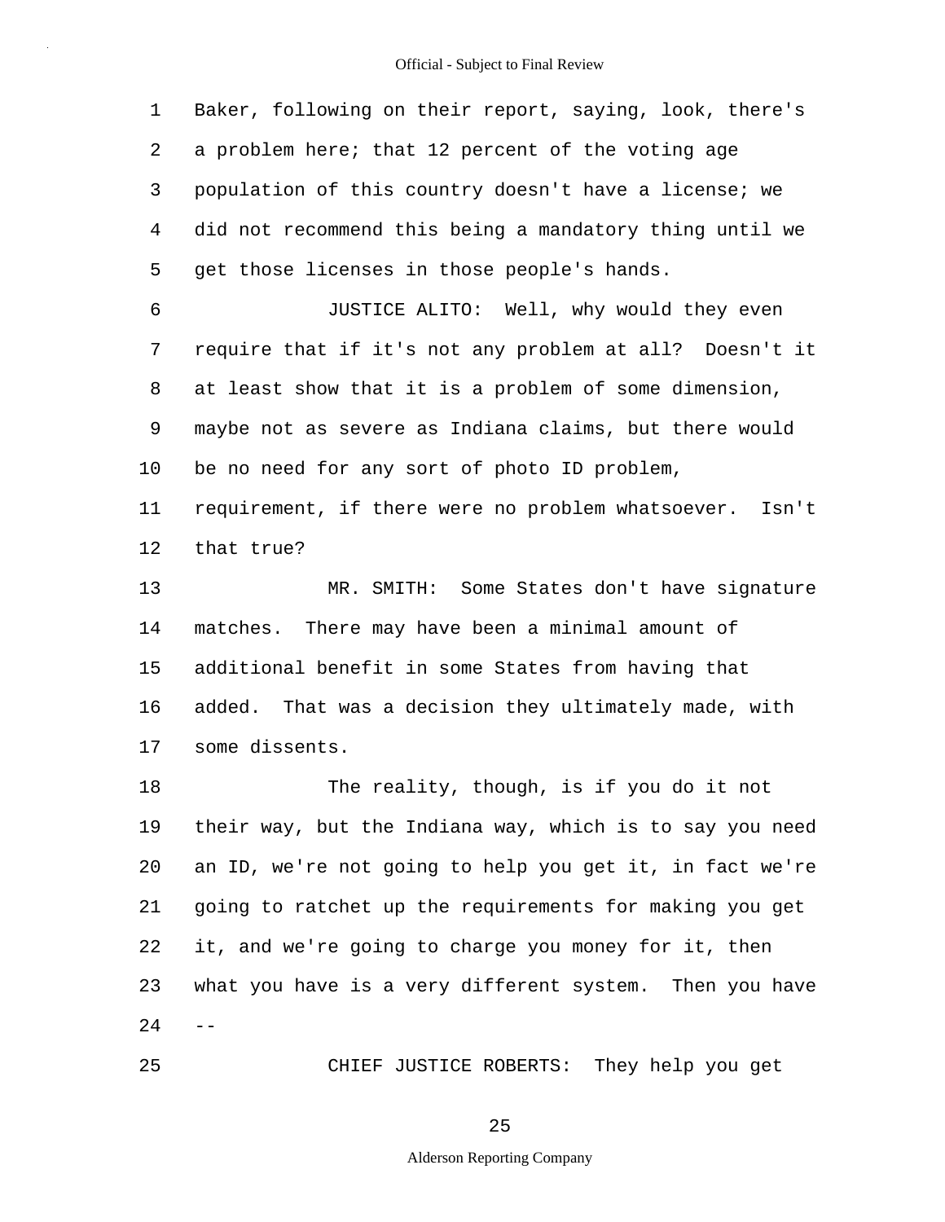Baker, following on their report, saying, look, there's a problem here; that 12 percent of the voting age population of this country doesn't have a license; we did not recommend this being a mandatory thing until we get those licenses in those people's hands.

JUSTICE ALITO: Well, why would they even require that if it's not any problem at all? Doesn't it at least show that it is a problem of some dimension, maybe not as severe as Indiana claims, but there would be no need for any sort of photo ID problem, requirement, if there were no problem whatsoever. Isn't that true?

MR. SMITH: Some States don't have signature matches. There may have been a minimal amount of additional benefit in some States from having that added. That was a decision they ultimately made, with some dissents.

The reality, though, is if you do it not their way, but the Indiana way, which is to say you need an ID, we're not going to help you get it, in fact we're going to ratchet up the requirements for making you get it, and we're going to charge you money for it, then what you have is a very different system. Then you have --

CHIEF JUSTICE ROBERTS: They help you get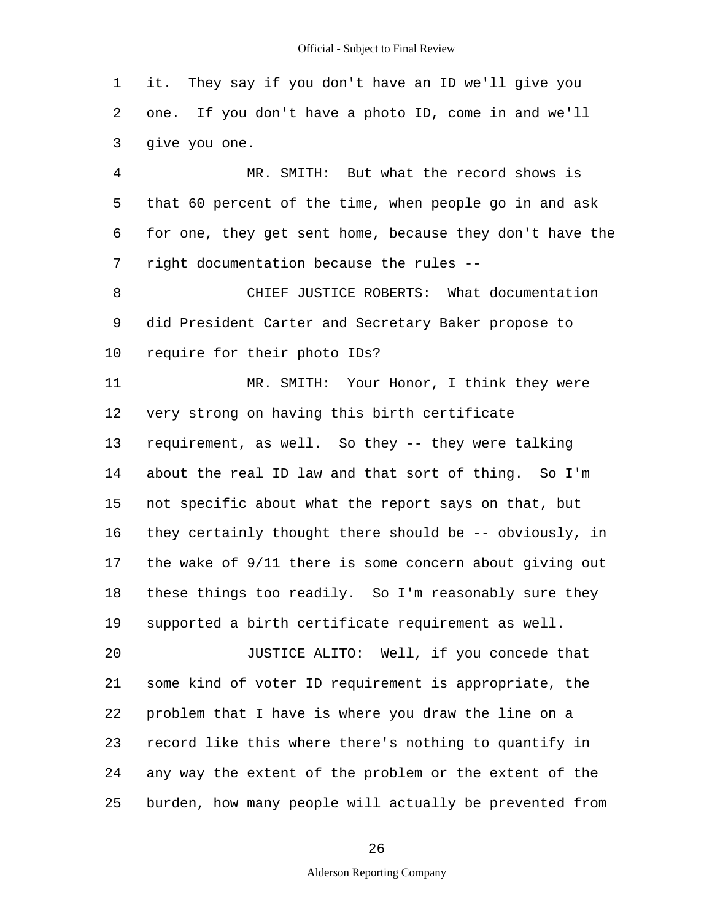it. They say if you don't have an ID we'll give you one. If you don't have a photo ID, come in and we'll give you one.

MR. SMITH: But what the record shows is that 60 percent of the time, when people go in and ask for one, they get sent home, because they don't have the right documentation because the rules --

CHIEF JUSTICE ROBERTS: What documentation did President Carter and Secretary Baker propose to require for their photo IDs?

MR. SMITH: Your Honor, I think they were very strong on having this birth certificate requirement, as well. So they -- they were talking about the real ID law and that sort of thing. So I'm not specific about what the report says on that, but they certainly thought there should be -- obviously, in the wake of 9/11 there is some concern about giving out these things too readily. So I'm reasonably sure they supported a birth certificate requirement as well.

JUSTICE ALITO: Well, if you concede that some kind of voter ID requirement is appropriate, the problem that I have is where you draw the line on a record like this where there's nothing to quantify in any way the extent of the problem or the extent of the burden, how many people will actually be prevented from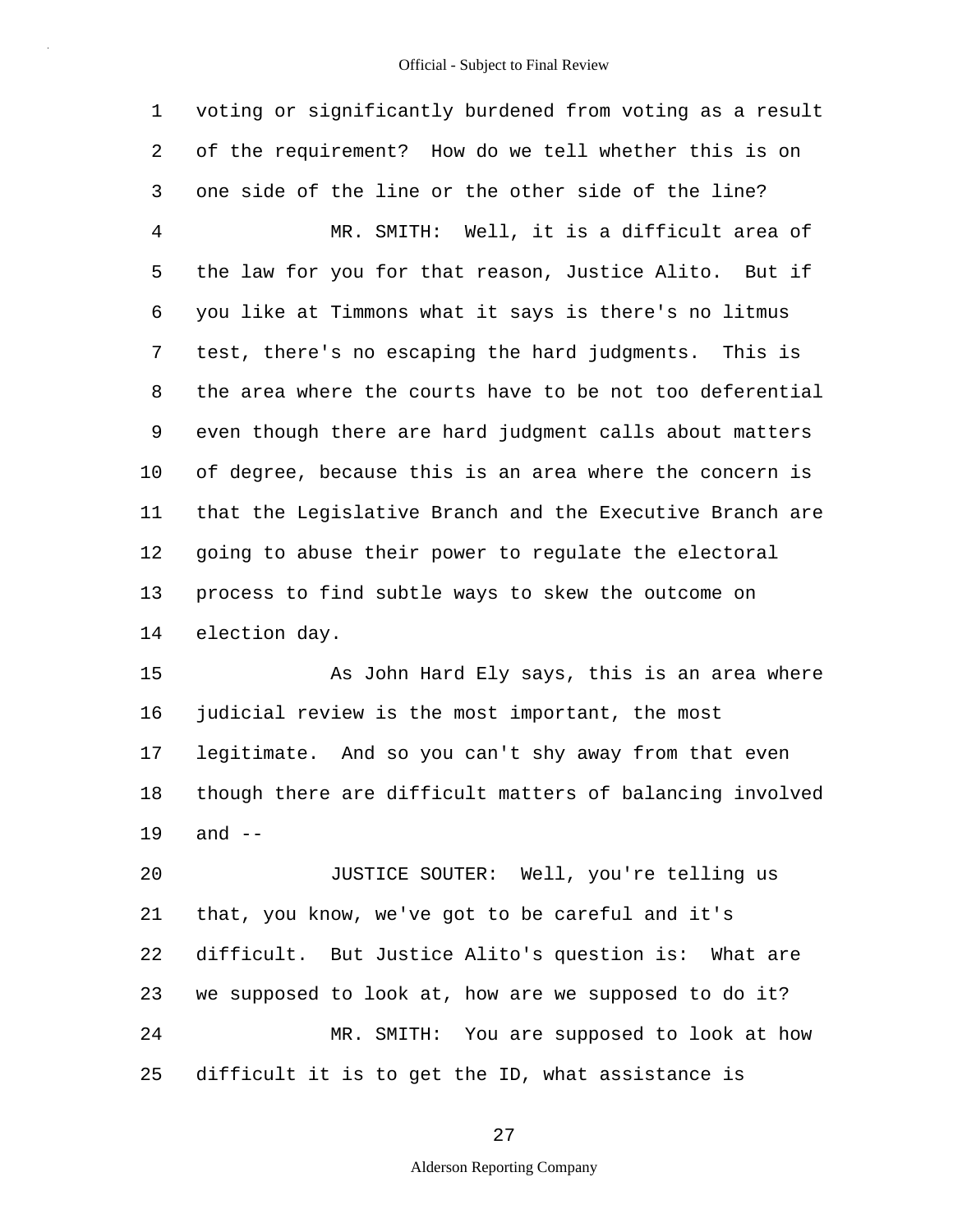voting or significantly burdened from voting as a result of the requirement? How do we tell whether this is on one side of the line or the other side of the line?

MR. SMITH: Well, it is a difficult area of the law for you for that reason, Justice Alito. But if you like at Timmons what it says is there's no litmus test, there's no escaping the hard judgments. This is the area where the courts have to be not too deferential even though there are hard judgment calls about matters of degree, because this is an area where the concern is that the Legislative Branch and the Executive Branch are going to abuse their power to regulate the electoral process to find subtle ways to skew the outcome on election day.

As John Hard Ely says, this is an area where judicial review is the most important, the most legitimate. And so you can't shy away from that even though there are difficult matters of balancing involved and --

JUSTICE SOUTER: Well, you're telling us that, you know, we've got to be careful and it's difficult. But Justice Alito's question is: What are we supposed to look at, how are we supposed to do it?

MR. SMITH: You are supposed to look at how difficult it is to get the ID, what assistance is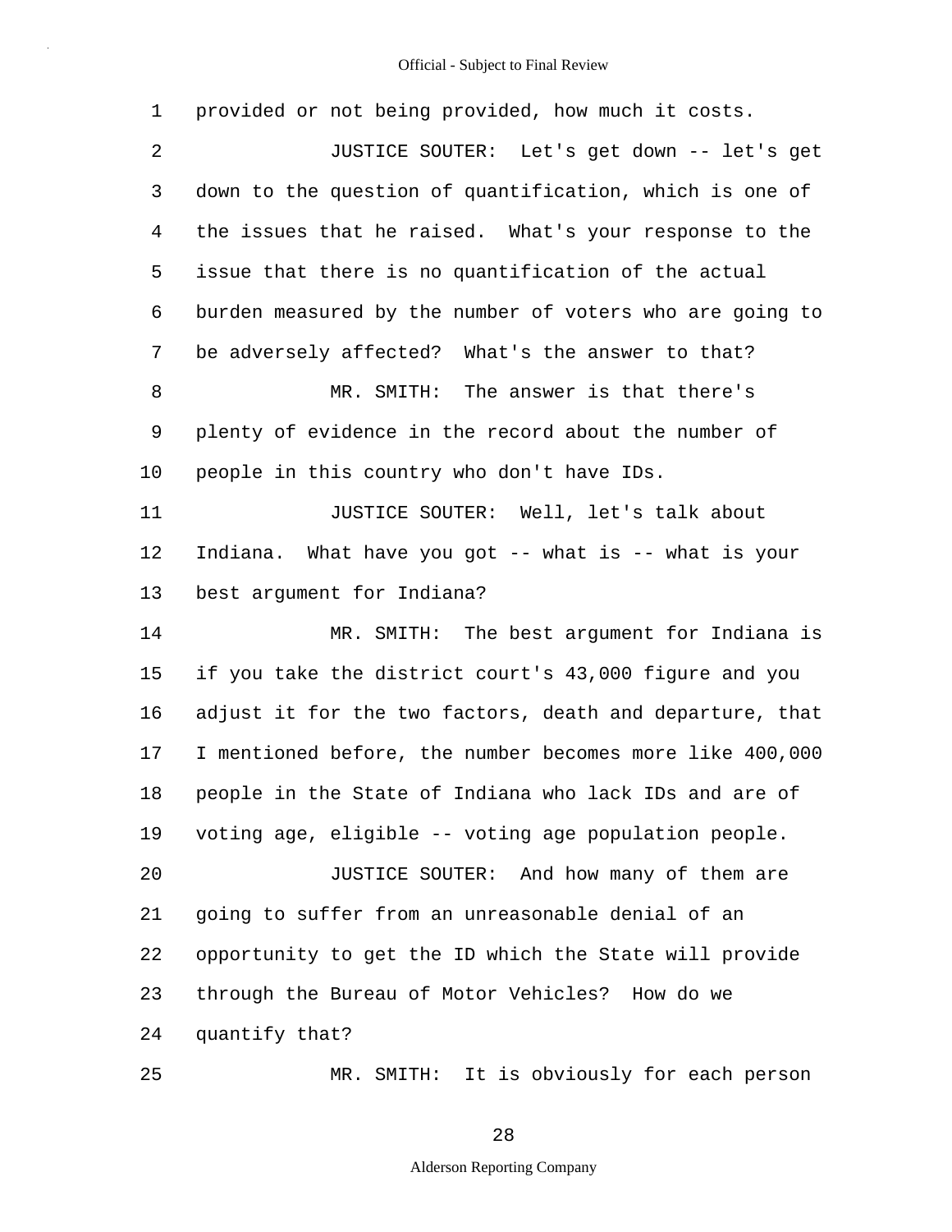1 provided or not being provided, how much it costs.

2 JUSTICE SOUTER: Let's get down -- let's get

3 down to the question of quantification, which is one of

4 the issues that he raised. What's your response to the

5 issue that there is no quantification of the actual

6 burden measured by the number of voters who are going to

7 be adversely affected? What's the answer to that?

8 MR. SMITH: The answer is that there's

9 plenty of evidence in the record about the number of

10 people in this country who don't have IDs.

11 JUSTICE SOUTER: Well, let's talk about

12 Indiana. What have you got -- what is -- what is your

13 best argument for Indiana?

14 MR. SMITH: The best argument for Indiana is

15 if you take the district court's 43,000 figure and you

16 adjust it for the two factors, death and departure, that

17 I mentioned before, the number becomes more like 400,000

18 people in the State of Indiana who lack IDs and are of

19 voting age, eligible -- voting age population people.

20 JUSTICE SOUTER: And how many of them are

21 going to suffer from an unreasonable denial of an

22 opportunity to get the ID which the State will provide

23 through the Bureau of Motor Vehicles? How do we

24 quantify that?

25 MR. SMITH: It is obviously for each person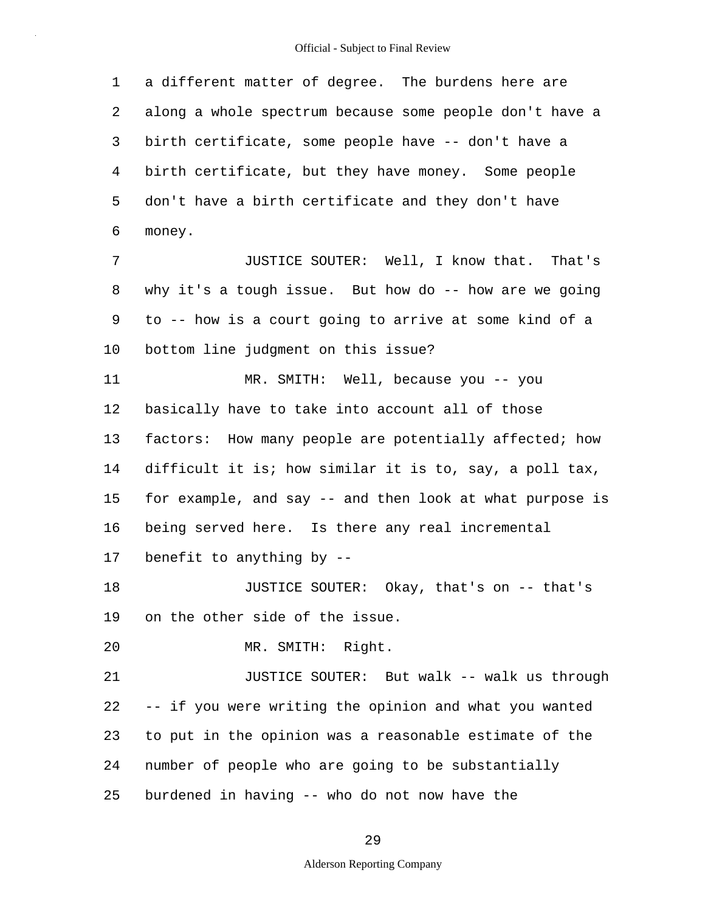a different matter of degree. The burdens here are along a whole spectrum because some people don't have a birth certificate, some people have -- don't have a birth certificate, but they have money. Some people don't have a birth certificate and they don't have money.

JUSTICE SOUTER: Well, I know that. That's why it's a tough issue. But how do -- how are we going to -- how is a court going to arrive at some kind of a bottom line judgment on this issue?

MR. SMITH: Well, because you -- you basically have to take into account all of those factors: How many people are potentially affected; how difficult it is; how similar it is to, say, a poll tax, for example, and say -- and then look at what purpose is being served here. Is there any real incremental benefit to anything by --

JUSTICE SOUTER: Okay, that's on -- that's on the other side of the issue.

MR. SMITH: Right.

JUSTICE SOUTER: But walk -- walk us through -- if you were writing the opinion and what you wanted to put in the opinion was a reasonable estimate of the number of people who are going to be substantially burdened in having -- who do not now have the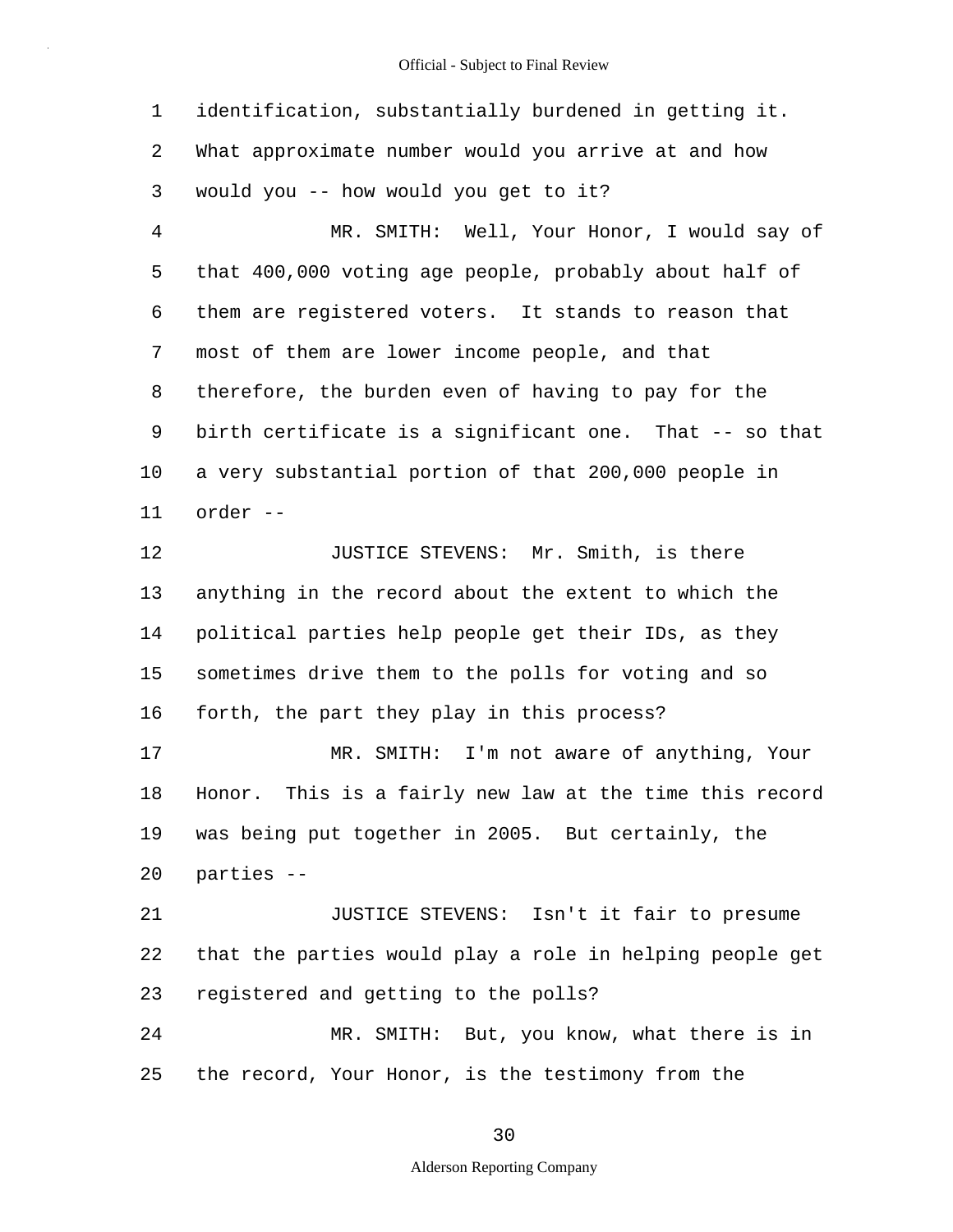identification, substantially burdened in getting it. What approximate number would you arrive at and how would you -- how would you get to it?

MR. SMITH: Well, Your Honor, I would say of that 400,000 voting age people, probably about half of them are registered voters. It stands to reason that most of them are lower income people, and that therefore, the burden even of having to pay for the birth certificate is a significant one. That -- so that a very substantial portion of that 200,000 people in order --

JUSTICE STEVENS: Mr. Smith, is there anything in the record about the extent to which the political parties help people get their IDs, as they sometimes drive them to the polls for voting and so forth, the part they play in this process?

MR. SMITH: I'm not aware of anything, Your Honor. This is a fairly new law at the time this record was being put together in 2005. But certainly, the parties --

JUSTICE STEVENS: Isn't it fair to presume that the parties would play a role in helping people get registered and getting to the polls?

MR. SMITH: But, you know, what there is in the record, Your Honor, is the testimony from the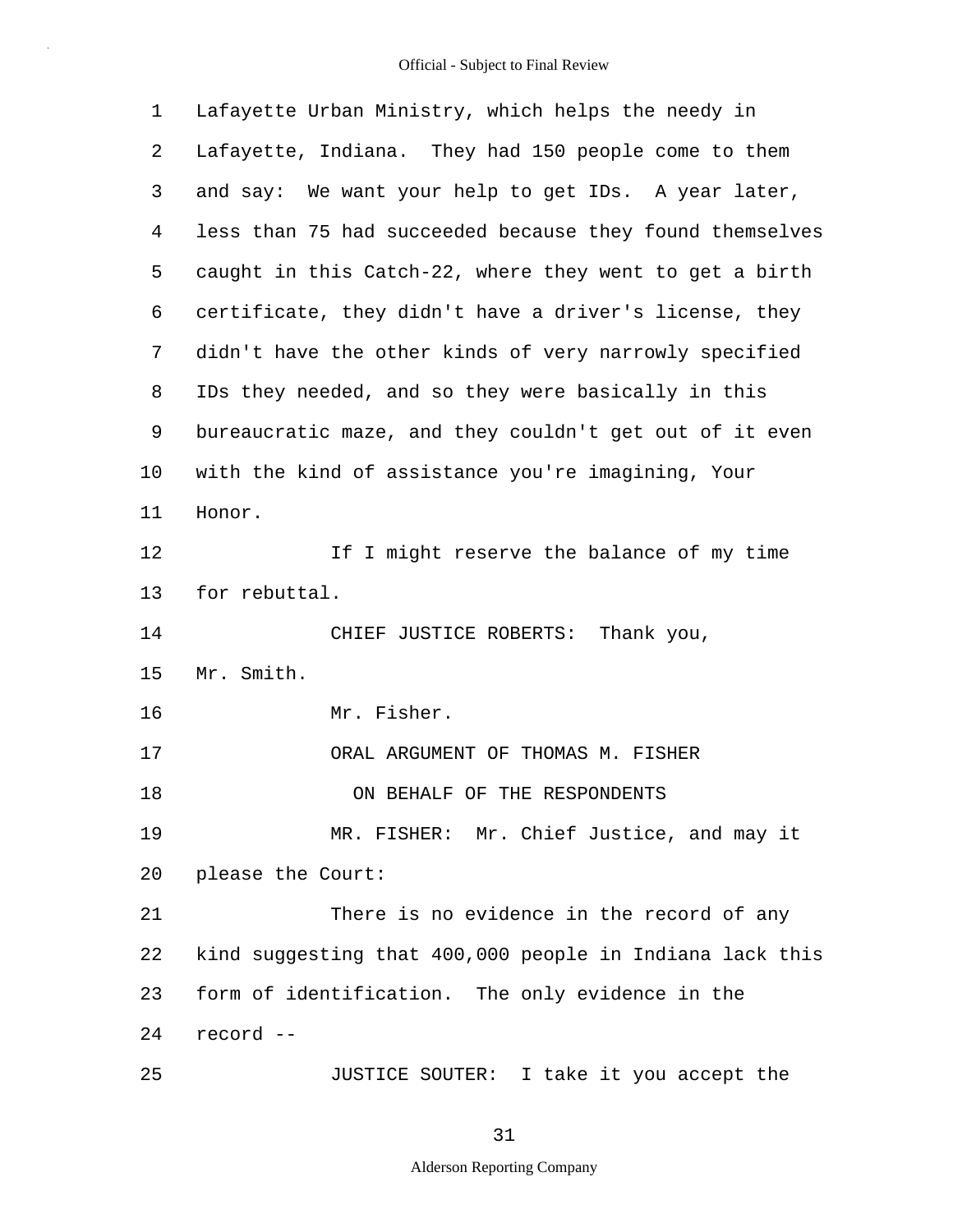Lafayette Urban Ministry, which helps the needy in Lafayette, Indiana. They had 150 people come to them and say: We want your help to get IDs. A year later, less than 75 had succeeded because they found themselves caught in this Catch-22, where they went to get a birth certificate, they didn't have a driver's license, they didn't have the other kinds of very narrowly specified IDs they needed, and so they were basically in this bureaucratic maze, and they couldn't get out of it even with the kind of assistance you're imagining, Your Honor.

If I might reserve the balance of my time for rebuttal.

CHIEF JUSTICE ROBERTS: Thank you, Mr. Smith.

Mr. Fisher.

ORAL ARGUMENT OF THOMAS M. FISHER

ON BEHALF OF THE RESPONDENTS

MR. FISHER: Mr. Chief Justice, and may it please the Court:

There is no evidence in the record of any kind suggesting that 400,000 people in Indiana lack this form of identification. The only evidence in the record --

JUSTICE SOUTER: I take it you accept the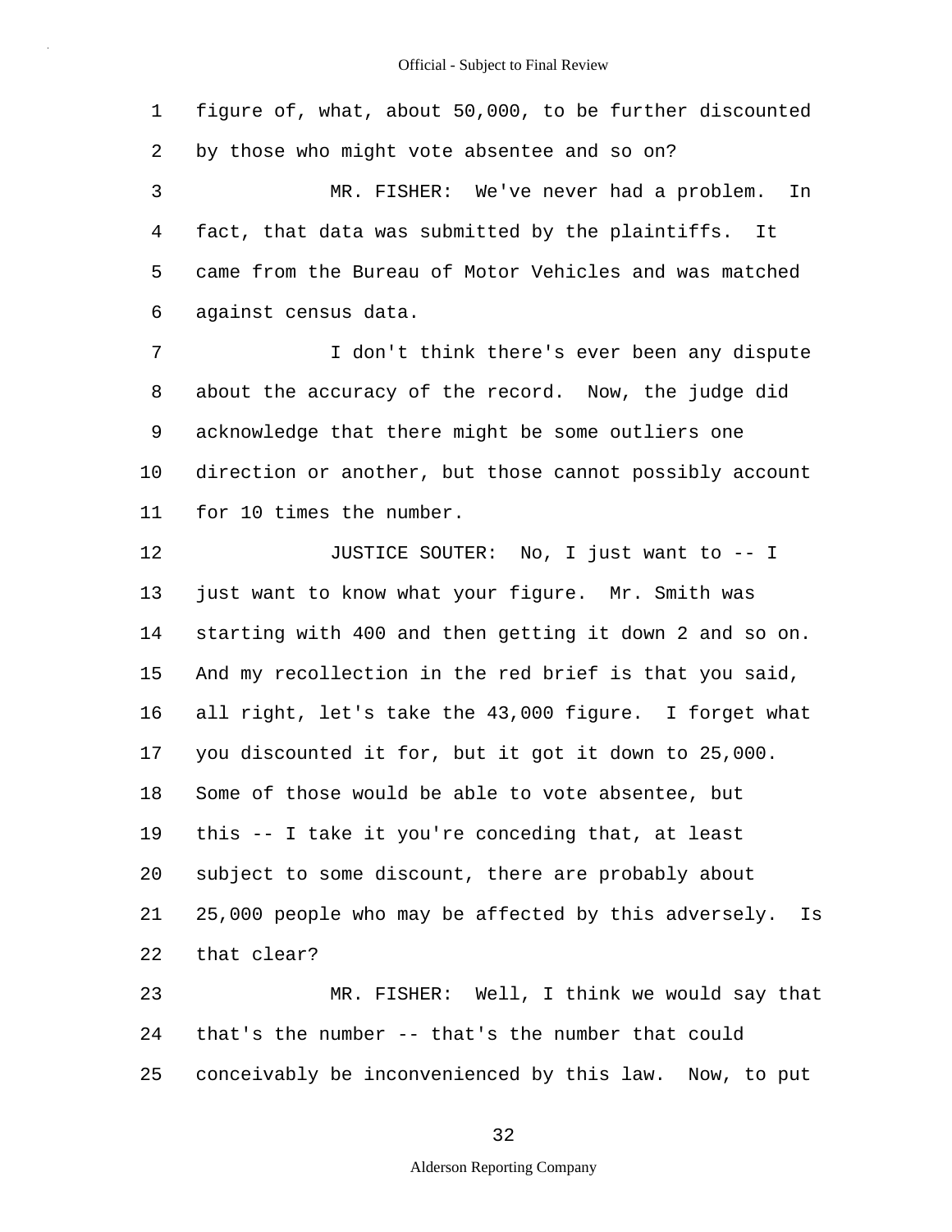figure of, what, about 50,000, to be further discounted by those who might vote absentee and so on?

MR. FISHER: We've never had a problem. In fact, that data was submitted by the plaintiffs. It came from the Bureau of Motor Vehicles and was matched against census data.

I don't think there's ever been any dispute about the accuracy of the record. Now, the judge did acknowledge that there might be some outliers one direction or another, but those cannot possibly account for 10 times the number.

JUSTICE SOUTER: No, I just want to -- I just want to know what your figure. Mr. Smith was starting with 400 and then getting it down 2 and so on. And my recollection in the red brief is that you said, all right, let's take the 43,000 figure. I forget what you discounted it for, but it got it down to 25,000. Some of those would be able to vote absentee, but this -- I take it you're conceding that, at least subject to some discount, there are probably about 25,000 people who may be affected by this adversely. Is that clear?

MR. FISHER: Well, I think we would say that that's the number -- that's the number that could conceivably be inconvenienced by this law. Now, to put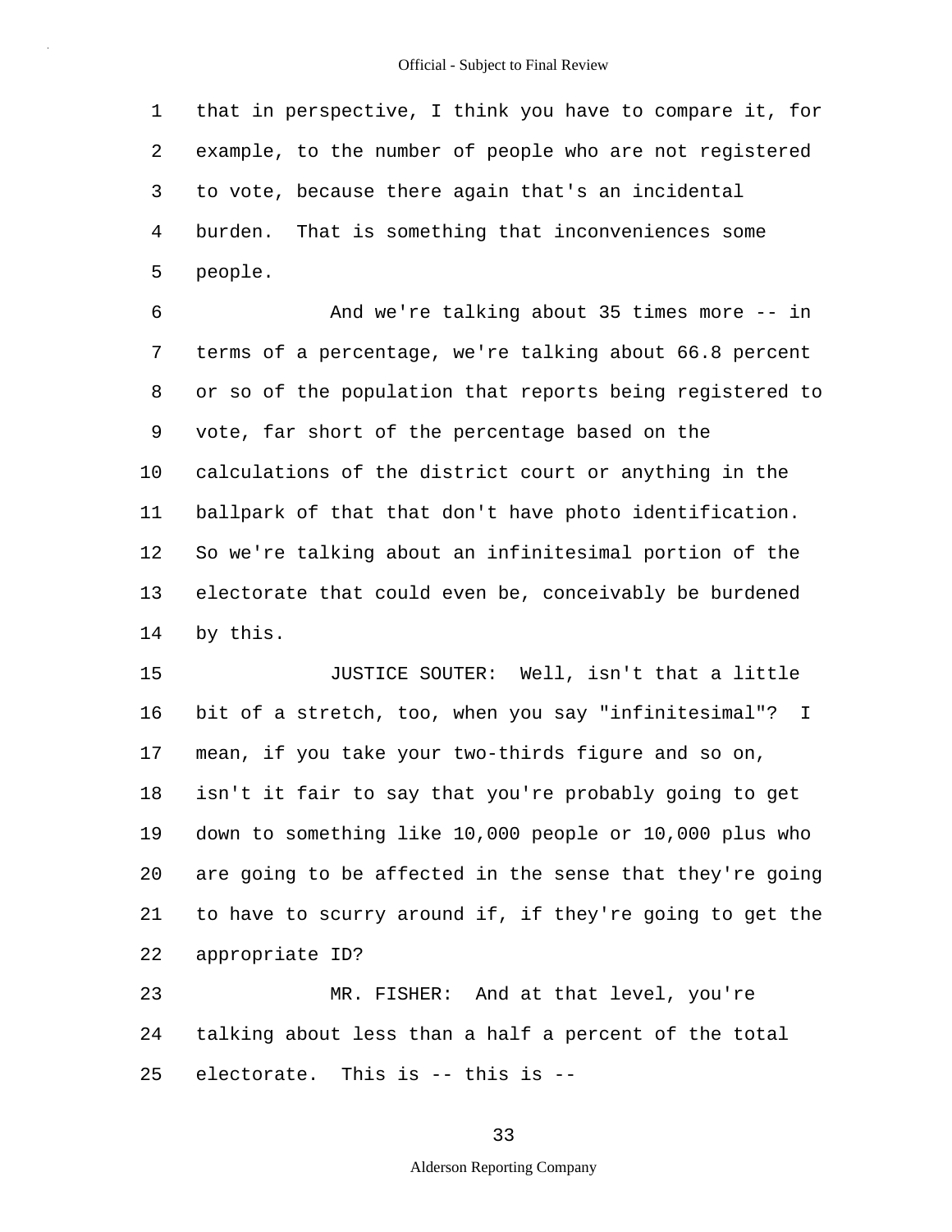that in perspective, I think you have to compare it, for example, to the number of people who are not registered to vote, because there again that's an incidental burden. That is something that inconveniences some people.

And we're talking about 35 times more -- in terms of a percentage, we're talking about 66.8 percent or so of the population that reports being registered to vote, far short of the percentage based on the calculations of the district court or anything in the ballpark of that that don't have photo identification. So we're talking about an infinitesimal portion of the electorate that could even be, conceivably be burdened by this.

JUSTICE SOUTER: Well, isn't that a little bit of a stretch, too, when you say "infinitesimal"? I mean, if you take your two-thirds figure and so on, isn't it fair to say that you're probably going to get down to something like 10,000 people or 10,000 plus who are going to be affected in the sense that they're going to have to scurry around if, if they're going to get the appropriate ID?

MR. FISHER: And at that level, you're talking about less than a half a percent of the total electorate. This is -- this is --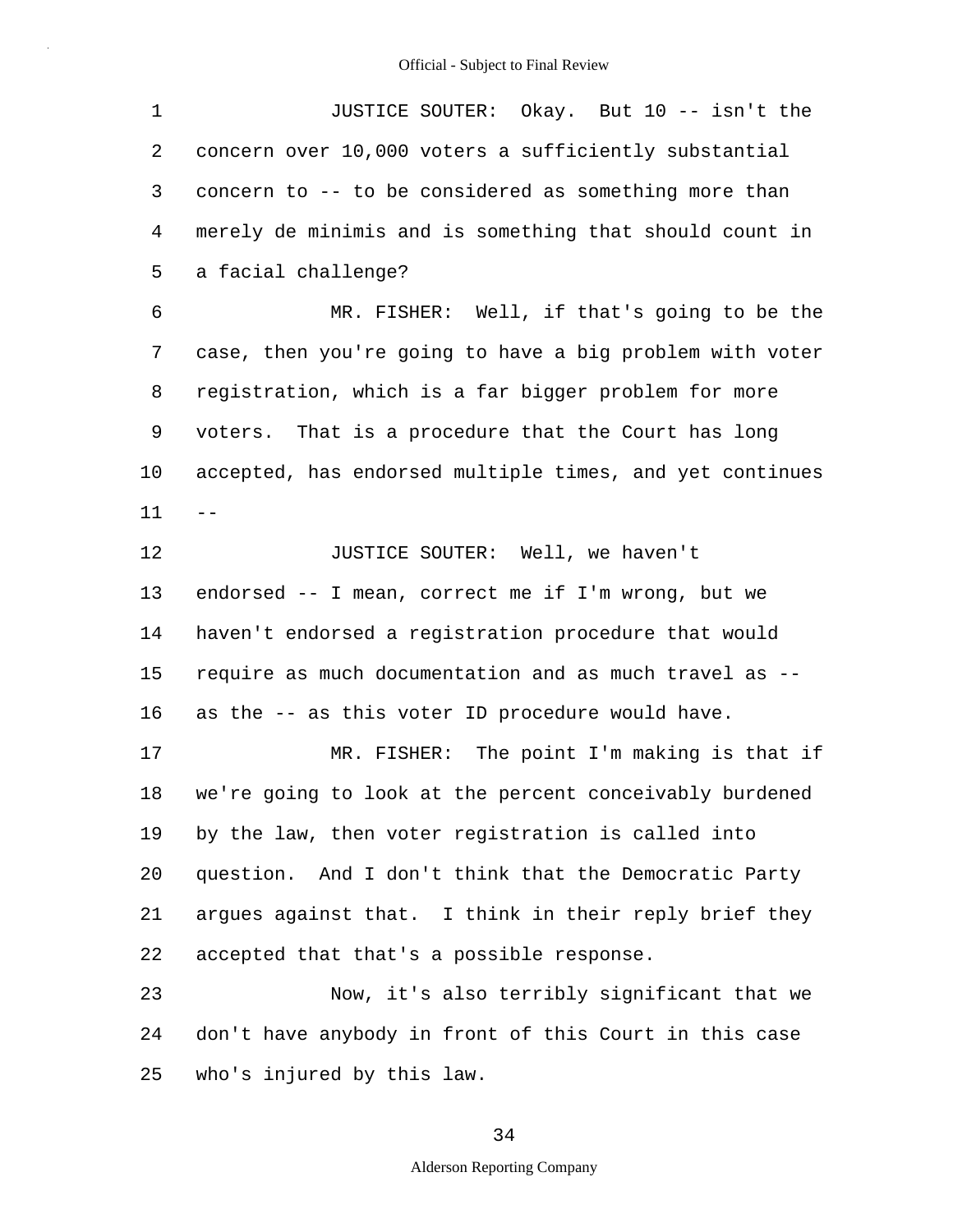JUSTICE SOUTER: Okay. But 10 -- isn't the concern over 10,000 voters a sufficiently substantial concern to -- to be considered as something more than merely de minimis and is something that should count in a facial challenge?

MR. FISHER: Well, if that's going to be the case, then you're going to have a big problem with voter registration, which is a far bigger problem for more voters. That is a procedure that the Court has long accepted, has endorsed multiple times, and yet continues --

JUSTICE SOUTER: Well, we haven't endorsed -- I mean, correct me if I'm wrong, but we haven't endorsed a registration procedure that would require as much documentation and as much travel as -- as the -- as this voter ID procedure would have.

MR. FISHER: The point I'm making is that if we're going to look at the percent conceivably burdened by the law, then voter registration is called into question. And I don't think that the Democratic Party argues against that. I think in their reply brief they accepted that that's a possible response.

Now, it's also terribly significant that we don't have anybody in front of this Court in this case who's injured by this law.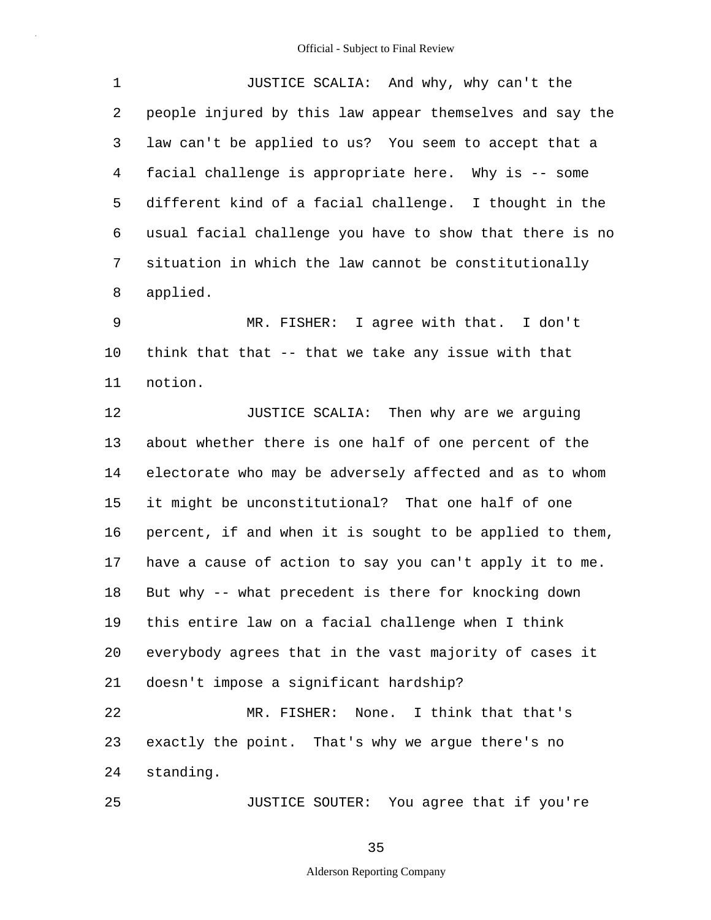JUSTICE SCALIA: And why, why can't the people injured by this law appear themselves and say the law can't be applied to us? You seem to accept that a facial challenge is appropriate here. Why is -- some different kind of a facial challenge. I thought in the usual facial challenge you have to show that there is no situation in which the law cannot be constitutionally applied.

MR. FISHER: I agree with that. I don't think that that -- that we take any issue with that notion.

JUSTICE SCALIA: Then why are we arguing about whether there is one half of one percent of the electorate who may be adversely affected and as to whom it might be unconstitutional? That one half of one percent, if and when it is sought to be applied to them, have a cause of action to say you can't apply it to me. But why -- what precedent is there for knocking down this entire law on a facial challenge when I think everybody agrees that in the vast majority of cases it doesn't impose a significant hardship?

MR. FISHER: None. I think that that's exactly the point. That's why we argue there's no standing.

JUSTICE SOUTER: You agree that if you're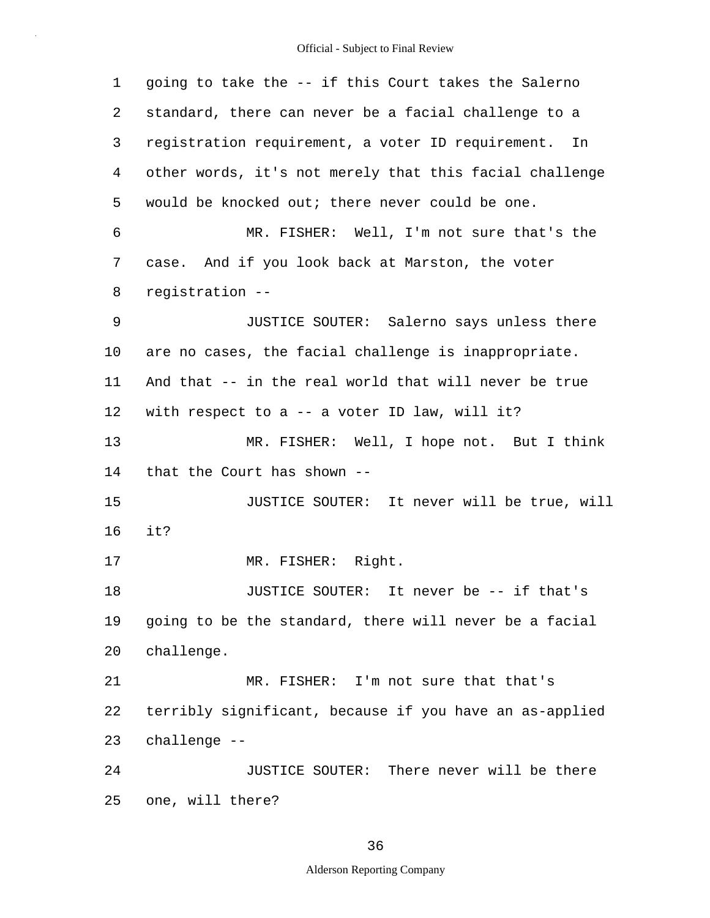going to take the -- if this Court takes the Salerno standard, there can never be a facial challenge to a registration requirement, a voter ID requirement. In other words, it's not merely that this facial challenge would be knocked out; there never could be one.

MR. FISHER: Well, I'm not sure that's the case. And if you look back at Marston, the voter registration --

JUSTICE SOUTER: Salerno says unless there are no cases, the facial challenge is inappropriate. And that -- in the real world that will never be true with respect to a -- a voter ID law, will it?

MR. FISHER: Well, I hope not. But I think that the Court has shown --

JUSTICE SOUTER: It never will be true, will it?

MR. FISHER: Right.

JUSTICE SOUTER: It never be -- if that's going to be the standard, there will never be a facial challenge.

MR. FISHER: I'm not sure that that's terribly significant, because if you have an as-applied challenge --

JUSTICE SOUTER: There never will be there one, will there?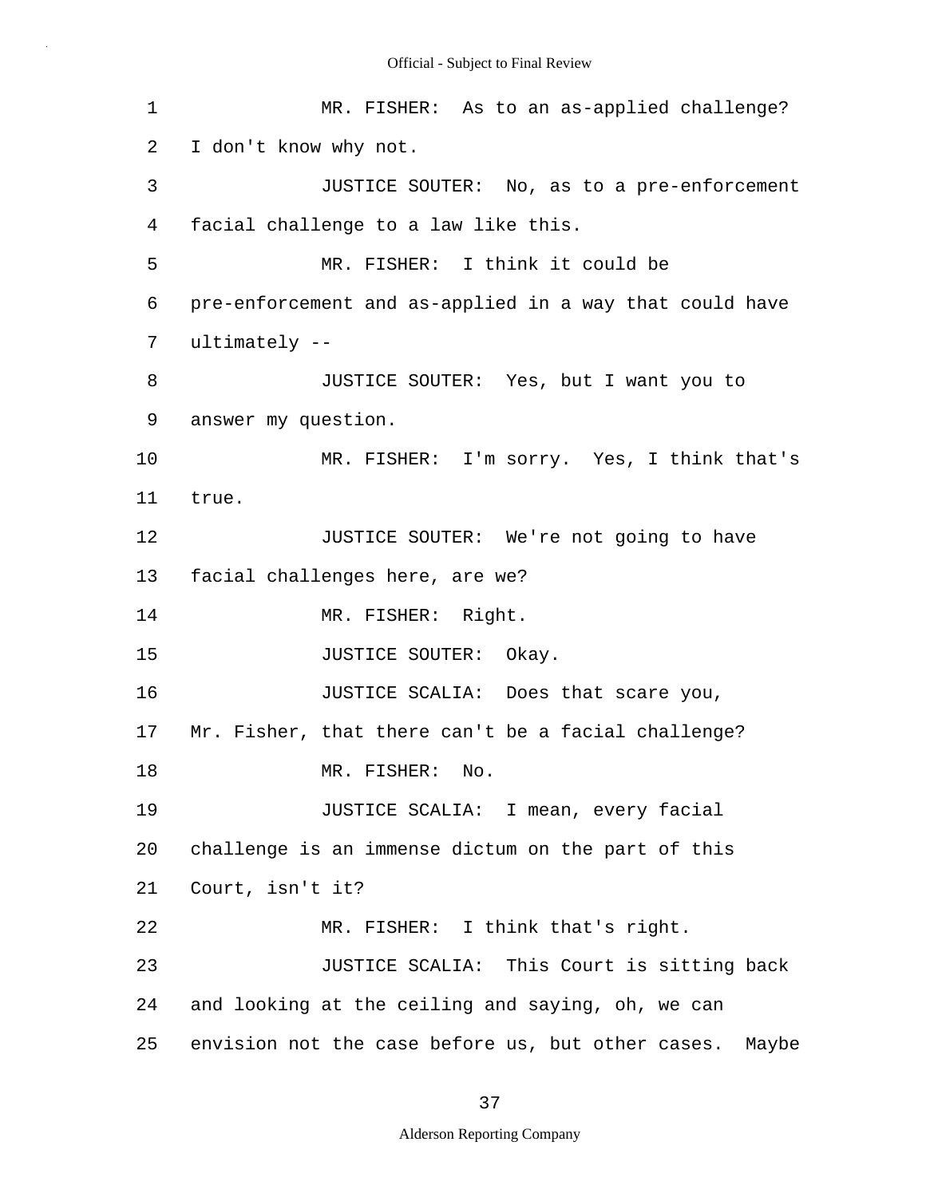MR. FISHER: As to an as-applied challenge? I don't know why not.

JUSTICE SOUTER: No, as to a pre-enforcement facial challenge to a law like this.

MR. FISHER: I think it could be pre-enforcement and as-applied in a way that could have ultimately --

JUSTICE SOUTER: Yes, but I want you to answer my question.

MR. FISHER: I'm sorry. Yes, I think that's true.

JUSTICE SOUTER: We're not going to have facial challenges here, are we?

MR. FISHER: Right.

JUSTICE SOUTER: Okay.

JUSTICE SCALIA: Does that scare you, Mr. Fisher, that there can't be a facial challenge?

MR. FISHER: No.

JUSTICE SCALIA: I mean, every facial challenge is an immense dictum on the part of this Court, isn't it?

MR. FISHER: I think that's right.

JUSTICE SCALIA: This Court is sitting back and looking at the ceiling and saying, oh, we can envision not the case before us, but other cases. Maybe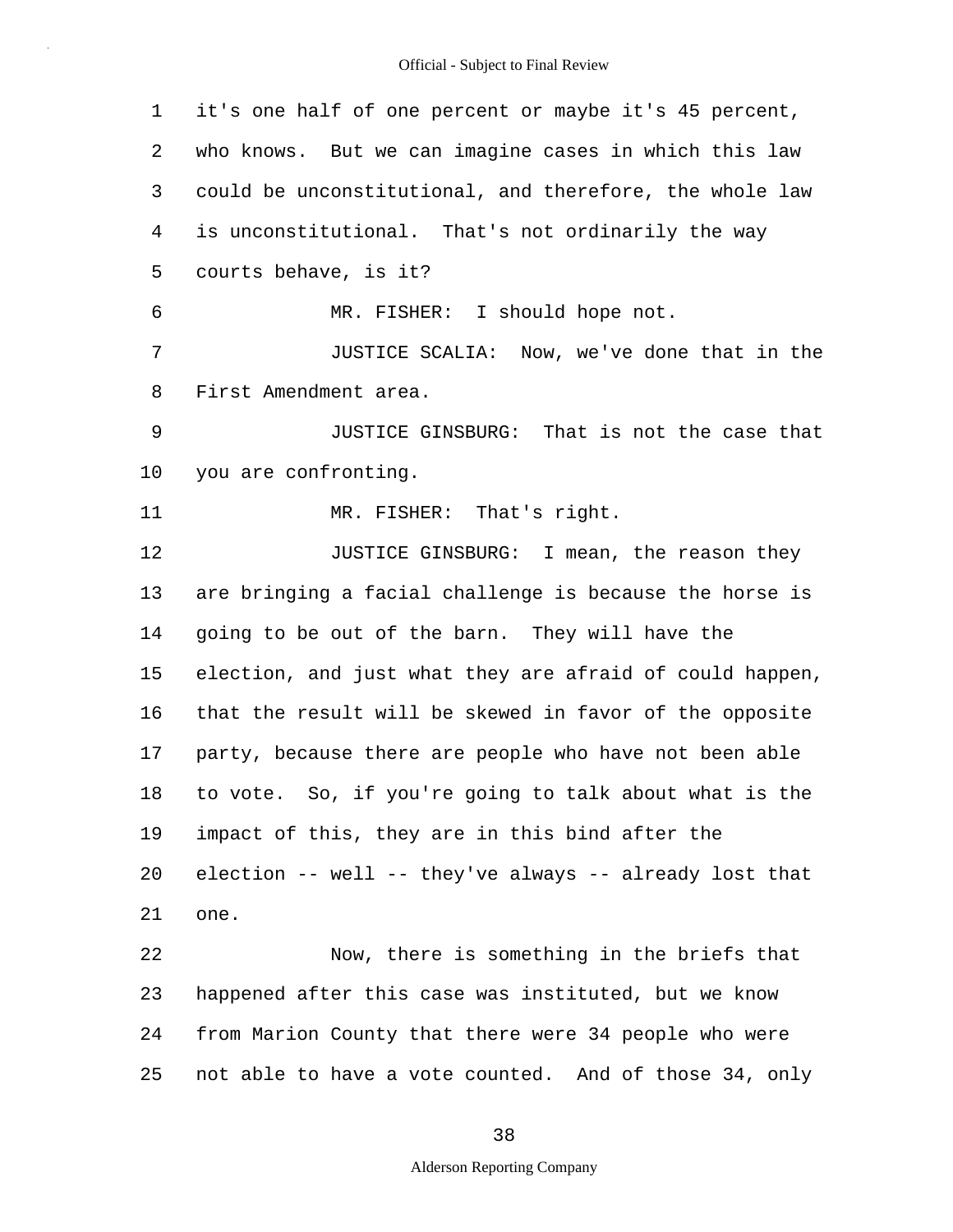it's one half of one percent or maybe it's 45 percent, who knows. But we can imagine cases in which this law could be unconstitutional, and therefore, the whole law is unconstitutional. That's not ordinarily the way courts behave, is it?

MR. FISHER: I should hope not.

JUSTICE SCALIA: Now, we've done that in the First Amendment area.

JUSTICE GINSBURG: That is not the case that you are confronting.

MR. FISHER: That's right.

JUSTICE GINSBURG: I mean, the reason they are bringing a facial challenge is because the horse is going to be out of the barn. They will have the election, and just what they are afraid of could happen, that the result will be skewed in favor of the opposite party, because there are people who have not been able to vote. So, if you're going to talk about what is the impact of this, they are in this bind after the election -- well -- they've always -- already lost that one.

Now, there is something in the briefs that happened after this case was instituted, but we know from Marion County that there were 34 people who were not able to have a vote counted. And of those 34, only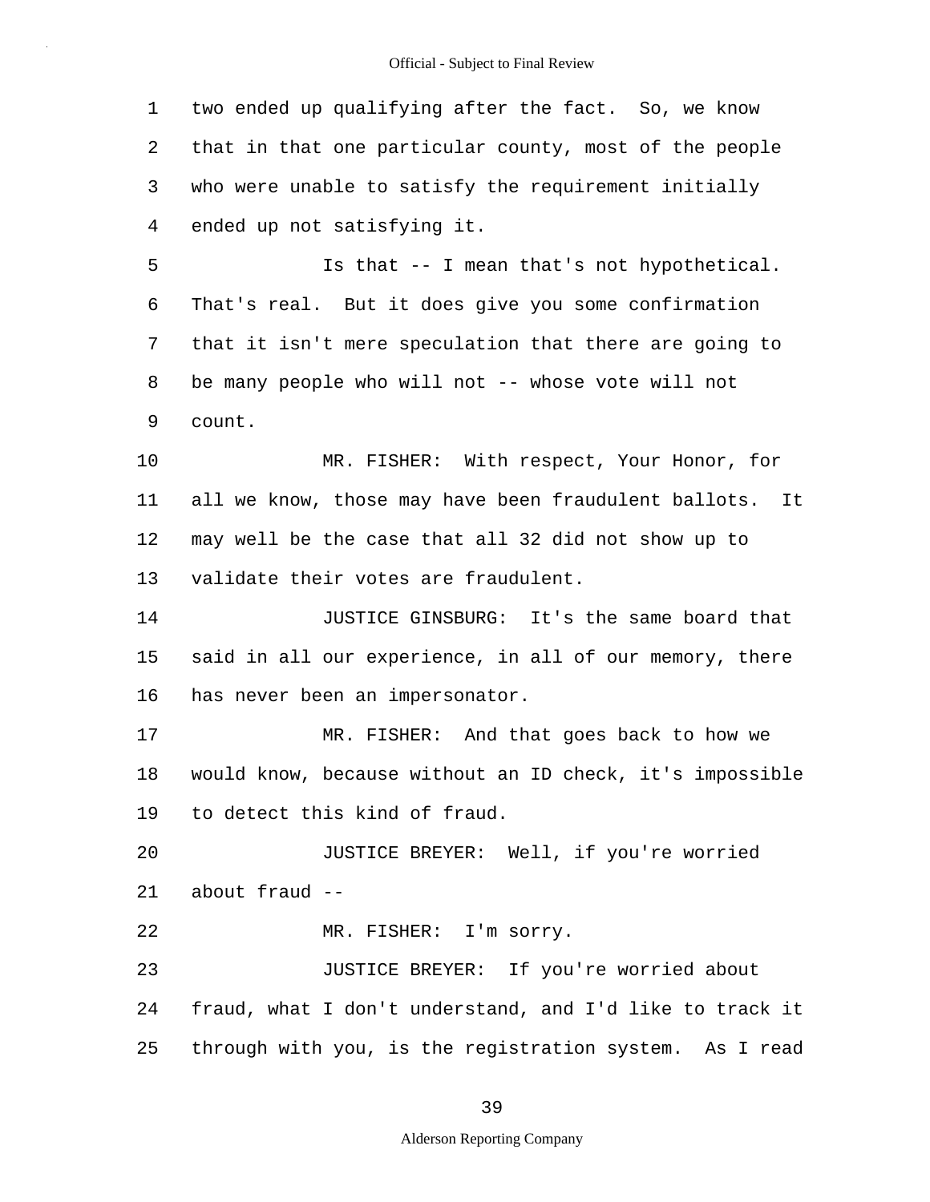two ended up qualifying after the fact. So, we know that in that one particular county, most of the people who were unable to satisfy the requirement initially ended up not satisfying it.

Is that -- I mean that's not hypothetical. That's real. But it does give you some confirmation that it isn't mere speculation that there are going to be many people who will not -- whose vote will not count.

MR. FISHER: With respect, Your Honor, for all we know, those may have been fraudulent ballots. It may well be the case that all 32 did not show up to validate their votes are fraudulent.

JUSTICE GINSBURG: It's the same board that said in all our experience, in all of our memory, there has never been an impersonator.

MR. FISHER: And that goes back to how we would know, because without an ID check, it's impossible to detect this kind of fraud.

JUSTICE BREYER: Well, if you're worried about fraud --

MR. FISHER: I'm sorry.

JUSTICE BREYER: If you're worried about fraud, what I don't understand, and I'd like to track it through with you, is the registration system. As I read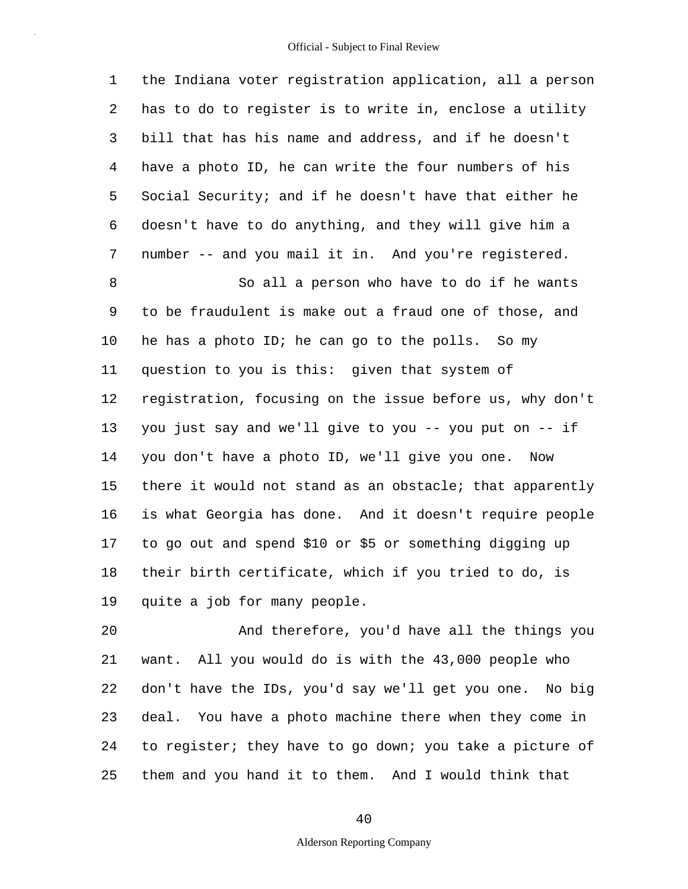the Indiana voter registration application, all a person has to do to register is to write in, enclose a utility bill that has his name and address, and if he doesn't have a photo ID, he can write the four numbers of his Social Security; and if he doesn't have that either he doesn't have to do anything, and they will give him a number -- and you mail it in. And you're registered.

So all a person who have to do if he wants to be fraudulent is make out a fraud one of those, and he has a photo ID; he can go to the polls. So my question to you is this: given that system of registration, focusing on the issue before us, why don't you just say and we'll give to you -- you put on -- if you don't have a photo ID, we'll give you one. Now there it would not stand as an obstacle; that apparently is what Georgia has done. And it doesn't require people to go out and spend $10 or $5 or something digging up their birth certificate, which if you tried to do, is quite a job for many people.

And therefore, you'd have all the things you want. All you would do is with the 43,000 people who don't have the IDs, you'd say we'll get you one. No big deal. You have a photo machine there when they come in to register; they have to go down; you take a picture of them and you hand it to them. And I would think that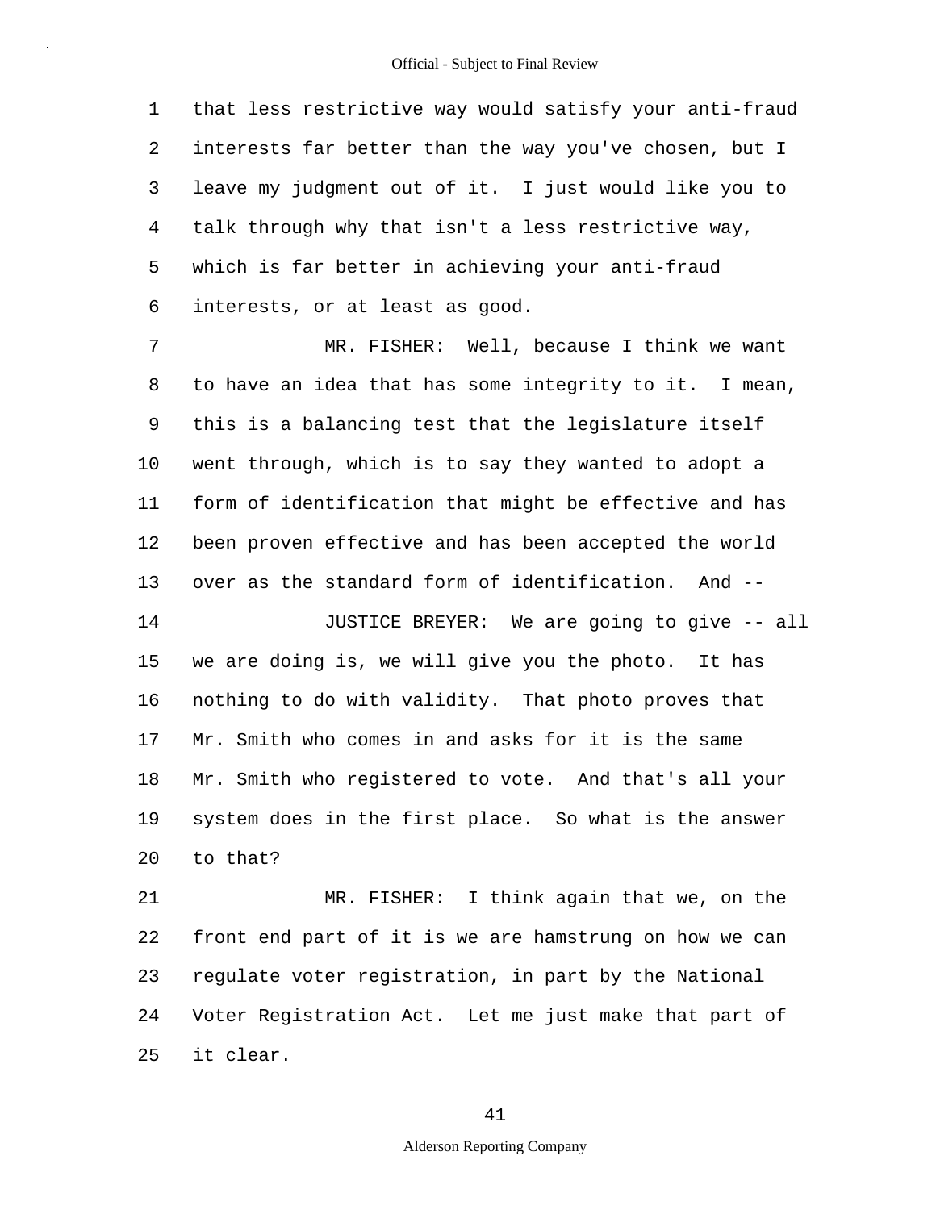that less restrictive way would satisfy your anti-fraud interests far better than the way you've chosen, but I leave my judgment out of it. I just would like you to talk through why that isn't a less restrictive way, which is far better in achieving your anti-fraud interests, or at least as good.

MR. FISHER: Well, because I think we want to have an idea that has some integrity to it. I mean, this is a balancing test that the legislature itself went through, which is to say they wanted to adopt a form of identification that might be effective and has been proven effective and has been accepted the world over as the standard form of identification. And --

JUSTICE BREYER: We are going to give -- all we are doing is, we will give you the photo. It has nothing to do with validity. That photo proves that Mr. Smith who comes in and asks for it is the same Mr. Smith who registered to vote. And that's all your system does in the first place. So what is the answer to that?

MR. FISHER: I think again that we, on the front end part of it is we are hamstrung on how we can regulate voter registration, in part by the National Voter Registration Act. Let me just make that part of it clear.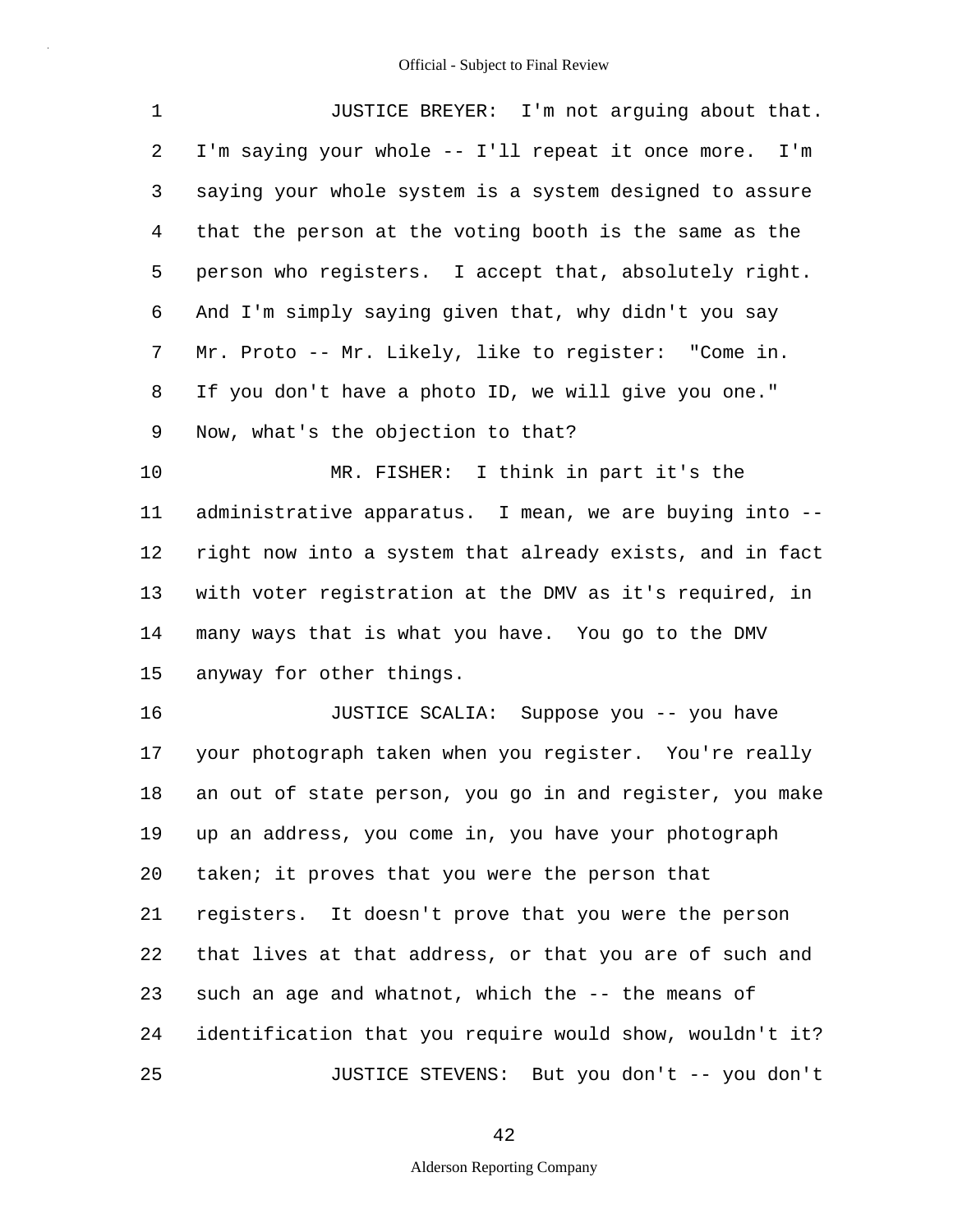JUSTICE BREYER: I'm not arguing about that. I'm saying your whole -- I'll repeat it once more. I'm saying your whole system is a system designed to assure that the person at the voting booth is the same as the person who registers. I accept that, absolutely right. And I'm simply saying given that, why didn't you say Mr. Proto -- Mr. Likely, like to register: "Come in. If you don't have a photo ID, we will give you one." Now, what's the objection to that?

MR. FISHER: I think in part it's the administrative apparatus. I mean, we are buying into -- right now into a system that already exists, and in fact with voter registration at the DMV as it's required, in many ways that is what you have. You go to the DMV anyway for other things.

JUSTICE SCALIA: Suppose you -- you have your photograph taken when you register. You're really an out of state person, you go in and register, you make up an address, you come in, you have your photograph taken; it proves that you were the person that registers. It doesn't prove that you were the person that lives at that address, or that you are of such and such an age and whatnot, which the -- the means of identification that you require would show, wouldn't it?

JUSTICE STEVENS: But you don't -- you don't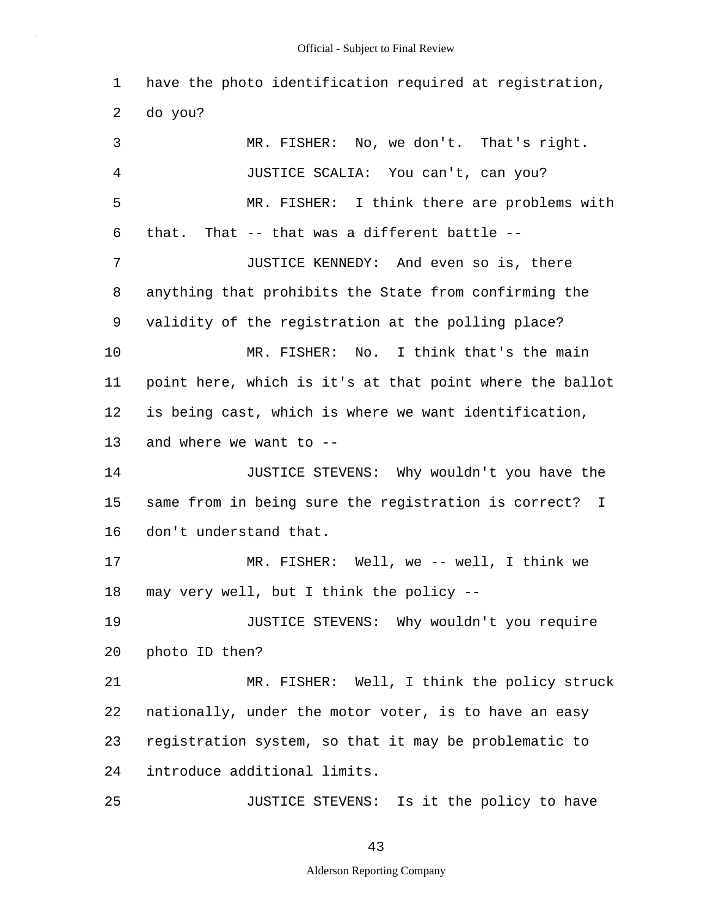have the photo identification required at registration, do you?

MR. FISHER: No, we don't. That's right.

JUSTICE SCALIA: You can't, can you?

MR. FISHER: I think there are problems with that. That -- that was a different battle --

JUSTICE KENNEDY: And even so is, there anything that prohibits the State from confirming the validity of the registration at the polling place?

MR. FISHER: No. I think that's the main point here, which is it's at that point where the ballot is being cast, which is where we want identification, and where we want to --

JUSTICE STEVENS: Why wouldn't you have the same from in being sure the registration is correct? I don't understand that.

MR. FISHER: Well, we -- well, I think we may very well, but I think the policy --

JUSTICE STEVENS: Why wouldn't you require photo ID then?

MR. FISHER: Well, I think the policy struck nationally, under the motor voter, is to have an easy registration system, so that it may be problematic to introduce additional limits.

JUSTICE STEVENS: Is it the policy to have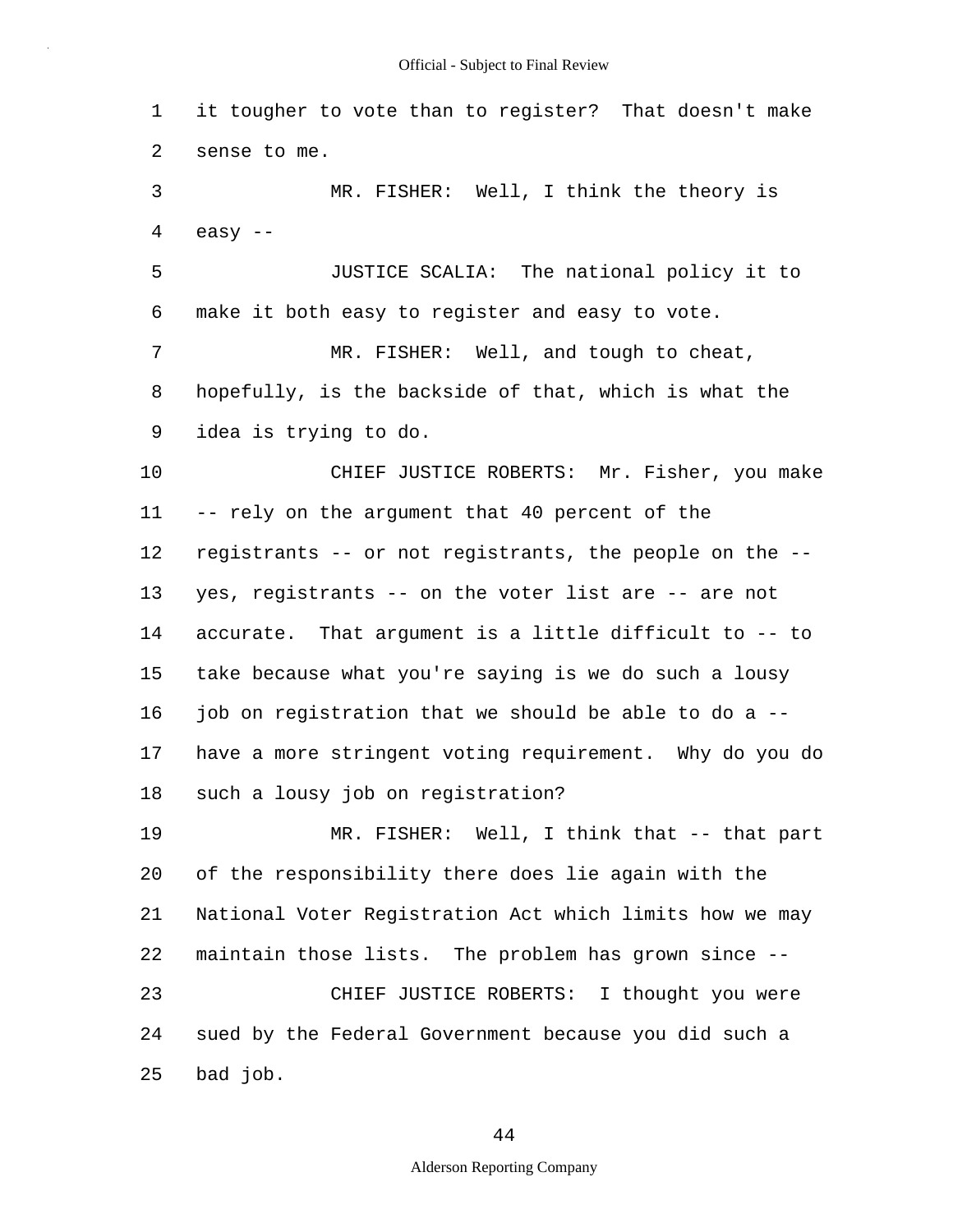it tougher to vote than to register? That doesn't make sense to me.

MR. FISHER: Well, I think the theory is easy --

JUSTICE SCALIA: The national policy it to make it both easy to register and easy to vote.

MR. FISHER: Well, and tough to cheat, hopefully, is the backside of that, which is what the idea is trying to do.

CHIEF JUSTICE ROBERTS: Mr. Fisher, you make -- rely on the argument that 40 percent of the registrants -- or not registrants, the people on the -- yes, registrants -- on the voter list are -- are not accurate. That argument is a little difficult to -- to take because what you're saying is we do such a lousy job on registration that we should be able to do a -- have a more stringent voting requirement. Why do you do such a lousy job on registration?

MR. FISHER: Well, I think that -- that part of the responsibility there does lie again with the National Voter Registration Act which limits how we may maintain those lists. The problem has grown since --

CHIEF JUSTICE ROBERTS: I thought you were sued by the Federal Government because you did such a bad job.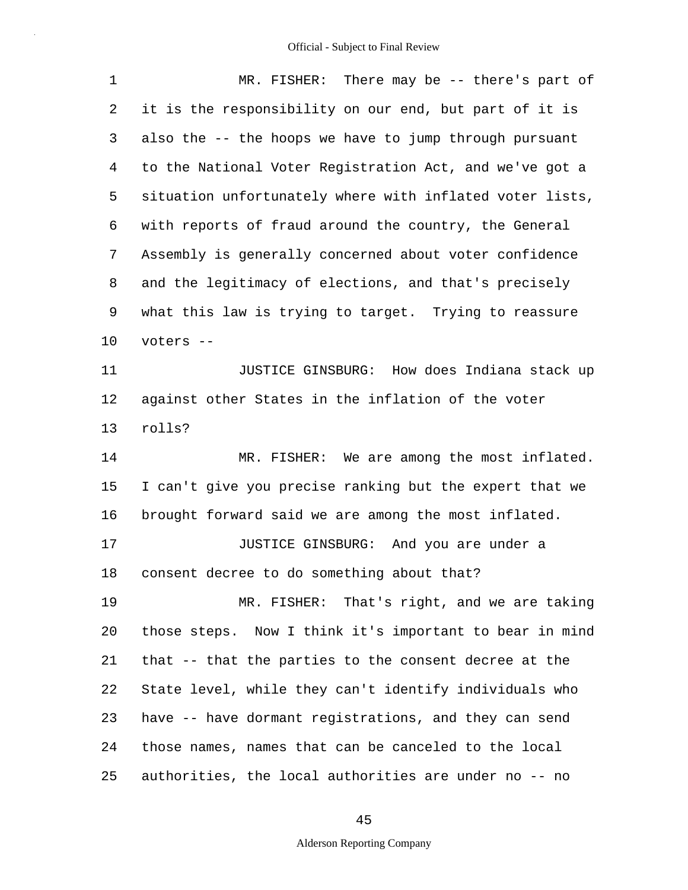MR. FISHER: There may be -- there's part of it is the responsibility on our end, but part of it is also the -- the hoops we have to jump through pursuant to the National Voter Registration Act, and we've got a situation unfortunately where with inflated voter lists, with reports of fraud around the country, the General Assembly is generally concerned about voter confidence and the legitimacy of elections, and that's precisely what this law is trying to target. Trying to reassure voters --

JUSTICE GINSBURG: How does Indiana stack up against other States in the inflation of the voter rolls?

MR. FISHER: We are among the most inflated. I can't give you precise ranking but the expert that we brought forward said we are among the most inflated.

JUSTICE GINSBURG: And you are under a consent decree to do something about that?

MR. FISHER: That's right, and we are taking those steps. Now I think it's important to bear in mind that -- that the parties to the consent decree at the State level, while they can't identify individuals who have -- have dormant registrations, and they can send those names, names that can be canceled to the local authorities, the local authorities are under no -- no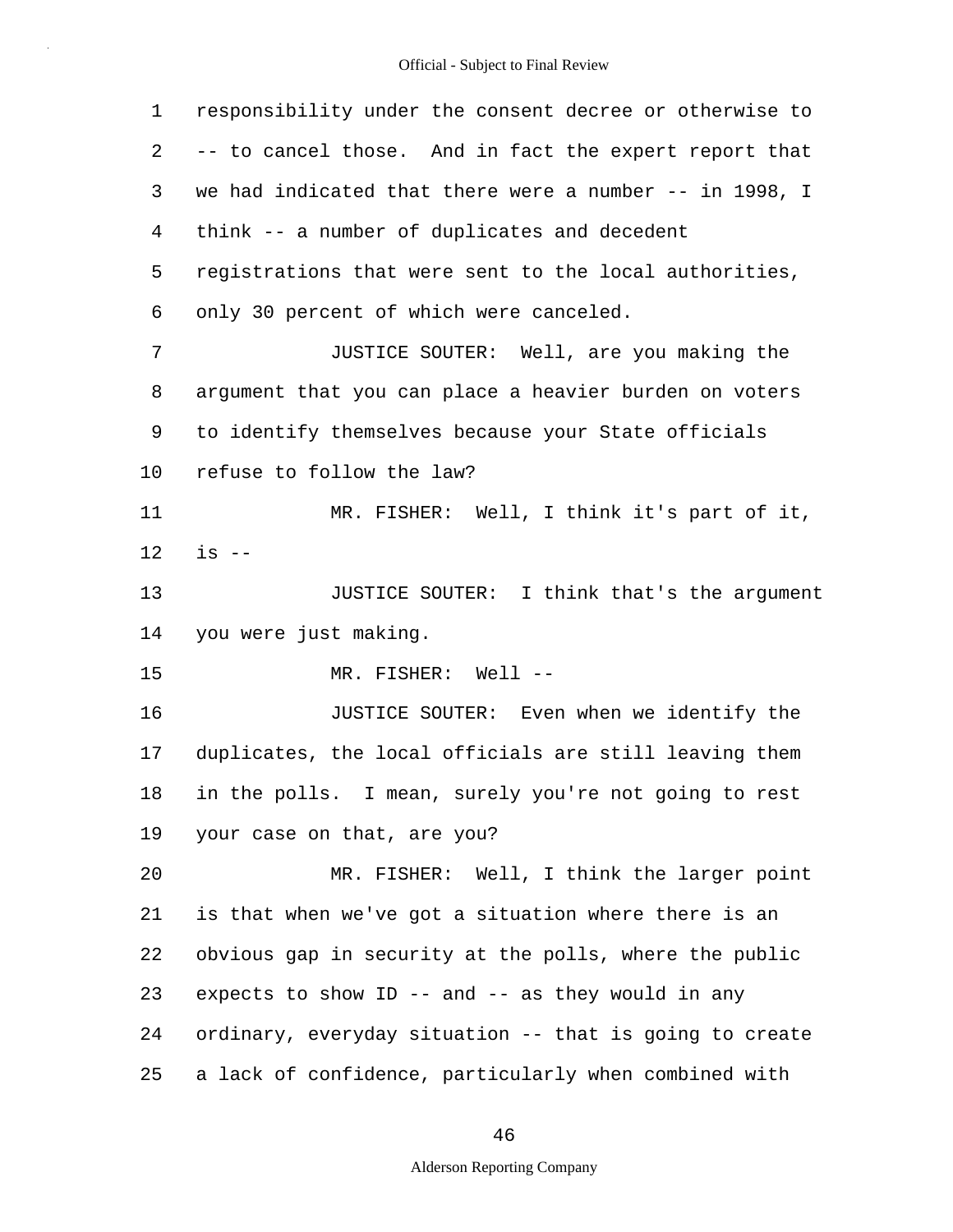responsibility under the consent decree or otherwise to -- to cancel those. And in fact the expert report that we had indicated that there were a number -- in 1998, I think -- a number of duplicates and decedent registrations that were sent to the local authorities, only 30 percent of which were canceled.

JUSTICE SOUTER: Well, are you making the argument that you can place a heavier burden on voters to identify themselves because your State officials refuse to follow the law?

MR. FISHER: Well, I think it's part of it, is --

JUSTICE SOUTER: I think that's the argument you were just making.

MR. FISHER: Well --

JUSTICE SOUTER: Even when we identify the duplicates, the local officials are still leaving them in the polls. I mean, surely you're not going to rest your case on that, are you?

MR. FISHER: Well, I think the larger point is that when we've got a situation where there is an obvious gap in security at the polls, where the public expects to show ID -- and -- as they would in any ordinary, everyday situation -- that is going to create a lack of confidence, particularly when combined with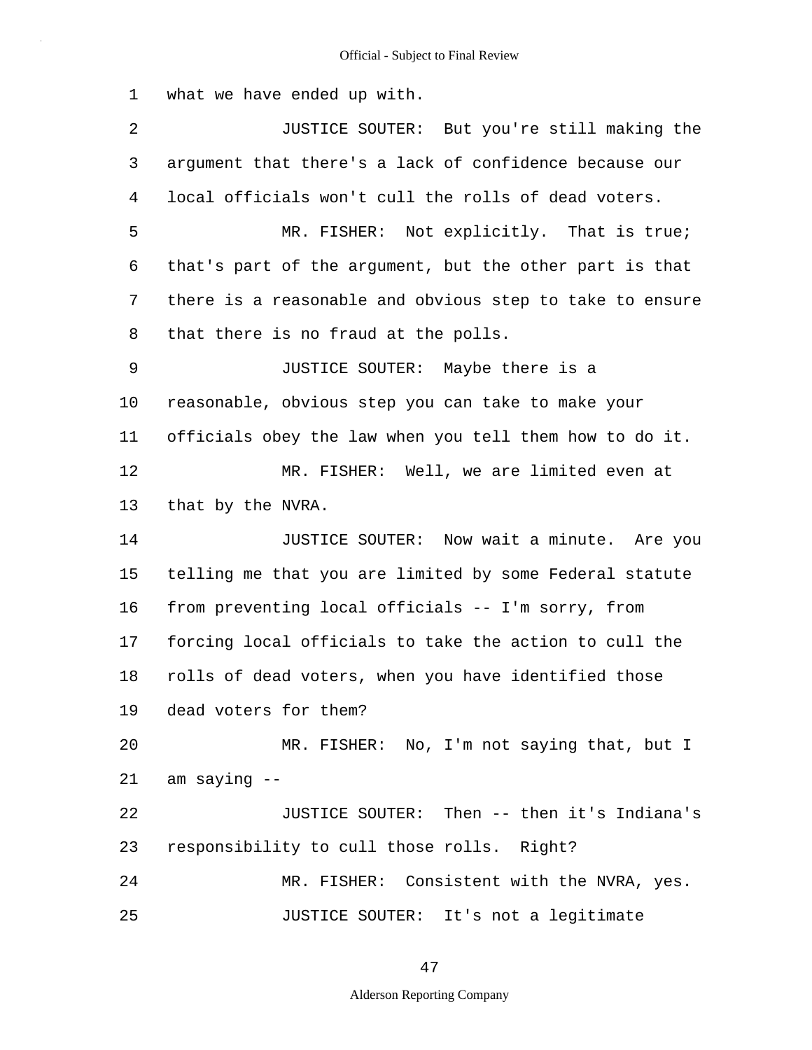what we have ended up with.

JUSTICE SOUTER: But you're still making the argument that there's a lack of confidence because our local officials won't cull the rolls of dead voters.

MR. FISHER: Not explicitly. That is true; that's part of the argument, but the other part is that there is a reasonable and obvious step to take to ensure that there is no fraud at the polls.

JUSTICE SOUTER: Maybe there is a reasonable, obvious step you can take to make your officials obey the law when you tell them how to do it.

MR. FISHER: Well, we are limited even at that by the NVRA.

JUSTICE SOUTER: Now wait a minute. Are you telling me that you are limited by some Federal statute from preventing local officials -- I'm sorry, from forcing local officials to take the action to cull the rolls of dead voters, when you have identified those dead voters for them?

MR. FISHER: No, I'm not saying that, but I am saying --

JUSTICE SOUTER: Then -- then it's Indiana's responsibility to cull those rolls. Right?

MR. FISHER: Consistent with the NVRA, yes.

JUSTICE SOUTER: It's not a legitimate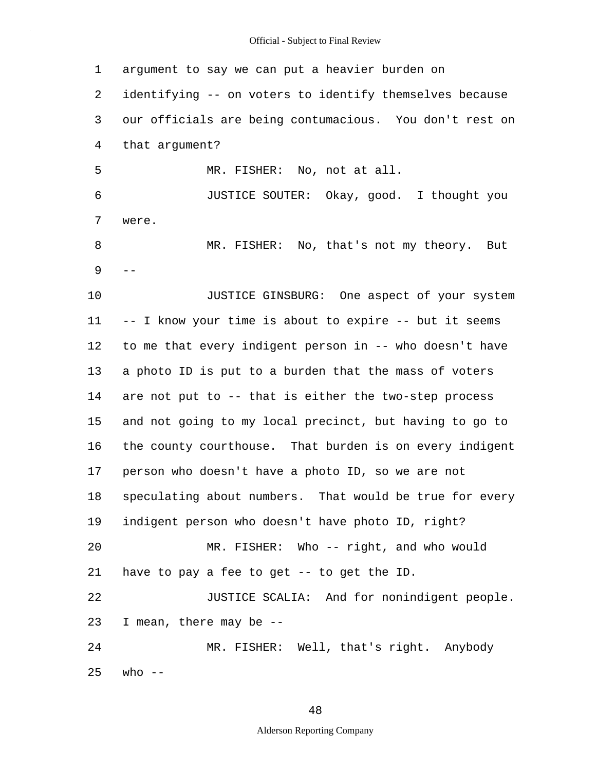argument to say we can put a heavier burden on identifying -- on voters to identify themselves because our officials are being contumacious. You don't rest on that argument?

MR. FISHER: No, not at all.

JUSTICE SOUTER: Okay, good. I thought you were.

MR. FISHER: No, that's not my theory. But --

JUSTICE GINSBURG: One aspect of your system -- I know your time is about to expire -- but it seems to me that every indigent person in -- who doesn't have a photo ID is put to a burden that the mass of voters are not put to -- that is either the two-step process and not going to my local precinct, but having to go to the county courthouse. That burden is on every indigent person who doesn't have a photo ID, so we are not speculating about numbers. That would be true for every indigent person who doesn't have photo ID, right?

MR. FISHER: Who -- right, and who would have to pay a fee to get -- to get the ID.

JUSTICE SCALIA: And for nonindigent people. I mean, there may be --

MR. FISHER: Well, that's right. Anybody who --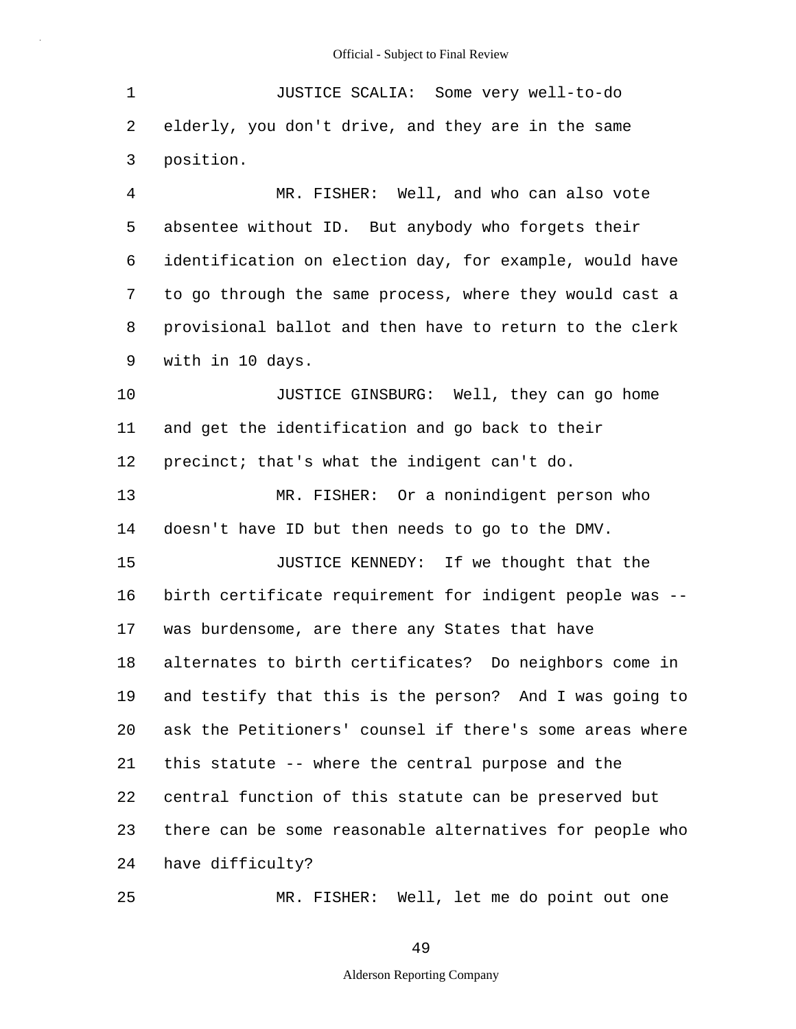JUSTICE SCALIA: Some very well-to-do elderly, you don't drive, and they are in the same position.

MR. FISHER: Well, and who can also vote absentee without ID. But anybody who forgets their identification on election day, for example, would have to go through the same process, where they would cast a provisional ballot and then have to return to the clerk with in 10 days.

JUSTICE GINSBURG: Well, they can go home and get the identification and go back to their precinct; that's what the indigent can't do.

MR. FISHER: Or a nonindigent person who doesn't have ID but then needs to go to the DMV.

JUSTICE KENNEDY: If we thought that the birth certificate requirement for indigent people was -- was burdensome, are there any States that have alternates to birth certificates? Do neighbors come in and testify that this is the person? And I was going to ask the Petitioners' counsel if there's some areas where this statute -- where the central purpose and the central function of this statute can be preserved but there can be some reasonable alternatives for people who have difficulty?

MR. FISHER: Well, let me do point out one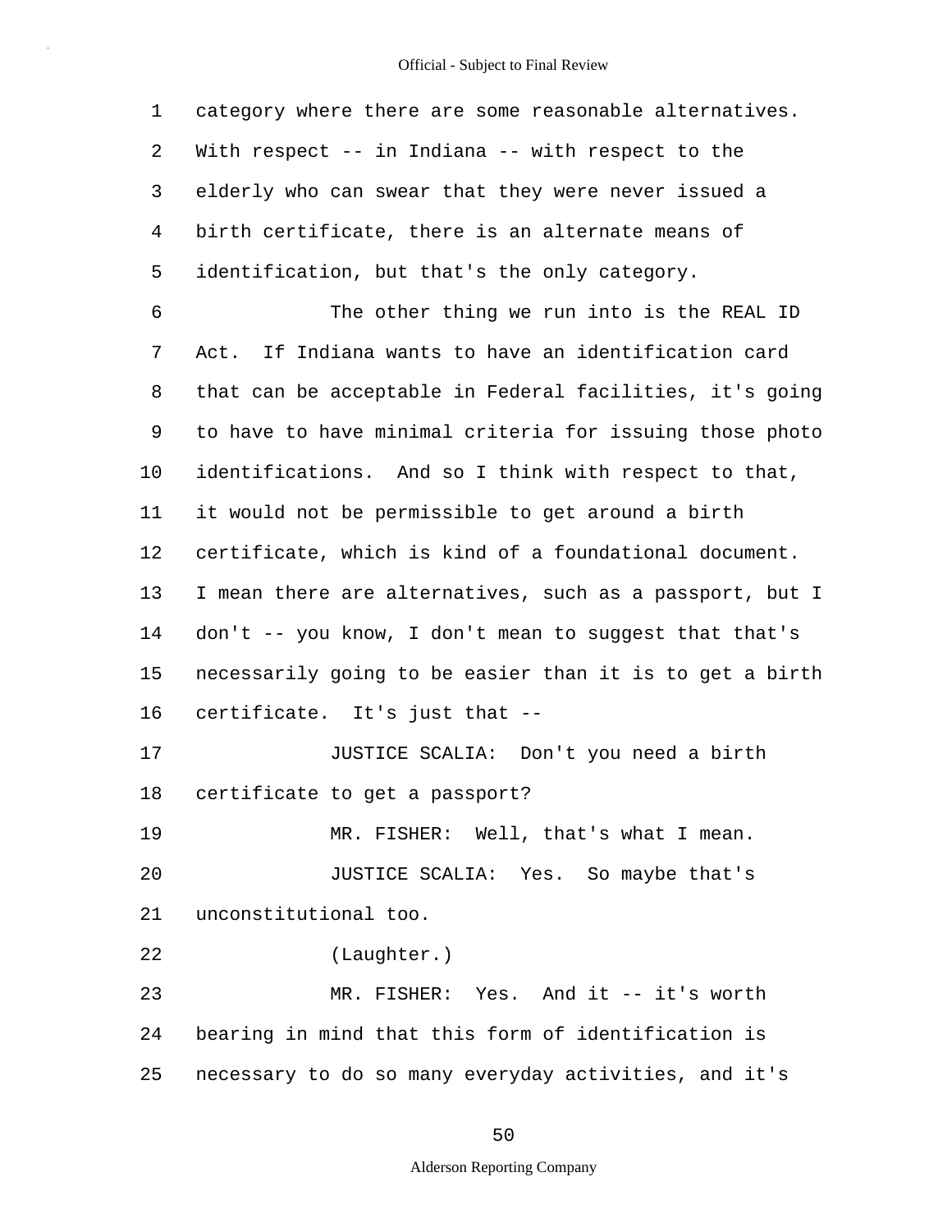category where there are some reasonable alternatives. With respect -- in Indiana -- with respect to the elderly who can swear that they were never issued a birth certificate, there is an alternate means of identification, but that's the only category.

The other thing we run into is the REAL ID Act. If Indiana wants to have an identification card that can be acceptable in Federal facilities, it's going to have to have minimal criteria for issuing those photo identifications. And so I think with respect to that, it would not be permissible to get around a birth certificate, which is kind of a foundational document. I mean there are alternatives, such as a passport, but I don't -- you know, I don't mean to suggest that that's necessarily going to be easier than it is to get a birth certificate. It's just that --

JUSTICE SCALIA: Don't you need a birth certificate to get a passport?

MR. FISHER: Well, that's what I mean.

JUSTICE SCALIA: Yes. So maybe that's unconstitutional too.

(Laughter.)

MR. FISHER: Yes. And it -- it's worth bearing in mind that this form of identification is necessary to do so many everyday activities, and it's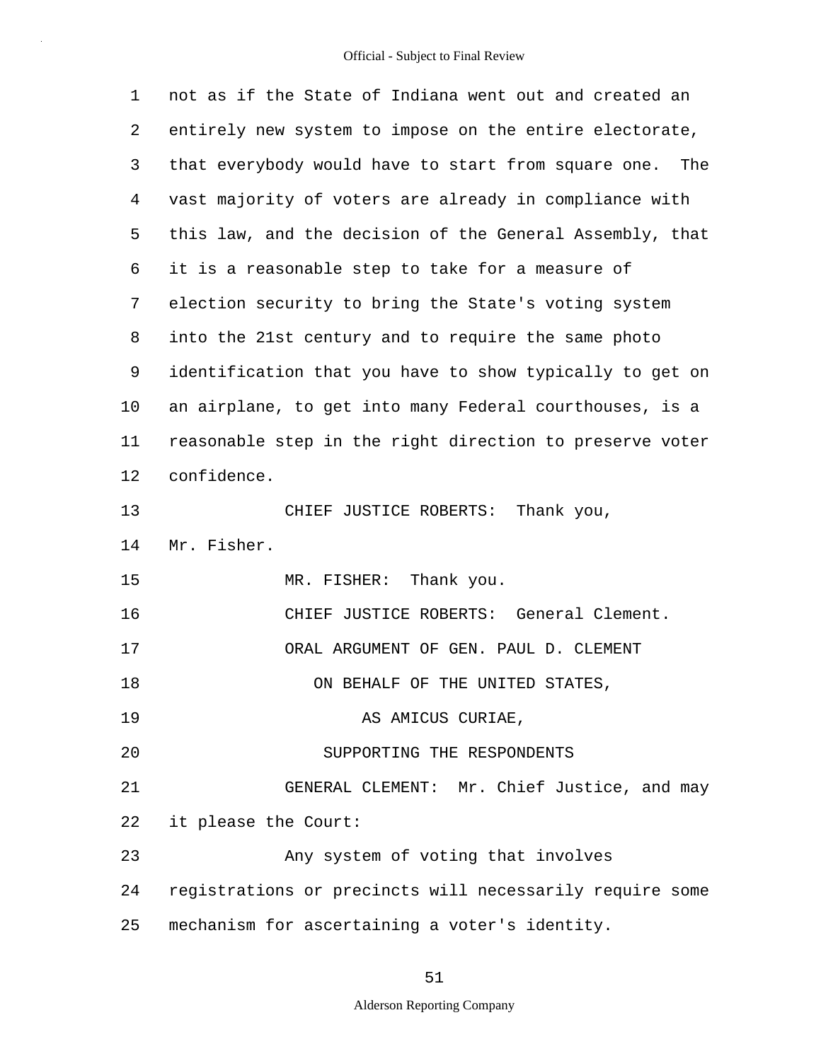not as if the State of Indiana went out and created an entirely new system to impose on the entire electorate, that everybody would have to start from square one. The vast majority of voters are already in compliance with this law, and the decision of the General Assembly, that it is a reasonable step to take for a measure of election security to bring the State's voting system into the 21st century and to require the same photo identification that you have to show typically to get on an airplane, to get into many Federal courthouses, is a reasonable step in the right direction to preserve voter confidence.

CHIEF JUSTICE ROBERTS: Thank you, Mr. Fisher.

MR. FISHER: Thank you.

CHIEF JUSTICE ROBERTS: General Clement.

ORAL ARGUMENT OF GEN. PAUL D. CLEMENT
ON BEHALF OF THE UNITED STATES,
AS AMICUS CURIAE,
SUPPORTING THE RESPONDENTS

GENERAL CLEMENT: Mr. Chief Justice, and may it please the Court:

Any system of voting that involves registrations or precincts will necessarily require some mechanism for ascertaining a voter's identity.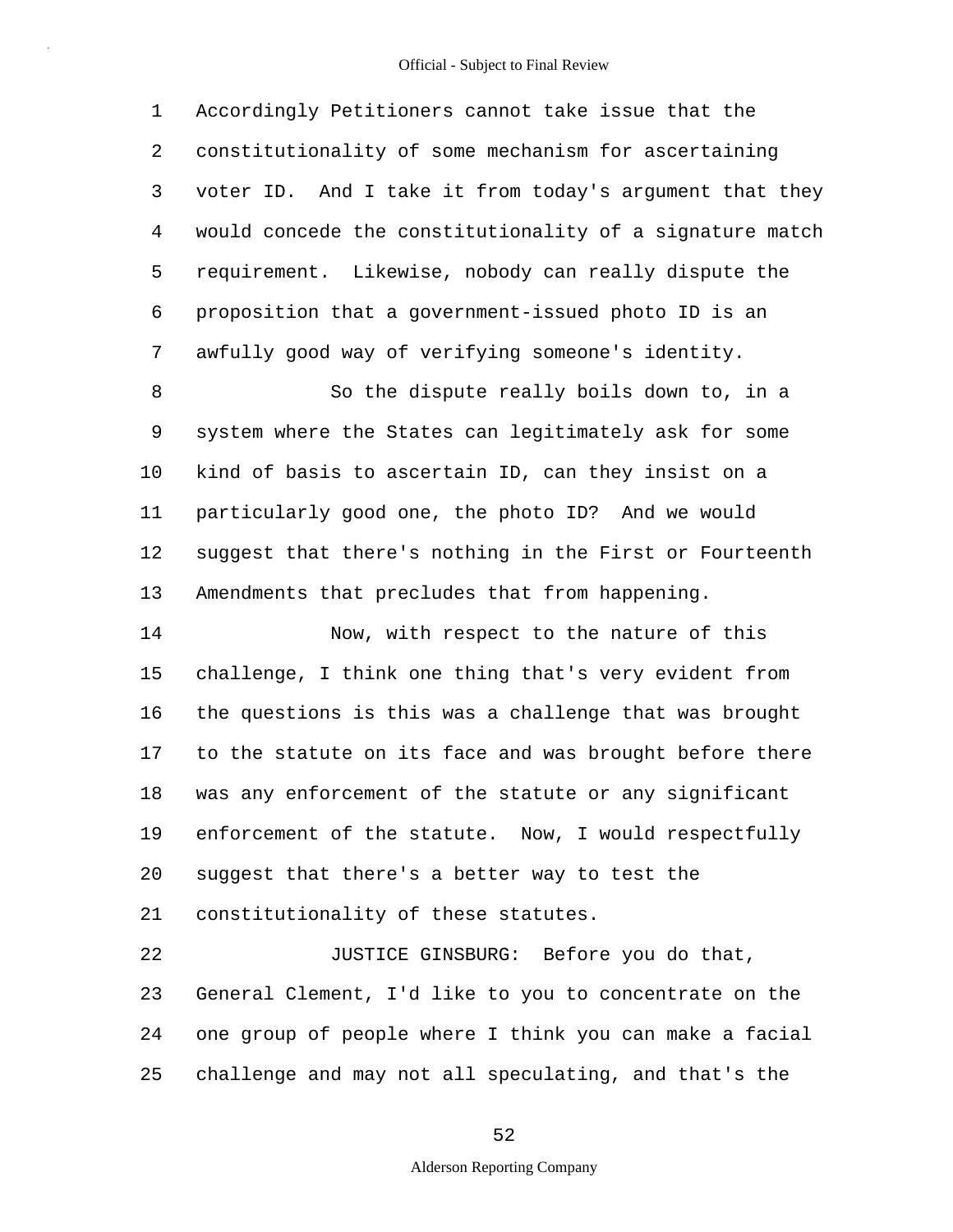Accordingly Petitioners cannot take issue that the constitutionality of some mechanism for ascertaining voter ID. And I take it from today's argument that they would concede the constitutionality of a signature match requirement. Likewise, nobody can really dispute the proposition that a government-issued photo ID is an awfully good way of verifying someone's identity.

So the dispute really boils down to, in a system where the States can legitimately ask for some kind of basis to ascertain ID, can they insist on a particularly good one, the photo ID? And we would suggest that there's nothing in the First or Fourteenth Amendments that precludes that from happening.

Now, with respect to the nature of this challenge, I think one thing that's very evident from the questions is this was a challenge that was brought to the statute on its face and was brought before there was any enforcement of the statute or any significant enforcement of the statute. Now, I would respectfully suggest that there's a better way to test the constitutionality of these statutes.

JUSTICE GINSBURG: Before you do that, General Clement, I'd like to you to concentrate on the one group of people where I think you can make a facial challenge and may not all speculating, and that's the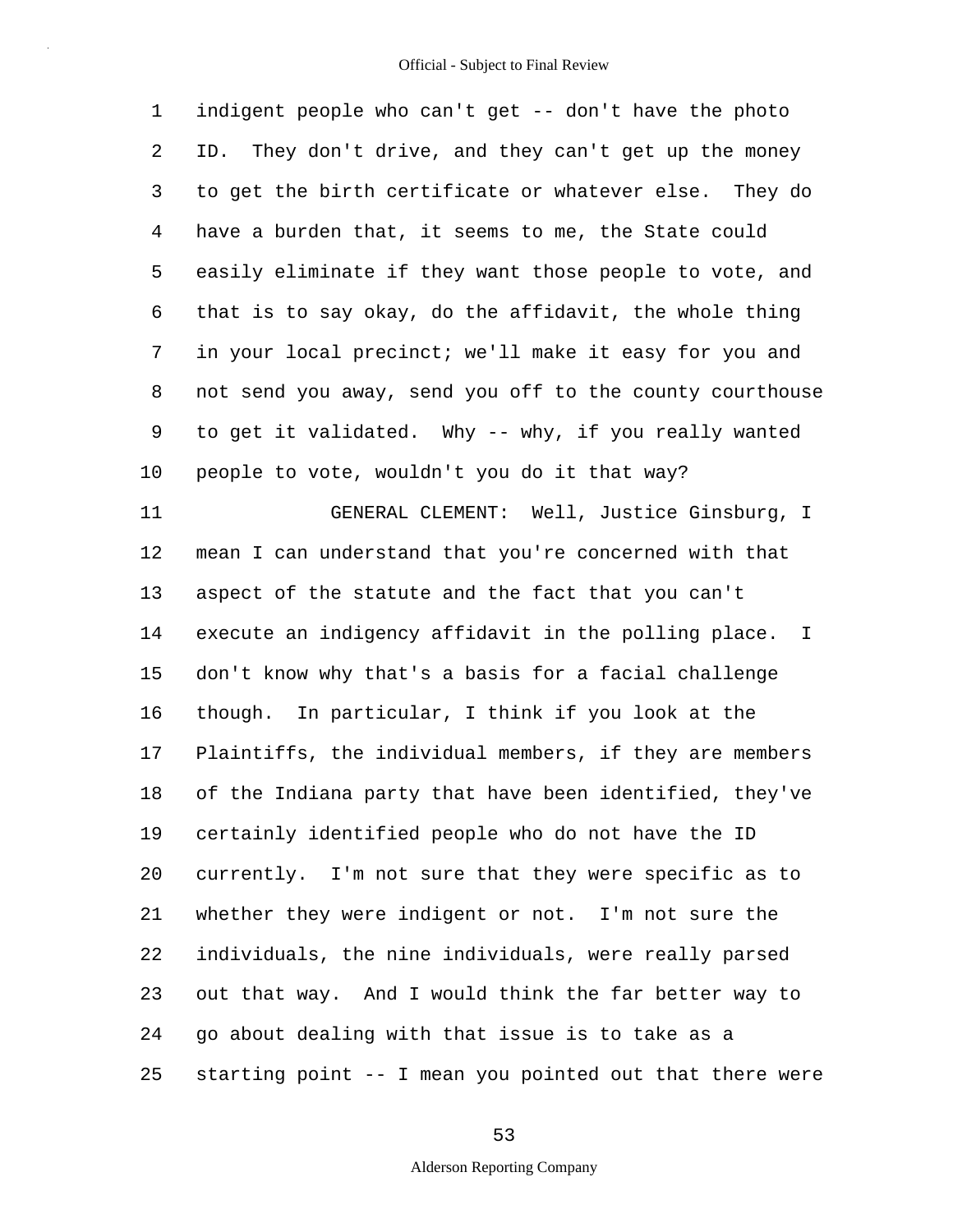indigent people who can't get -- don't have the photo ID. They don't drive, and they can't get up the money to get the birth certificate or whatever else. They do have a burden that, it seems to me, the State could easily eliminate if they want those people to vote, and that is to say okay, do the affidavit, the whole thing in your local precinct; we'll make it easy for you and not send you away, send you off to the county courthouse to get it validated. Why -- why, if you really wanted people to vote, wouldn't you do it that way?

GENERAL CLEMENT: Well, Justice Ginsburg, I mean I can understand that you're concerned with that aspect of the statute and the fact that you can't execute an indigency affidavit in the polling place. I don't know why that's a basis for a facial challenge though. In particular, I think if you look at the Plaintiffs, the individual members, if they are members of the Indiana party that have been identified, they've certainly identified people who do not have the ID currently. I'm not sure that they were specific as to whether they were indigent or not. I'm not sure the individuals, the nine individuals, were really parsed out that way. And I would think the far better way to go about dealing with that issue is to take as a starting point -- I mean you pointed out that there were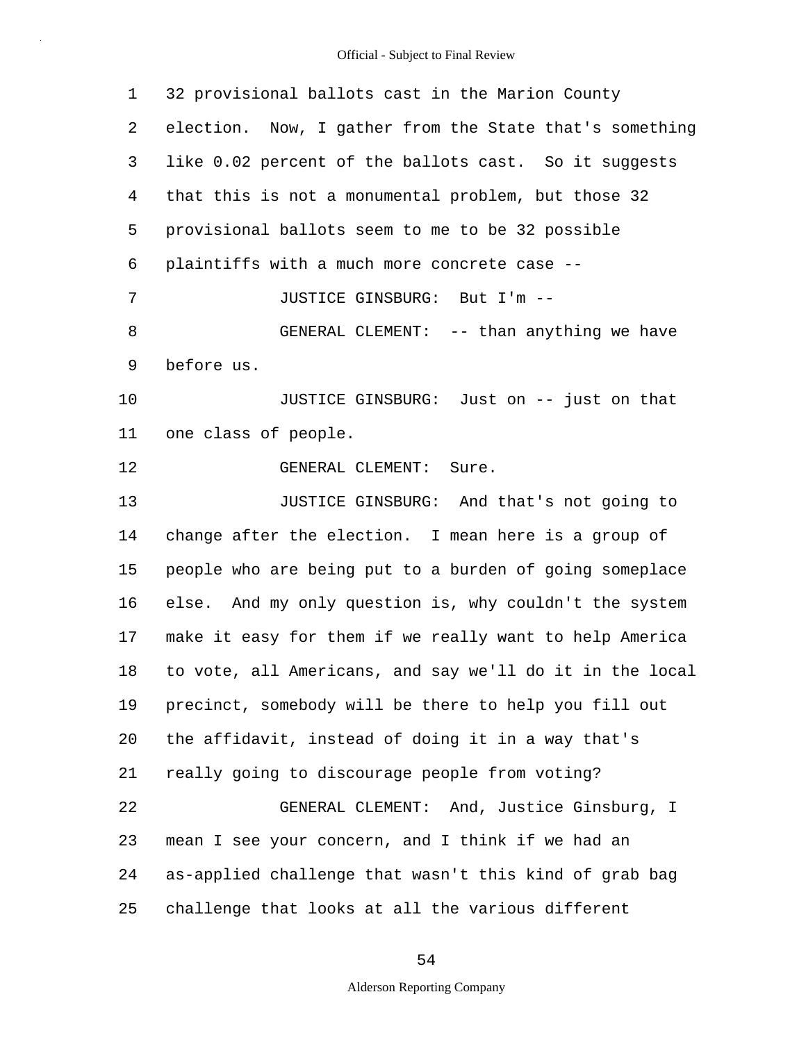32 provisional ballots cast in the Marion County election. Now, I gather from the State that's something like 0.02 percent of the ballots cast. So it suggests that this is not a monumental problem, but those 32 provisional ballots seem to me to be 32 possible plaintiffs with a much more concrete case --

JUSTICE GINSBURG: But I'm --

GENERAL CLEMENT: -- than anything we have before us.

JUSTICE GINSBURG: Just on -- just on that one class of people.

GENERAL CLEMENT: Sure.

JUSTICE GINSBURG: And that's not going to change after the election. I mean here is a group of people who are being put to a burden of going someplace else. And my only question is, why couldn't the system make it easy for them if we really want to help America to vote, all Americans, and say we'll do it in the local precinct, somebody will be there to help you fill out the affidavit, instead of doing it in a way that's really going to discourage people from voting?

GENERAL CLEMENT: And, Justice Ginsburg, I mean I see your concern, and I think if we had an as-applied challenge that wasn't this kind of grab bag challenge that looks at all the various different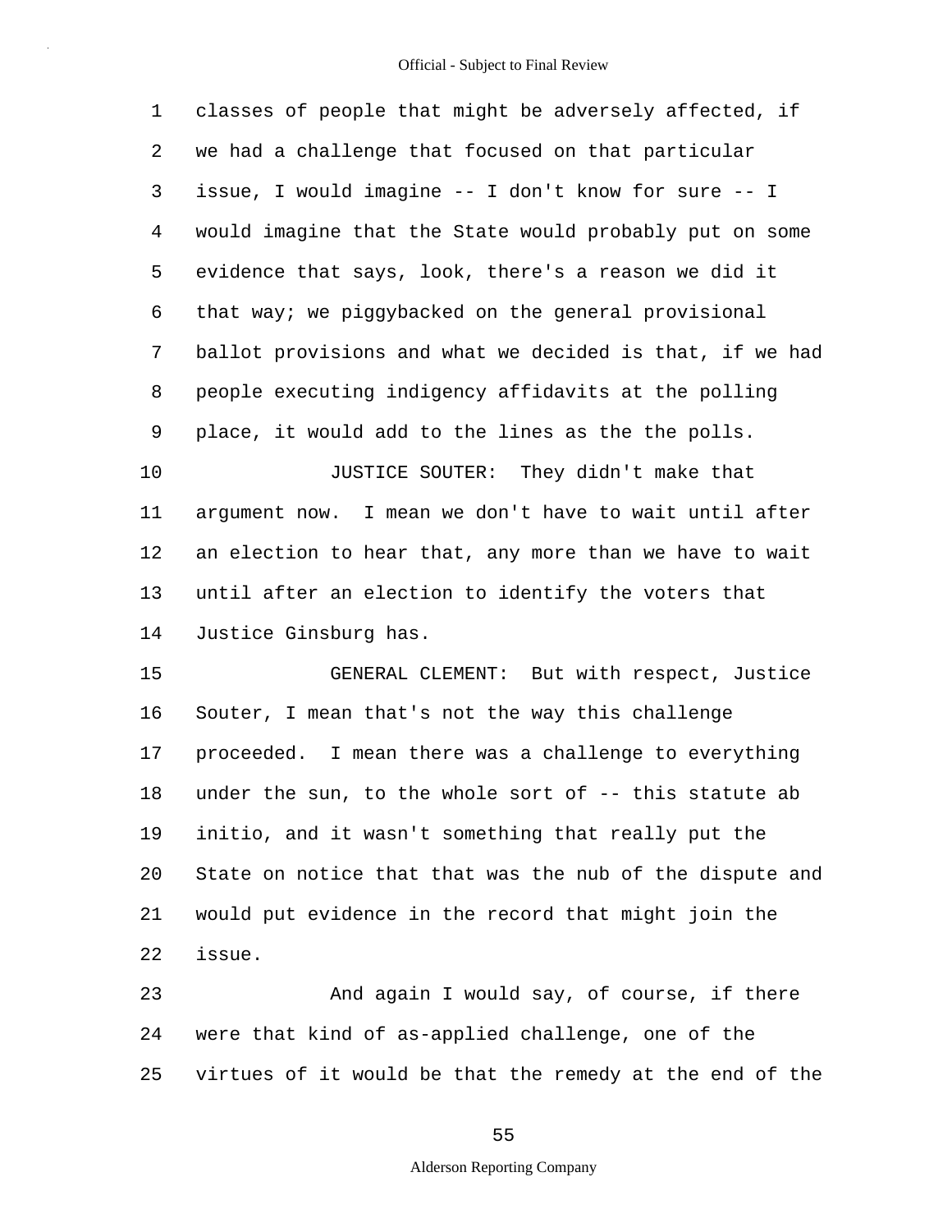classes of people that might be adversely affected, if we had a challenge that focused on that particular issue, I would imagine -- I don't know for sure -- I would imagine that the State would probably put on some evidence that says, look, there's a reason we did it that way; we piggybacked on the general provisional ballot provisions and what we decided is that, if we had people executing indigency affidavits at the polling place, it would add to the lines as the the polls.

JUSTICE SOUTER: They didn't make that argument now. I mean we don't have to wait until after an election to hear that, any more than we have to wait until after an election to identify the voters that Justice Ginsburg has.

GENERAL CLEMENT: But with respect, Justice Souter, I mean that's not the way this challenge proceeded. I mean there was a challenge to everything under the sun, to the whole sort of -- this statute ab initio, and it wasn't something that really put the State on notice that that was the nub of the dispute and would put evidence in the record that might join the issue.

And again I would say, of course, if there were that kind of as-applied challenge, one of the virtues of it would be that the remedy at the end of the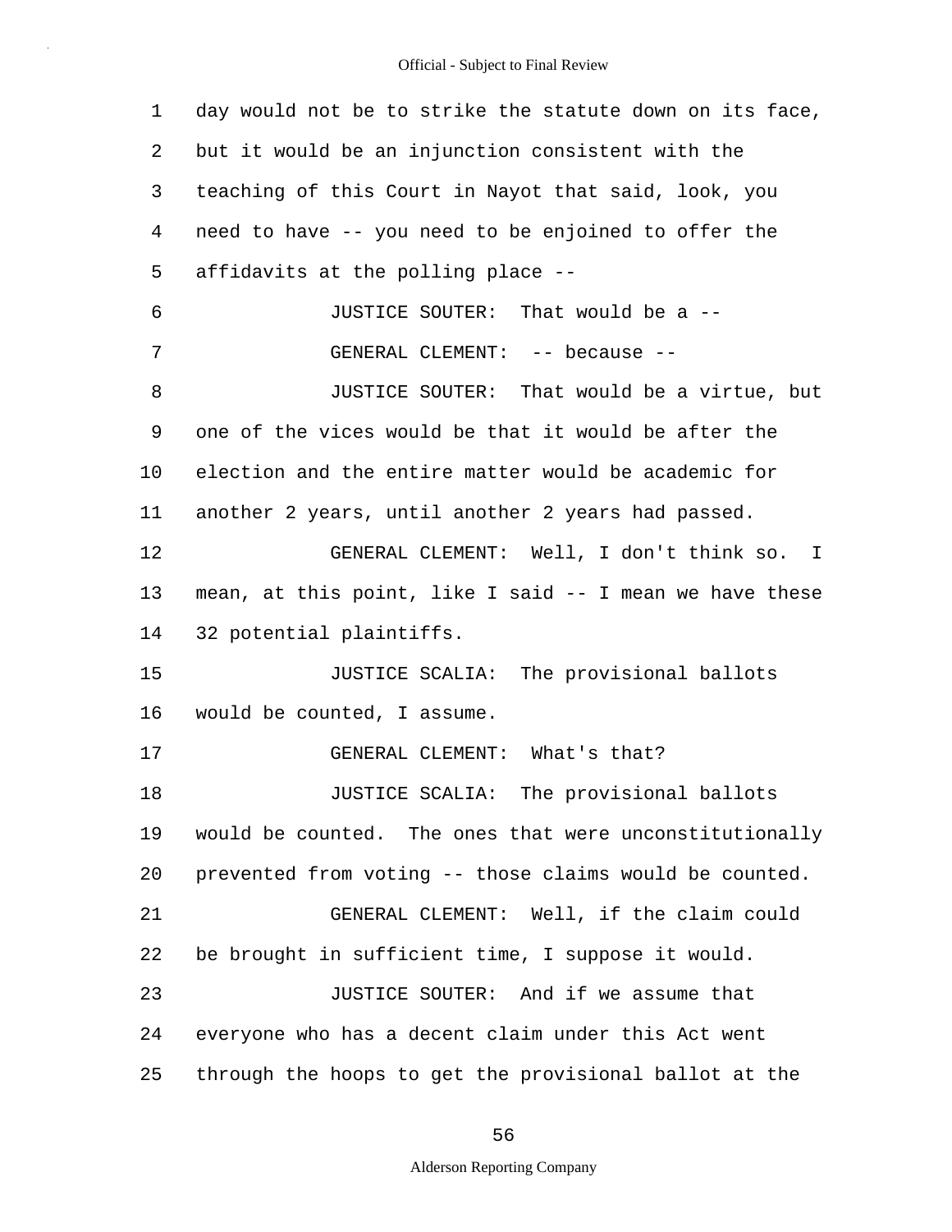day would not be to strike the statute down on its face, but it would be an injunction consistent with the teaching of this Court in Nayot that said, look, you need to have -- you need to be enjoined to offer the affidavits at the polling place --

JUSTICE SOUTER: That would be a --

GENERAL CLEMENT: -- because --

JUSTICE SOUTER: That would be a virtue, but one of the vices would be that it would be after the election and the entire matter would be academic for another 2 years, until another 2 years had passed.

GENERAL CLEMENT: Well, I don't think so. I mean, at this point, like I said -- I mean we have these 32 potential plaintiffs.

JUSTICE SCALIA: The provisional ballots would be counted, I assume.

GENERAL CLEMENT: What's that?

JUSTICE SCALIA: The provisional ballots would be counted. The ones that were unconstitutionally prevented from voting -- those claims would be counted.

GENERAL CLEMENT: Well, if the claim could be brought in sufficient time, I suppose it would.

JUSTICE SOUTER: And if we assume that everyone who has a decent claim under this Act went through the hoops to get the provisional ballot at the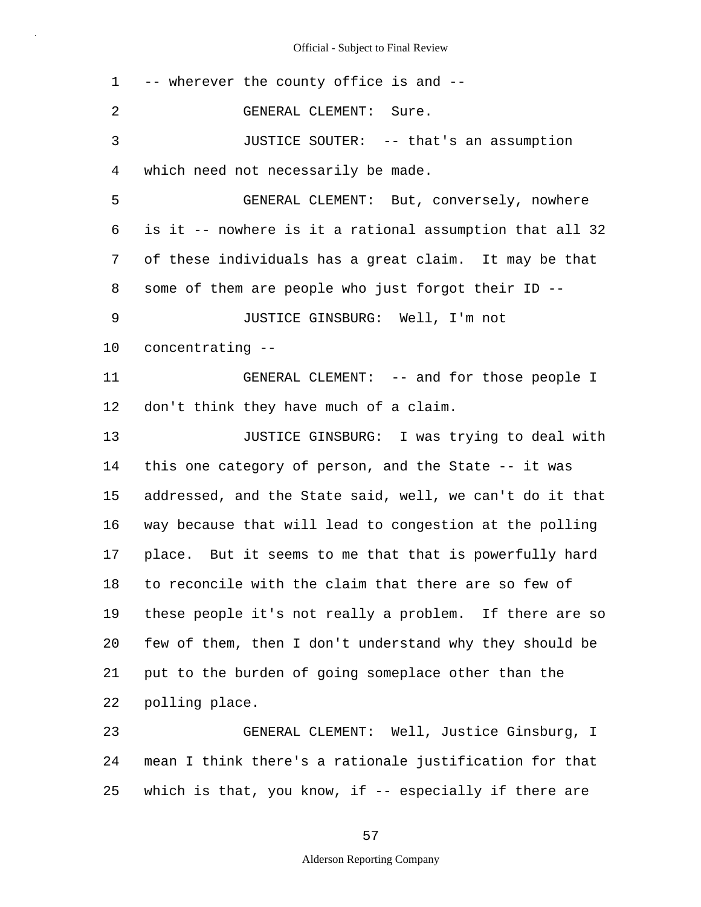1 -- wherever the county office is and --

2 GENERAL CLEMENT: Sure.

3 JUSTICE SOUTER: -- that's an assumption

4 which need not necessarily be made.

5 GENERAL CLEMENT: But, conversely, nowhere

6 is it -- nowhere is it a rational assumption that all 32

7 of these individuals has a great claim. It may be that

8 some of them are people who just forgot their ID --

9 JUSTICE GINSBURG: Well, I'm not

10 concentrating --

11 GENERAL CLEMENT: -- and for those people I

12 don't think they have much of a claim.

13 JUSTICE GINSBURG: I was trying to deal with

14 this one category of person, and the State -- it was

15 addressed, and the State said, well, we can't do it that

16 way because that will lead to congestion at the polling

17 place. But it seems to me that that is powerfully hard

18 to reconcile with the claim that there are so few of

19 these people it's not really a problem. If there are so

20 few of them, then I don't understand why they should be

21 put to the burden of going someplace other than the

22 polling place.

23 GENERAL CLEMENT: Well, Justice Ginsburg, I

24 mean I think there's a rationale justification for that

25 which is that, you know, if -- especially if there are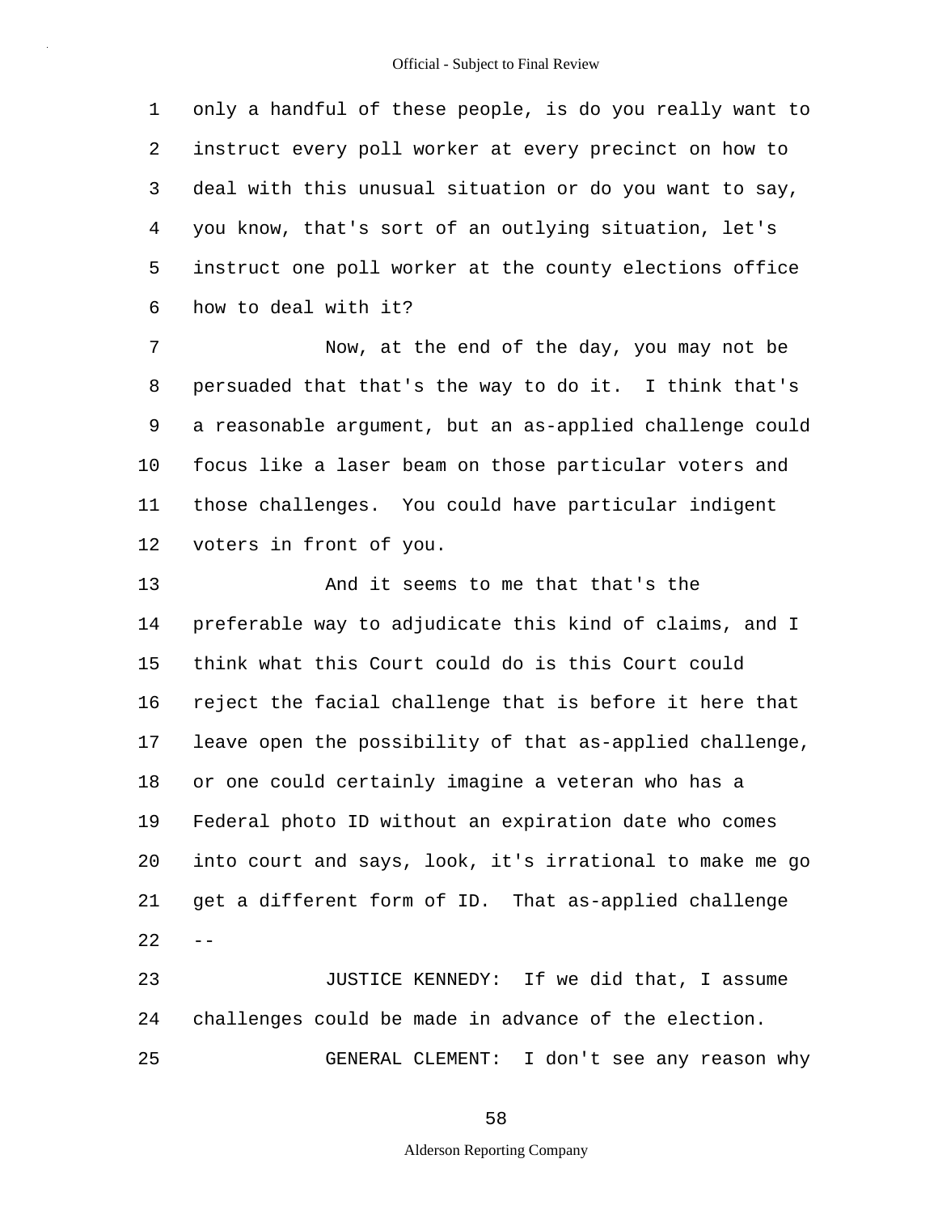only a handful of these people, is do you really want to instruct every poll worker at every precinct on how to deal with this unusual situation or do you want to say, you know, that's sort of an outlying situation, let's instruct one poll worker at the county elections office how to deal with it?

Now, at the end of the day, you may not be persuaded that that's the way to do it. I think that's a reasonable argument, but an as-applied challenge could focus like a laser beam on those particular voters and those challenges. You could have particular indigent voters in front of you.

And it seems to me that that's the preferable way to adjudicate this kind of claims, and I think what this Court could do is this Court could reject the facial challenge that is before it here that leave open the possibility of that as-applied challenge, or one could certainly imagine a veteran who has a Federal photo ID without an expiration date who comes into court and says, look, it's irrational to make me go get a different form of ID. That as-applied challenge --

JUSTICE KENNEDY: If we did that, I assume challenges could be made in advance of the election.

GENERAL CLEMENT: I don't see any reason why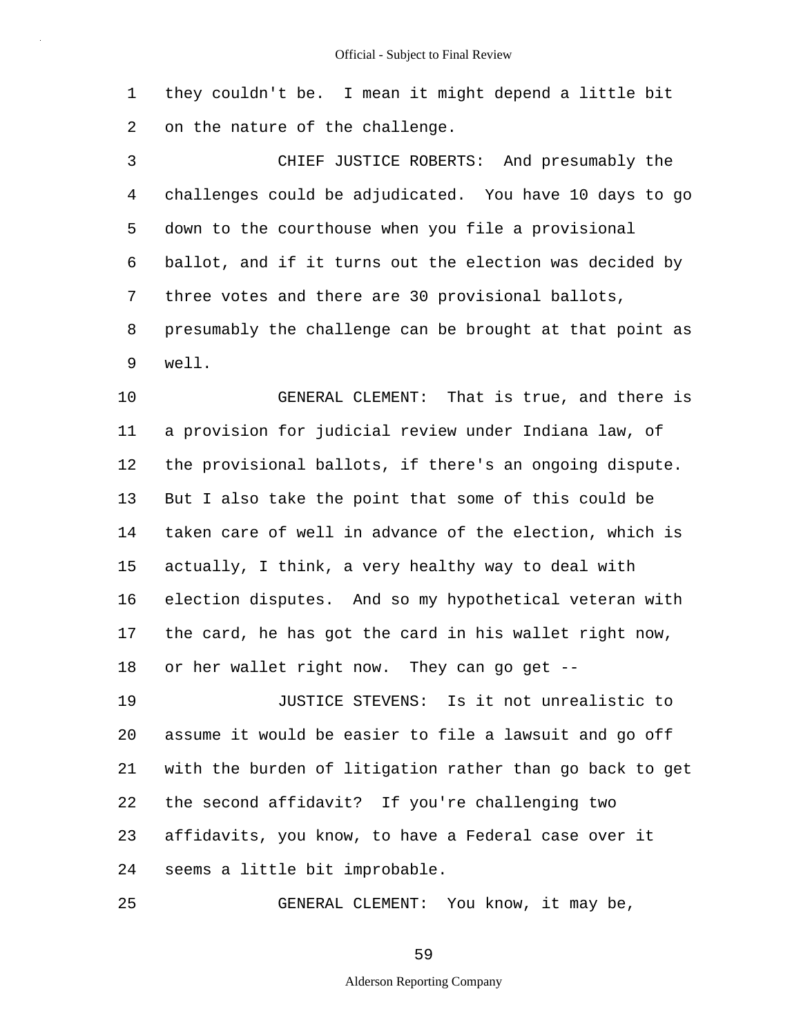1 they couldn't be. I mean it might depend a little bit
2 on the nature of the challenge.

3 CHIEF JUSTICE ROBERTS: And presumably the
4 challenges could be adjudicated. You have 10 days to go
5 down to the courthouse when you file a provisional
6 ballot, and if it turns out the election was decided by
7 three votes and there are 30 provisional ballots,
8 presumably the challenge can be brought at that point as
9 well.

10 GENERAL CLEMENT: That is true, and there is
11 a provision for judicial review under Indiana law, of
12 the provisional ballots, if there's an ongoing dispute.
13 But I also take the point that some of this could be
14 taken care of well in advance of the election, which is
15 actually, I think, a very healthy way to deal with
16 election disputes. And so my hypothetical veteran with
17 the card, he has got the card in his wallet right now,
18 or her wallet right now. They can go get --

19 JUSTICE STEVENS: Is it not unrealistic to
20 assume it would be easier to file a lawsuit and go off
21 with the burden of litigation rather than go back to get
22 the second affidavit? If you're challenging two
23 affidavits, you know, to have a Federal case over it
24 seems a little bit improbable.

25 GENERAL CLEMENT: You know, it may be,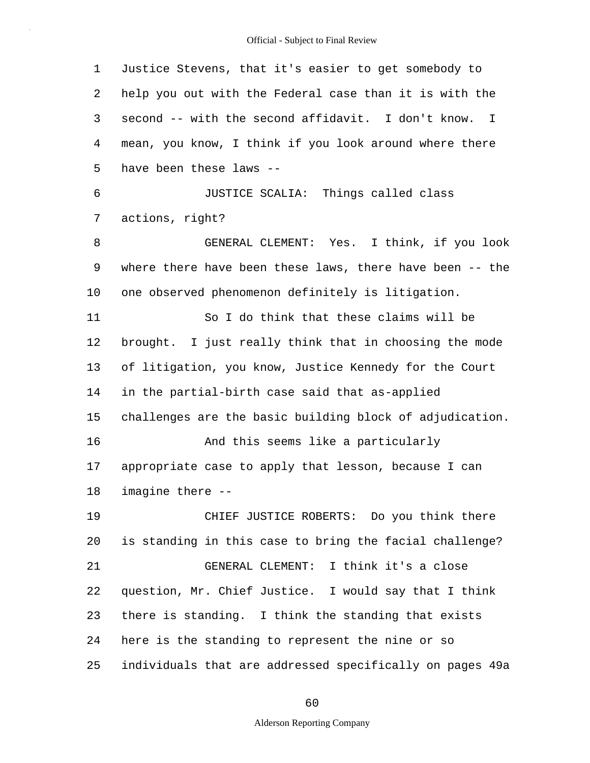Justice Stevens, that it's easier to get somebody to help you out with the Federal case than it is with the second -- with the second affidavit. I don't know. I mean, you know, I think if you look around where there have been these laws --

JUSTICE SCALIA: Things called class actions, right?

GENERAL CLEMENT: Yes. I think, if you look where there have been these laws, there have been -- the one observed phenomenon definitely is litigation.

So I do think that these claims will be brought. I just really think that in choosing the mode of litigation, you know, Justice Kennedy for the Court in the partial-birth case said that as-applied challenges are the basic building block of adjudication.

And this seems like a particularly appropriate case to apply that lesson, because I can imagine there --

CHIEF JUSTICE ROBERTS: Do you think there is standing in this case to bring the facial challenge?

GENERAL CLEMENT: I think it's a close question, Mr. Chief Justice. I would say that I think there is standing. I think the standing that exists here is the standing to represent the nine or so individuals that are addressed specifically on pages 49a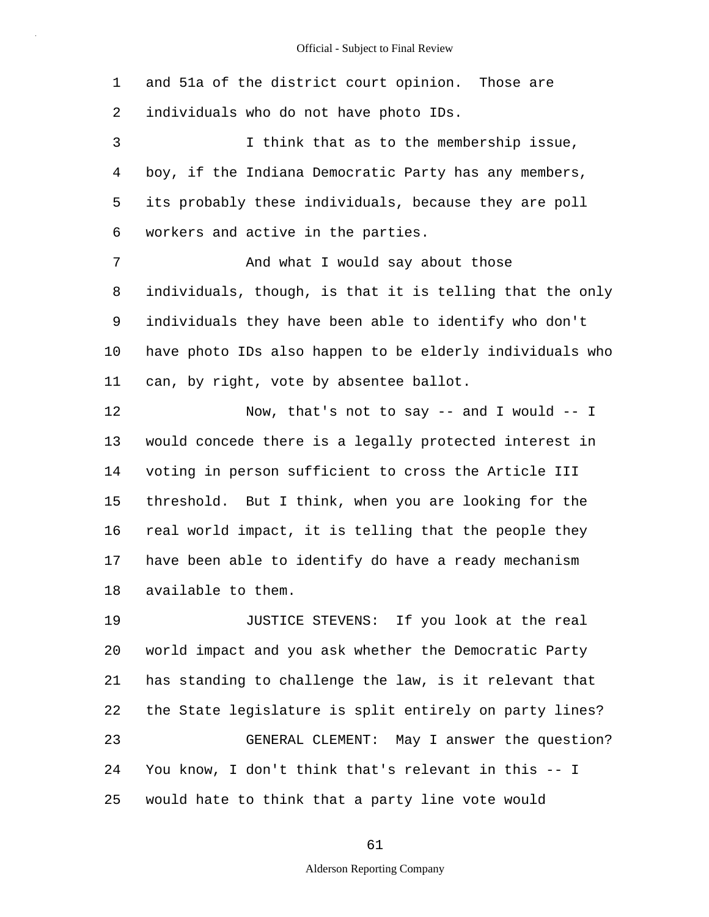and 51a of the district court opinion. Those are individuals who do not have photo IDs.

I think that as to the membership issue, boy, if the Indiana Democratic Party has any members, its probably these individuals, because they are poll workers and active in the parties.

And what I would say about those individuals, though, is that it is telling that the only individuals they have been able to identify who don't have photo IDs also happen to be elderly individuals who can, by right, vote by absentee ballot.

Now, that's not to say -- and I would -- I would concede there is a legally protected interest in voting in person sufficient to cross the Article III threshold. But I think, when you are looking for the real world impact, it is telling that the people they have been able to identify do have a ready mechanism available to them.

JUSTICE STEVENS: If you look at the real world impact and you ask whether the Democratic Party has standing to challenge the law, is it relevant that the State legislature is split entirely on party lines?

GENERAL CLEMENT: May I answer the question? You know, I don't think that's relevant in this -- I would hate to think that a party line vote would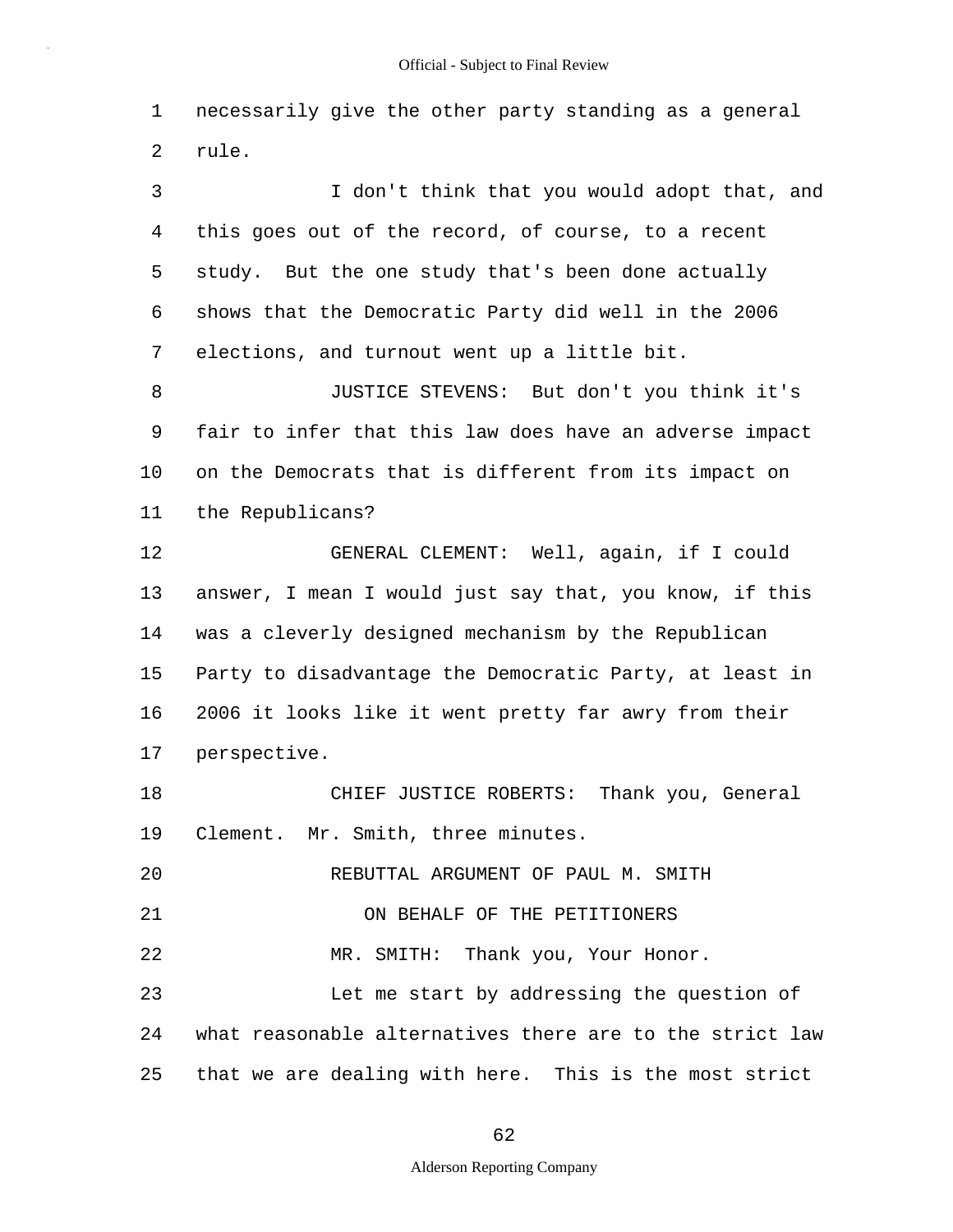necessarily give the other party standing as a general rule.

I don't think that you would adopt that, and this goes out of the record, of course, to a recent study. But the one study that's been done actually shows that the Democratic Party did well in the 2006 elections, and turnout went up a little bit.

JUSTICE STEVENS: But don't you think it's fair to infer that this law does have an adverse impact on the Democrats that is different from its impact on the Republicans?

GENERAL CLEMENT: Well, again, if I could answer, I mean I would just say that, you know, if this was a cleverly designed mechanism by the Republican Party to disadvantage the Democratic Party, at least in 2006 it looks like it went pretty far awry from their perspective.

CHIEF JUSTICE ROBERTS: Thank you, General Clement. Mr. Smith, three minutes.

REBUTTAL ARGUMENT OF PAUL M. SMITH

ON BEHALF OF THE PETITIONERS

MR. SMITH: Thank you, Your Honor.

Let me start by addressing the question of what reasonable alternatives there are to the strict law that we are dealing with here. This is the most strict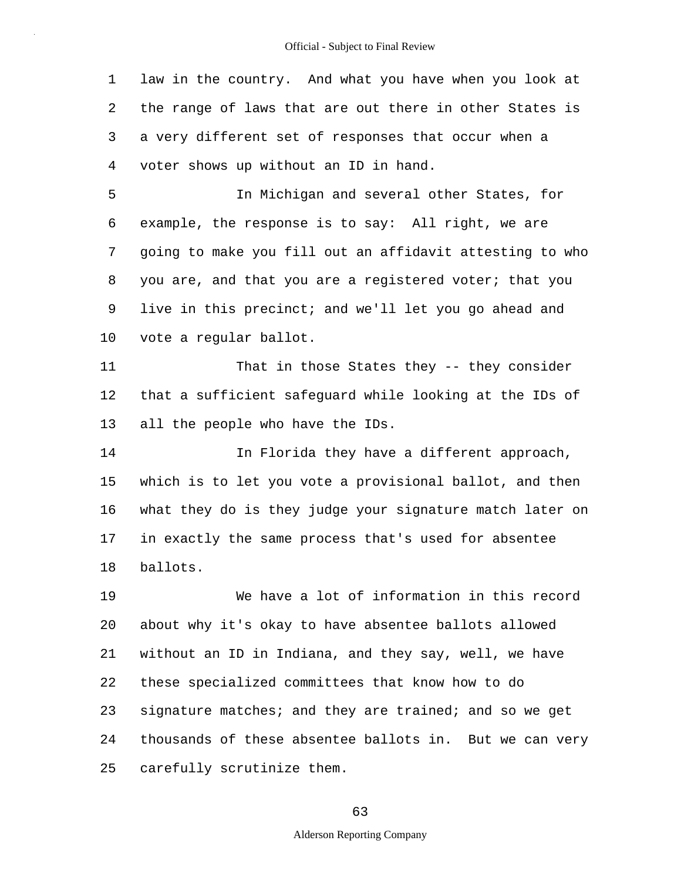law in the country. And what you have when you look at the range of laws that are out there in other States is a very different set of responses that occur when a voter shows up without an ID in hand.

In Michigan and several other States, for example, the response is to say: All right, we are going to make you fill out an affidavit attesting to who you are, and that you are a registered voter; that you live in this precinct; and we'll let you go ahead and vote a regular ballot.

That in those States they -- they consider that a sufficient safeguard while looking at the IDs of all the people who have the IDs.

In Florida they have a different approach, which is to let you vote a provisional ballot, and then what they do is they judge your signature match later on in exactly the same process that's used for absentee ballots.

We have a lot of information in this record about why it's okay to have absentee ballots allowed without an ID in Indiana, and they say, well, we have these specialized committees that know how to do signature matches; and they are trained; and so we get thousands of these absentee ballots in. But we can very carefully scrutinize them.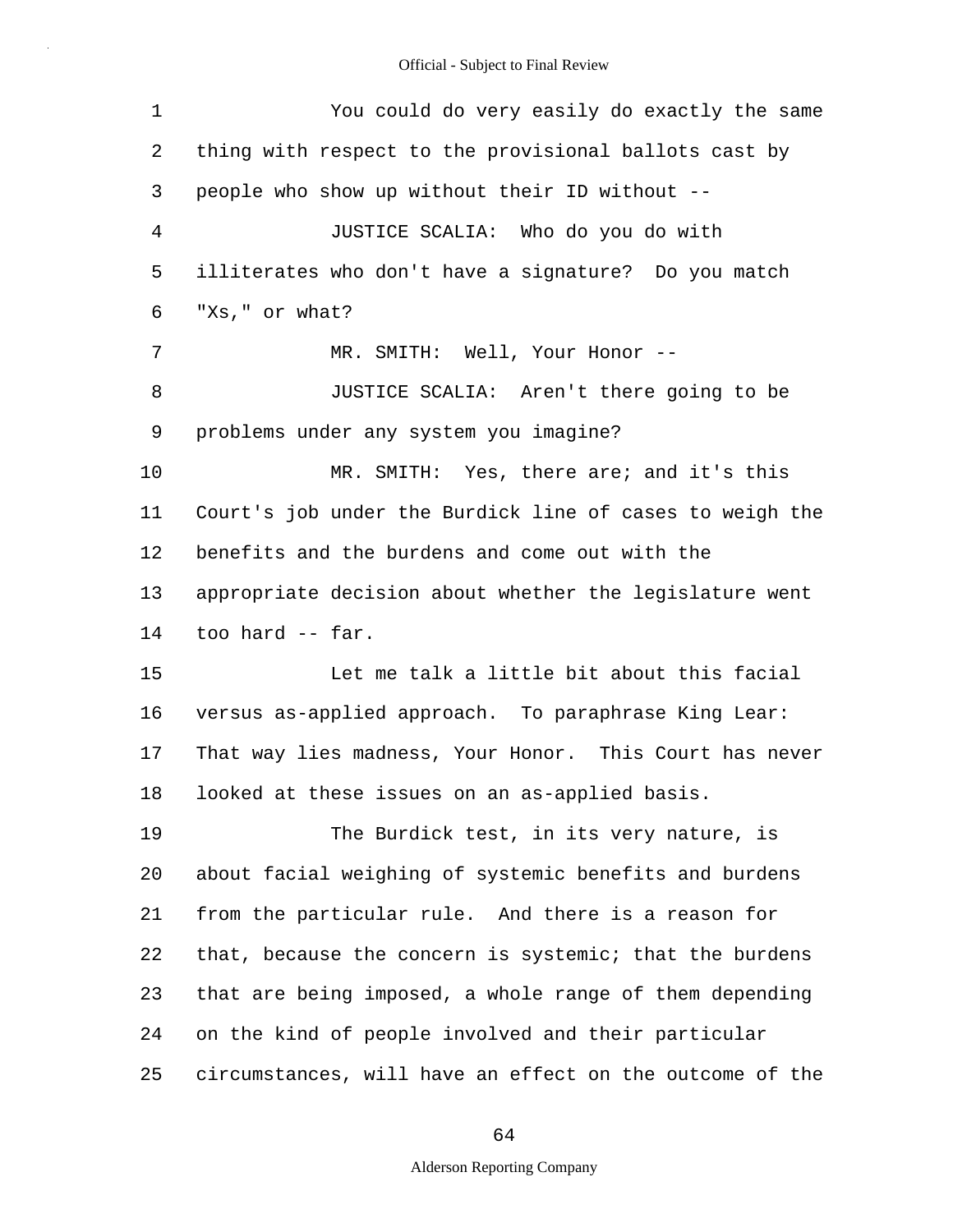You could do very easily do exactly the same thing with respect to the provisional ballots cast by people who show up without their ID without --

JUSTICE SCALIA: Who do you do with illiterates who don't have a signature? Do you match "Xs," or what?

MR. SMITH: Well, Your Honor --

JUSTICE SCALIA: Aren't there going to be problems under any system you imagine?

MR. SMITH: Yes, there are; and it's this Court's job under the Burdick line of cases to weigh the benefits and the burdens and come out with the appropriate decision about whether the legislature went too hard -- far.

Let me talk a little bit about this facial versus as-applied approach. To paraphrase King Lear: That way lies madness, Your Honor. This Court has never looked at these issues on an as-applied basis.

The Burdick test, in its very nature, is about facial weighing of systemic benefits and burdens from the particular rule. And there is a reason for that, because the concern is systemic; that the burdens that are being imposed, a whole range of them depending on the kind of people involved and their particular circumstances, will have an effect on the outcome of the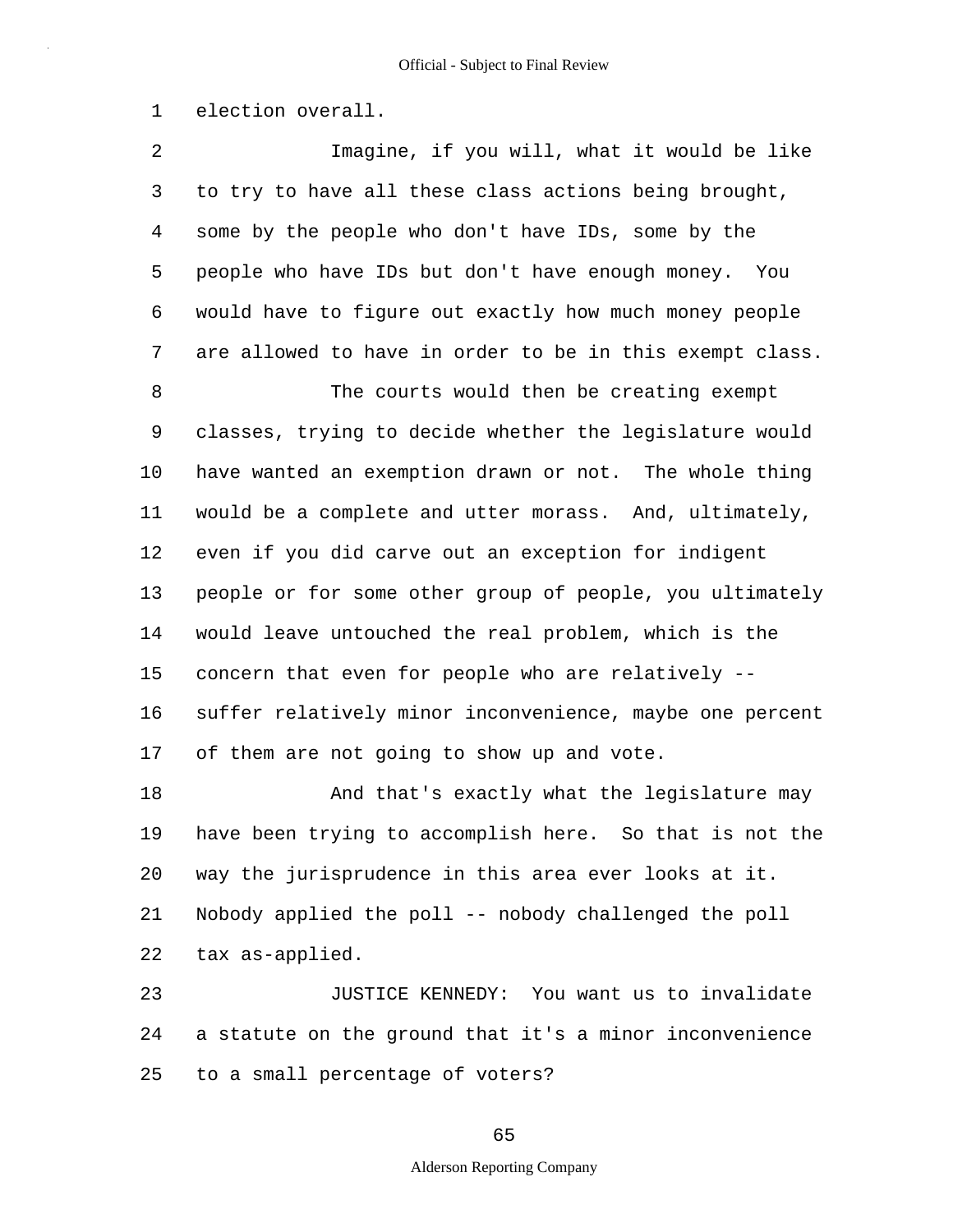election overall.

Imagine, if you will, what it would be like to try to have all these class actions being brought, some by the people who don't have IDs, some by the people who have IDs but don't have enough money. You would have to figure out exactly how much money people are allowed to have in order to be in this exempt class.

The courts would then be creating exempt classes, trying to decide whether the legislature would have wanted an exemption drawn or not. The whole thing would be a complete and utter morass. And, ultimately, even if you did carve out an exception for indigent people or for some other group of people, you ultimately would leave untouched the real problem, which is the concern that even for people who are relatively -- suffer relatively minor inconvenience, maybe one percent of them are not going to show up and vote.

And that's exactly what the legislature may have been trying to accomplish here. So that is not the way the jurisprudence in this area ever looks at it. Nobody applied the poll -- nobody challenged the poll tax as-applied.

JUSTICE KENNEDY: You want us to invalidate a statute on the ground that it's a minor inconvenience to a small percentage of voters?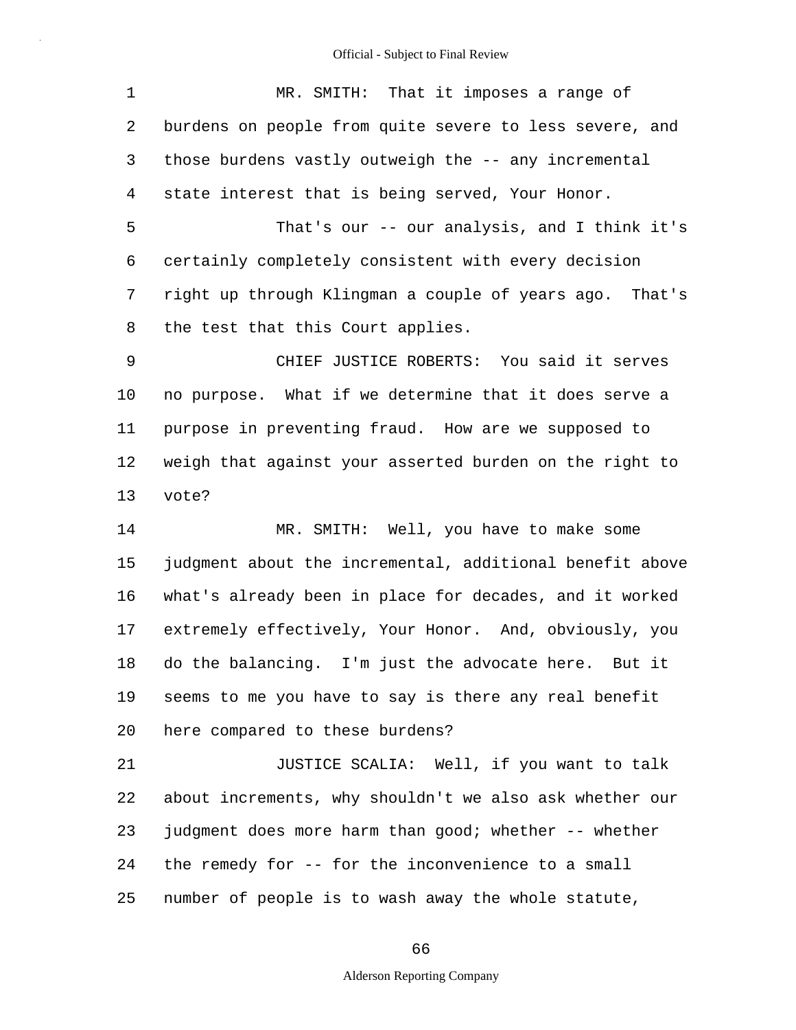MR. SMITH: That it imposes a range of burdens on people from quite severe to less severe, and those burdens vastly outweigh the -- any incremental state interest that is being served, Your Honor.

That's our -- our analysis, and I think it's certainly completely consistent with every decision right up through Klingman a couple of years ago. That's the test that this Court applies.

CHIEF JUSTICE ROBERTS: You said it serves no purpose. What if we determine that it does serve a purpose in preventing fraud. How are we supposed to weigh that against your asserted burden on the right to vote?

MR. SMITH: Well, you have to make some judgment about the incremental, additional benefit above what's already been in place for decades, and it worked extremely effectively, Your Honor. And, obviously, you do the balancing. I'm just the advocate here. But it seems to me you have to say is there any real benefit here compared to these burdens?

JUSTICE SCALIA: Well, if you want to talk about increments, why shouldn't we also ask whether our judgment does more harm than good; whether -- whether the remedy for -- for the inconvenience to a small number of people is to wash away the whole statute,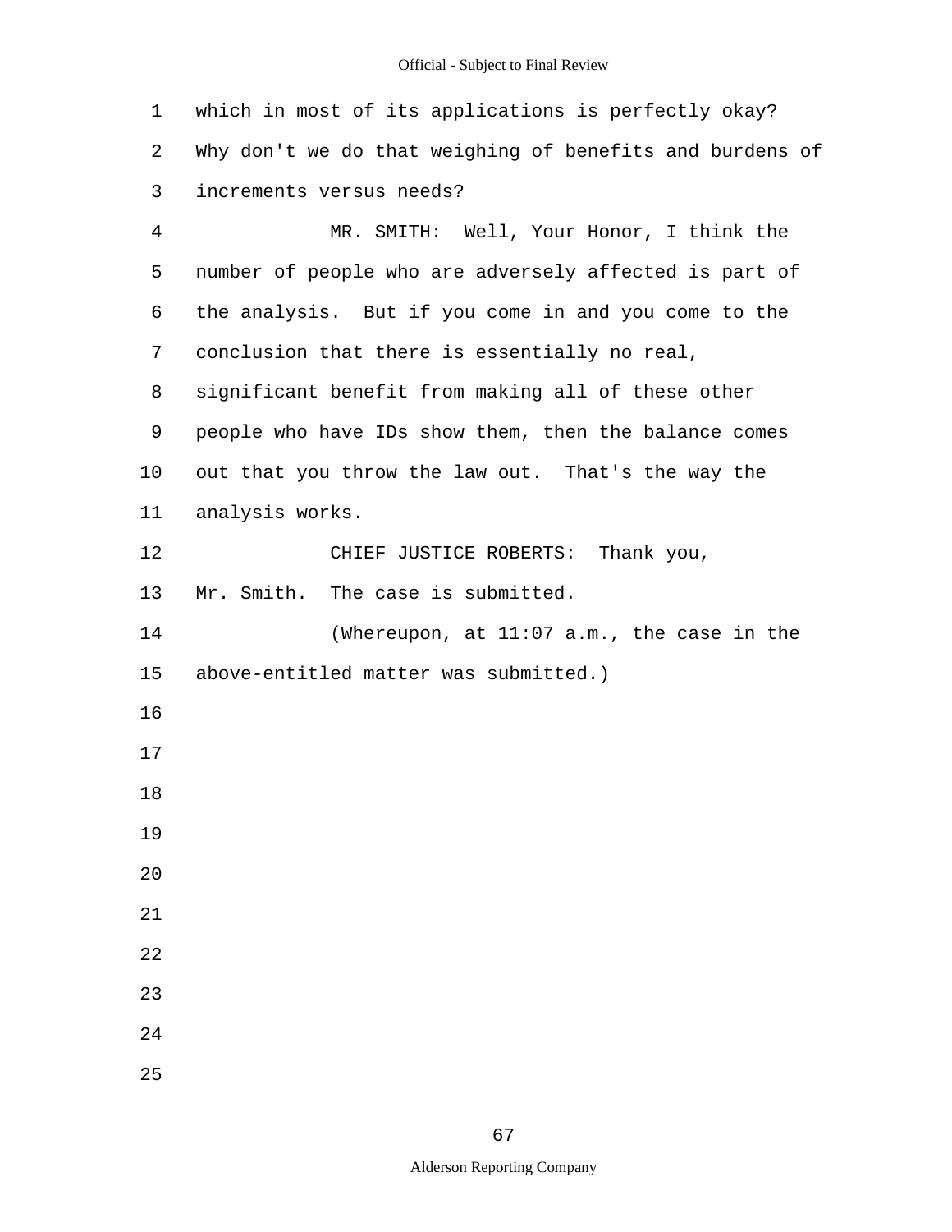which in most of its applications is perfectly okay? Why don't we do that weighing of benefits and burdens of increments versus needs?

MR. SMITH: Well, Your Honor, I think the number of people who are adversely affected is part of the analysis. But if you come in and you come to the conclusion that there is essentially no real, significant benefit from making all of these other people who have IDs show them, then the balance comes out that you throw the law out. That's the way the analysis works.

CHIEF JUSTICE ROBERTS: Thank you, Mr. Smith. The case is submitted.

(Whereupon, at 11:07 a.m., the case in the above-entitled matter was submitted.)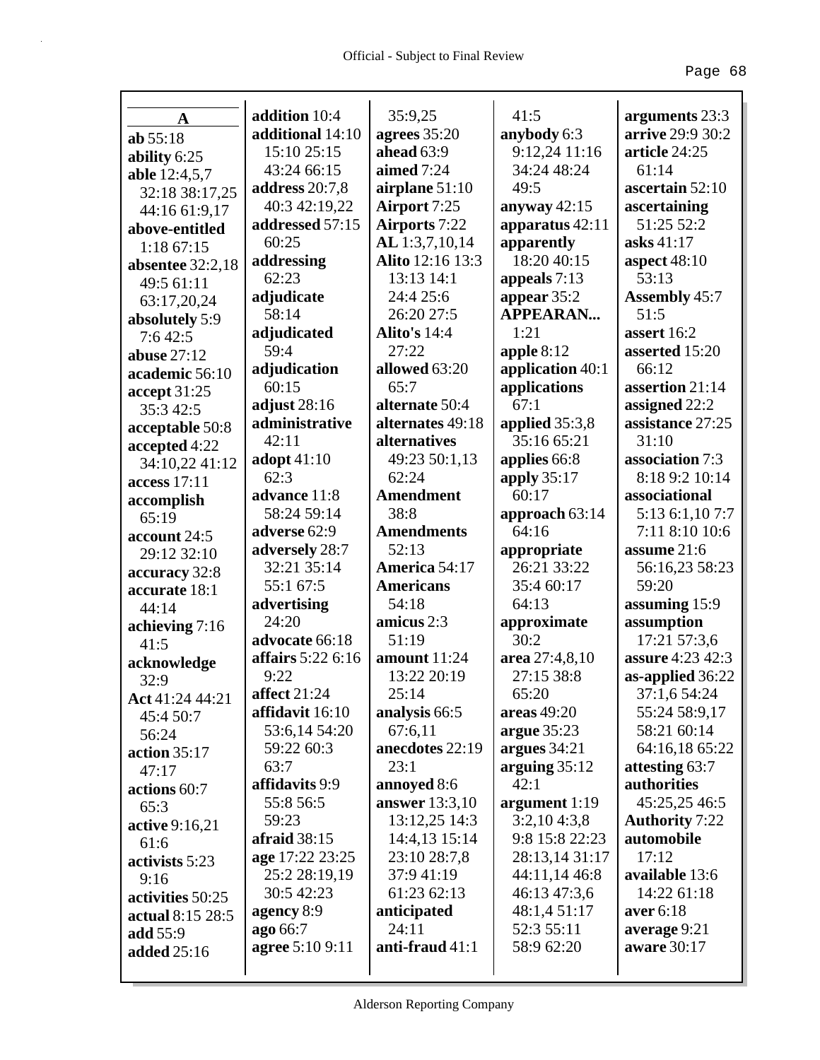## A

**ab** 55:18
**ability** 6:25
**able** 12:4,5,7 32:18 38:17,25 44:16 61:9,17
**above-entitled** 1:18 67:15
**absentee** 32:2,18 49:5 61:11 63:17,20,24
**absolutely** 5:9 7:6 42:5
**abuse** 27:12
**academic** 56:10
**accept** 31:25 35:3 42:5
**acceptable** 50:8
**accepted** 4:22 34:10,22 41:12
**access** 17:11
**accomplish** 65:19
**account** 24:5 29:12 32:10
**accuracy** 32:8
**accurate** 18:1 44:14
**achieving** 7:16 41:5
**acknowledge** 32:9
**Act** 41:24 44:21 45:4 50:7 56:24
**action** 35:17 47:17
**actions** 60:7 65:3
**active** 9:16,21 61:6
**activists** 5:23 9:16
**activities** 50:25
**actual** 8:15 28:5
**add** 55:9
**added** 25:16
**addition** 10:4
**additional** 14:10 15:10 25:15 43:24 66:15
**address** 20:7,8 40:3 42:19,22
**addressed** 57:15 60:25
**addressing** 62:23
**adjudicate** 58:14
**adjudicated** 59:4
**adjudication** 60:15
**adjust** 28:16
**administrative** 42:11
**adopt** 41:10 62:3
**advance** 11:8 58:24 59:14
**adverse** 62:9
**adversely** 28:7 32:21 35:14 55:1 67:5
**advertising** 24:20
**advocate** 66:18
**affairs** 5:22 6:16 9:22
**affect** 21:24
**affidavit** 16:10 53:6,14 54:20 59:22 60:3 63:7
**affidavits** 9:9 55:8 56:5 59:23
**afraid** 38:15
**age** 17:22 23:25 25:2 28:19,19 30:5 42:23
**agency** 8:9
**ago** 66:7
**agree** 5:10 9:11 35:9,25
**agrees** 35:20
**ahead** 63:9
**aimed** 7:24
**airplane** 51:10
**Airport** 7:25
**Airports** 7:22
**AL** 1:3,7,10,14
**Alito** 12:16 13:3 13:13 14:1 24:4 25:6 26:20 27:5
**Alito's** 14:4 27:22
**allowed** 63:20 65:7
**alternate** 50:4
**alternates** 49:18
**alternatives** 49:23 50:1,13 62:24
**Amendment** 38:8
**Amendments** 52:13
**America** 54:17
**Americans** 54:18
**amicus** 2:3 51:19
**amount** 11:24 13:22 20:19 25:14
**analysis** 66:5 67:6,11
**anecdotes** 22:19 23:1
**annoyed** 8:6
**answer** 13:3,10 13:12,25 14:3 14:4,13 15:14 23:10 28:7,8 37:9 41:19 61:23 62:13
**anticipated** 24:11
**anti-fraud** 41:1 41:5
**anybody** 6:3 9:12,24 11:16 34:24 48:24 49:5
**anyway** 42:15
**apparatus** 42:11
**apparently** 18:20 40:15
**appeals** 7:13
**appear** 35:2
**APPEARAN...** 1:21
**apple** 8:12
**application** 40:1
**applications** 67:1
**applied** 35:3,8 35:16 65:21
**applies** 66:8
**apply** 35:17 60:17
**approach** 63:14 64:16
**appropriate** 26:21 33:22 35:4 60:17 64:13
**approximate** 30:2
**area** 27:4,8,10 27:15 38:8 65:20
**areas** 49:20
**argue** 35:23
**argues** 34:21
**arguing** 35:12 42:1
**argument** 1:19 3:2,10 4:3,8 9:8 15:8 22:23 28:13,14 31:17 44:11,14 46:8 46:13 47:3,6 48:1,4 51:17 52:3 55:11 58:9 62:20
**arguments** 23:3
**arrive** 29:9 30:2
**article** 24:25 61:14
**ascertain** 52:10
**ascertaining** 51:25 52:2
**asks** 41:17
**aspect** 48:10 53:13
**Assembly** 45:7 51:5
**assert** 16:2
**asserted** 15:20 66:12
**assertion** 21:14
**assigned** 22:2
**assistance** 27:25 31:10
**association** 7:3 8:18 9:2 10:14
**associational** 5:13 6:1,10 7:7 7:11 8:10 10:6
**assume** 21:6 56:16,23 58:23 59:20
**assuming** 15:9
**assumption** 17:21 57:3,6
**assure** 4:23 42:3
**as-applied** 36:22 37:1,6 54:24 55:24 58:9,17 58:21 60:14 64:16,18 65:22
**attesting** 63:7
**authorities** 45:25,25 46:5
**Authority** 7:22
**automobile** 17:12
**available** 13:6 14:22 61:18
**aver** 6:18
**average** 9:21
**aware** 30:17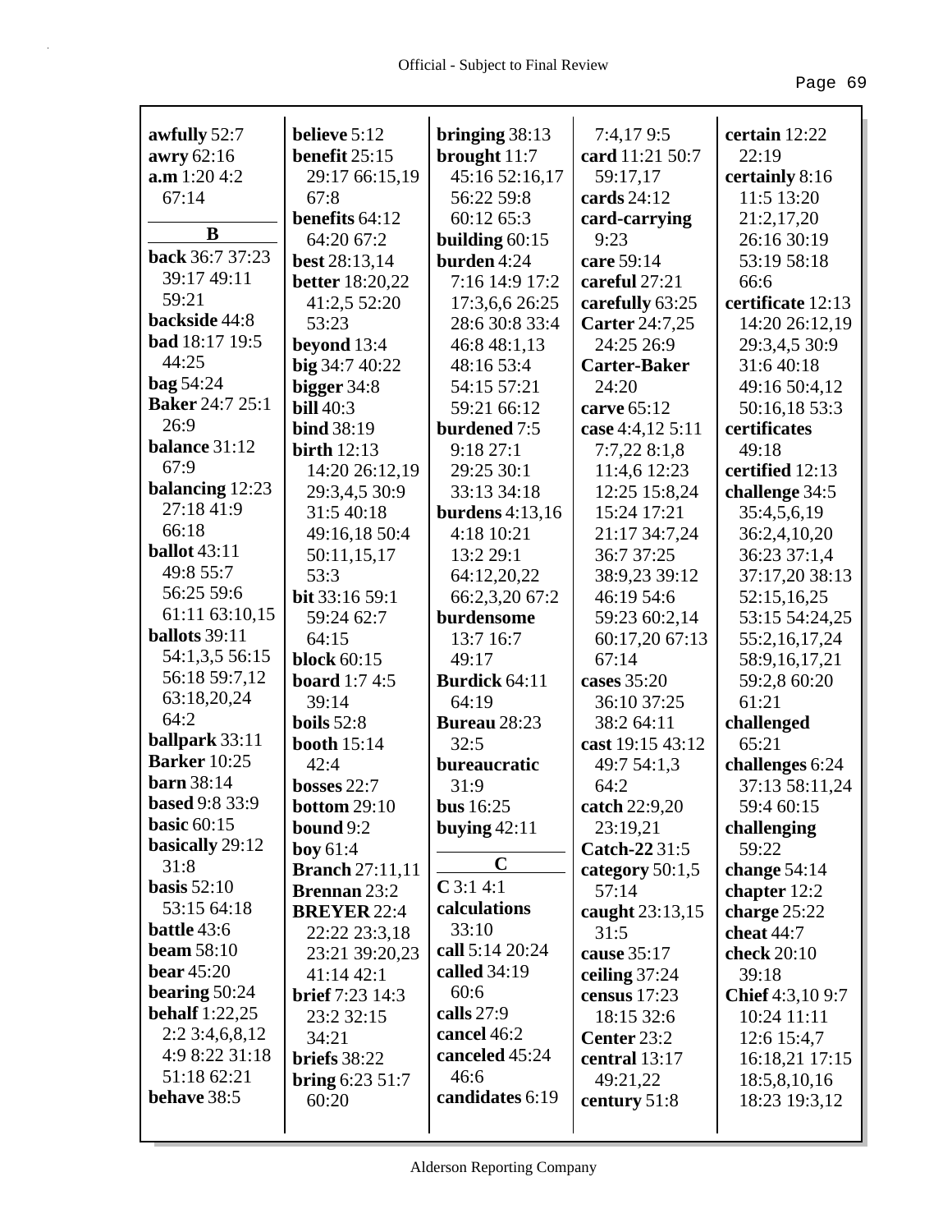**awfully** 52:7
**awry** 62:16
**a.m** 1:20 4:2
67:14

**B**

**back** 36:7 37:23
39:17 49:11
59:21
**backside** 44:8
**bad** 18:17 19:5
44:25
**bag** 54:24
**Baker** 24:7 25:1
26:9
**balance** 31:12
67:9
**balancing** 12:23
27:18 41:9
66:18
**ballot** 43:11
49:8 55:7
56:25 59:6
61:11 63:10,15
**ballots** 39:11
54:1,3,5 56:15
56:18 59:7,12
63:18,20,24
64:2
**ballpark** 33:11
**Barker** 10:25
**barn** 38:14
**based** 9:8 33:9
**basic** 60:15
**basically** 29:12
31:8
**basis** 52:10
53:15 64:18
**battle** 43:6
**beam** 58:10
**bear** 45:20
**bearing** 50:24
**behalf** 1:22,25
2:2 3:4,6,8,12
4:9 8:22 31:18
51:18 62:21
**behave** 38:5
**believe** 5:12
**benefit** 25:15
29:17 66:15,19
67:8
**benefits** 64:12
64:20 67:2
**best** 28:13,14
**better** 18:20,22
41:2,5 52:20
53:23
**beyond** 13:4
**big** 34:7 40:22
**bigger** 34:8
**bill** 40:3
**bind** 38:19
**birth** 12:13
14:20 26:12,19
29:3,4,5 30:9
31:5 40:18
49:16,18 50:4
50:11,15,17
53:3
**bit** 33:16 59:1
59:24 62:7
64:15
**block** 60:15
**board** 1:7 4:5
39:14
**boils** 52:8
**booth** 15:14
42:4
**bosses** 22:7
**bottom** 29:10
**bound** 9:2
**boy** 61:4
**Branch** 27:11,11
**Brennan** 23:2
**BREYER** 22:4
22:22 23:3,18
23:21 39:20,23
41:14 42:1
**brief** 7:23 14:3
23:2 32:15
34:21
**briefs** 38:22
**bring** 6:23 51:7
60:20
**bringing** 38:13
**brought** 11:7
45:16 52:16,17
56:22 59:8
60:12 65:3
**building** 60:15
**burden** 4:24
7:16 14:9 17:2
17:3,6,6 26:25
28:6 30:8 33:4
46:8 48:1,13
48:16 53:4
54:15 57:21
59:21 66:12
**burdened** 7:5
9:18 27:1
29:25 30:1
33:13 34:18
**burdens** 4:13,16
4:18 10:21
13:2 29:1
64:12,20,22
66:2,3,20 67:2
**burdensome**
13:7 16:7
49:17
**Burdick** 64:11
64:19
**Bureau** 28:23
32:5
**bureaucratic**
31:9
**bus** 16:25
**buying** 42:11

**C**

**C** 3:1 4:1
**calculations**
33:10
**call** 5:14 20:24
**called** 34:19
60:6
**calls** 27:9
**cancel** 46:2
**canceled** 45:24
46:6
**candidates** 6:19
7:4,17 9:5
**card** 11:21 50:7
59:17,17
**cards** 24:12
**card-carrying**
9:23
**care** 59:14
**careful** 27:21
**carefully** 63:25
**Carter** 24:7,25
24:25 26:9
**Carter-Baker**
24:20
**carve** 65:12
**case** 4:4,12 5:11
7:7,22 8:1,8
11:4,6 12:23
12:25 15:8,24
15:24 17:21
21:17 34:7,24
36:7 37:25
38:9,23 39:12
46:19 54:6
59:23 60:2,14
60:17,20 67:13
67:14
**cases** 35:20
36:10 37:25
38:2 64:11
**cast** 19:15 43:12
49:7 54:1,3
64:2
**catch** 22:9,20
23:19,21
**Catch-22** 31:5
**category** 50:1,5
57:14
**caught** 23:13,15
31:5
**cause** 35:17
**ceiling** 37:24
**census** 17:23
18:15 32:6
**Center** 23:2
**central** 13:17
49:21,22
**century** 51:8
**certain** 12:22
22:19
**certainly** 8:16
11:5 13:20
21:2,17,20
26:16 30:19
53:19 58:18
66:6
**certificate** 12:13
14:20 26:12,19
29:3,4,5 30:9
31:6 40:18
49:16 50:4,12
50:16,18 53:3
**certificates**
49:18
**certified** 12:13
**challenge** 34:5
35:4,5,6,19
36:2,4,10,20
36:23 37:1,4
37:17,20 38:13
52:15,16,25
53:15 54:24,25
55:2,16,17,24
58:9,16,17,21
59:2,8 60:20
61:21
**challenged**
65:21
**challenges** 6:24
37:13 58:11,24
59:4 60:15
**challenging**
59:22
**change** 54:14
**chapter** 12:2
**charge** 25:22
**cheat** 44:7
**check** 20:10
39:18
**Chief** 4:3,10 9:7
10:24 11:11
12:6 15:4,7
16:18,21 17:15
18:5,8,10,16
18:23 19:3,12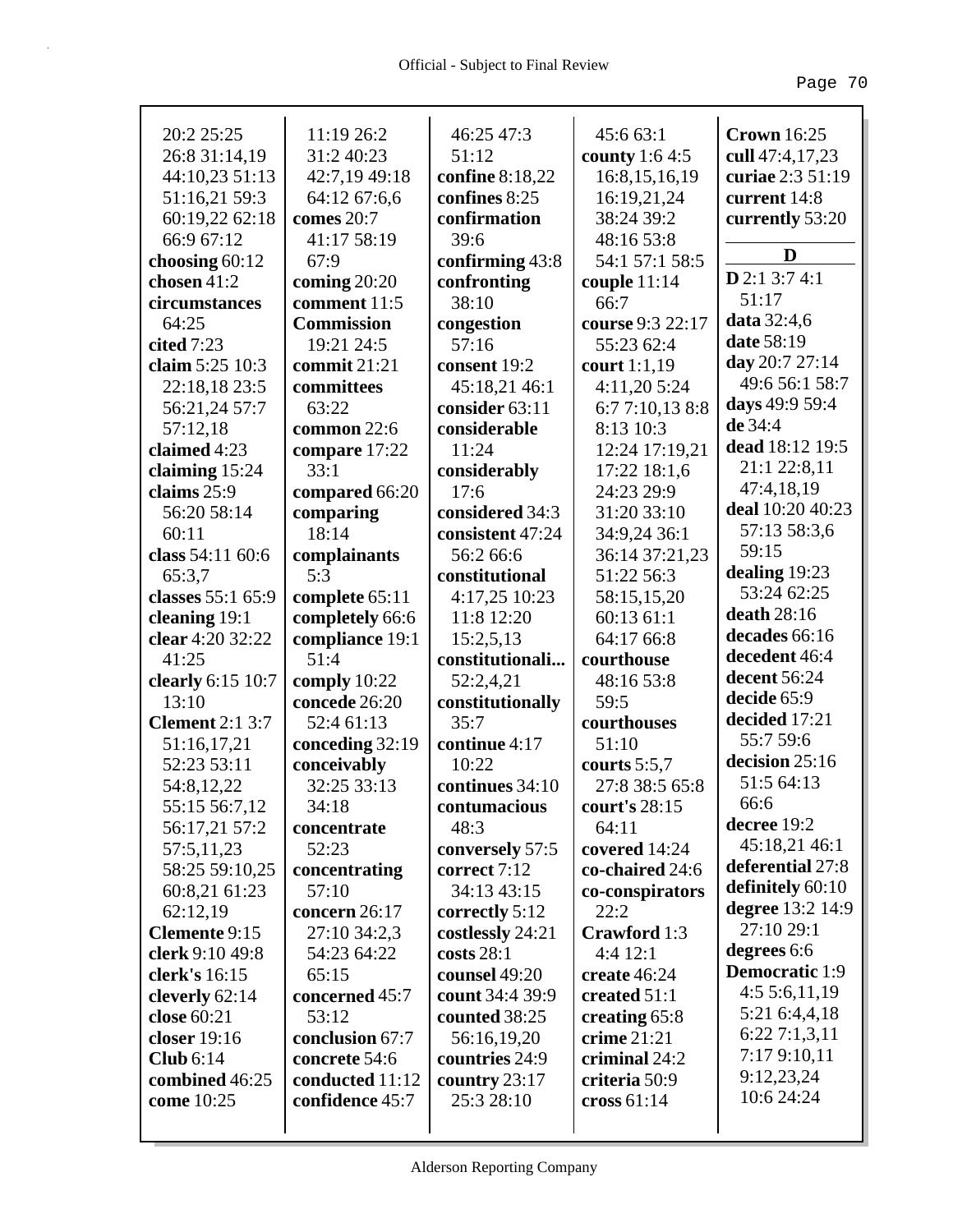20:2 25:25
26:8 31:14,19
44:10,23 51:13
51:16,21 59:3
60:19,22 62:18
66:9 67:12

**choosing** 60:12

**chosen** 41:2

**circumstances** 64:25

**cited** 7:23

**claim** 5:25 10:3 22:18,18 23:5 56:21,24 57:7 57:12,18

**claimed** 4:23

**claiming** 15:24

**claims** 25:9 56:20 58:14 60:11

**class** 54:11 60:6 65:3,7

**classes** 55:1 65:9

**cleaning** 19:1

**clear** 4:20 32:22 41:25

**clearly** 6:15 10:7 13:10

**Clement** 2:1 3:7 51:16,17,21 52:23 53:11 54:8,12,22 55:15 56:7,12 56:17,21 57:2 57:5,11,23 58:25 59:10,25 60:8,21 61:23 62:12,19

**Clemente** 9:15

**clerk** 9:10 49:8

**clerk's** 16:15

**cleverly** 62:14

**close** 60:21

**closer** 19:16

**Club** 6:14

**combined** 46:25

**come** 10:25 11:19 26:2 31:2 40:23 42:7,19 49:18 64:12 67:6,6

**comes** 20:7 41:17 58:19 67:9

**coming** 20:20

**comment** 11:5

**Commission** 19:21 24:5

**commit** 21:21

**committees** 63:22

**common** 22:6

**compare** 17:22 33:1

**compared** 66:20

**comparing** 18:14

**complainants** 5:3

**complete** 65:11

**completely** 66:6

**compliance** 19:1 51:4

**comply** 10:22

**concede** 26:20 52:4 61:13

**conceding** 32:19

**conceivably** 32:25 33:13 34:18

**concentrate** 52:23

**concentrating** 57:10

**concern** 26:17 27:10 34:2,3 54:23 64:22 65:15

**concerned** 45:7 53:12

**conclusion** 67:7

**concrete** 54:6

**conducted** 11:12

**confidence** 45:7 46:25 47:3 51:12

**confine** 8:18,22

**confines** 8:25

**confirmation** 39:6

**confirming** 43:8

**confronting** 38:10

**congestion** 57:16

**consent** 19:2 45:18,21 46:1

**consider** 63:11

**considerable** 11:24

**considerably** 17:6

**considered** 34:3

**consistent** 47:24 56:2 66:6

**constitutional** 4:17,25 10:23 11:8 12:20 15:2,5,13

**constitutionali...** 52:2,4,21

**constitutionally** 35:7

**continue** 4:17 10:22

**continues** 34:10

**contumacious** 48:3

**conversely** 57:5

**correct** 7:12 34:13 43:15

**correctly** 5:12

**costlessly** 24:21

**costs** 28:1

**counsel** 49:20

**count** 34:4 39:9

**counted** 38:25 56:16,19,20

**countries** 24:9

**country** 23:17 25:3 28:10 45:6 63:1

**county** 1:6 4:5 16:8,15,16,19 16:19,21,24 38:24 39:2 48:16 53:8 54:1 57:1 58:5

**couple** 11:14 66:7

**course** 9:3 22:17 55:23 62:4

**court** 1:1,19 4:11,20 5:24 6:7 7:10,13 8:8 8:13 10:3 12:24 17:19,21 17:22 18:1,6 24:23 29:9 31:20 33:10 34:9,24 36:1 36:14 37:21,23 51:22 56:3 58:15,15,20 60:13 61:1 64:17 66:8

**courthouse** 48:16 53:8 59:5

**courthouses** 51:10

**courts** 5:5,7 27:8 38:5 65:8

**court's** 28:15 64:11

**covered** 14:24

**co-chaired** 24:6

**co-conspirators** 22:2

**Crawford** 1:3 4:4 12:1

**create** 46:24

**created** 51:1

**creating** 65:8

**crime** 21:21

**criminal** 24:2

**criteria** 50:9

**cross** 61:14

**Crown** 16:25

**cull** 47:4,17,23

**curiae** 2:3 51:19

**current** 14:8

**currently** 53:20

## D

**D** 2:1 3:7 4:1 51:17

**data** 32:4,6

**date** 58:19

**day** 20:7 27:14 49:6 56:1 58:7

**days** 49:9 59:4

**de** 34:4

**dead** 18:12 19:5 21:1 22:8,11 47:4,18,19

**deal** 10:20 40:23 57:13 58:3,6 59:15

**dealing** 19:23 53:24 62:25

**death** 28:16

**decades** 66:16

**decedent** 46:4

**decent** 56:24

**decide** 65:9

**decided** 17:21 55:7 59:6

**decision** 25:16 51:5 64:13 66:6

**decree** 19:2 45:18,21 46:1

**deferential** 27:8

**definitely** 60:10

**degree** 13:2 14:9 27:10 29:1

**degrees** 6:6

**Democratic** 1:9 4:5 5:6,11,19 5:21 6:4,4,18 6:22 7:1,3,11 7:17 9:10,11 9:12,23,24 10:6 24:24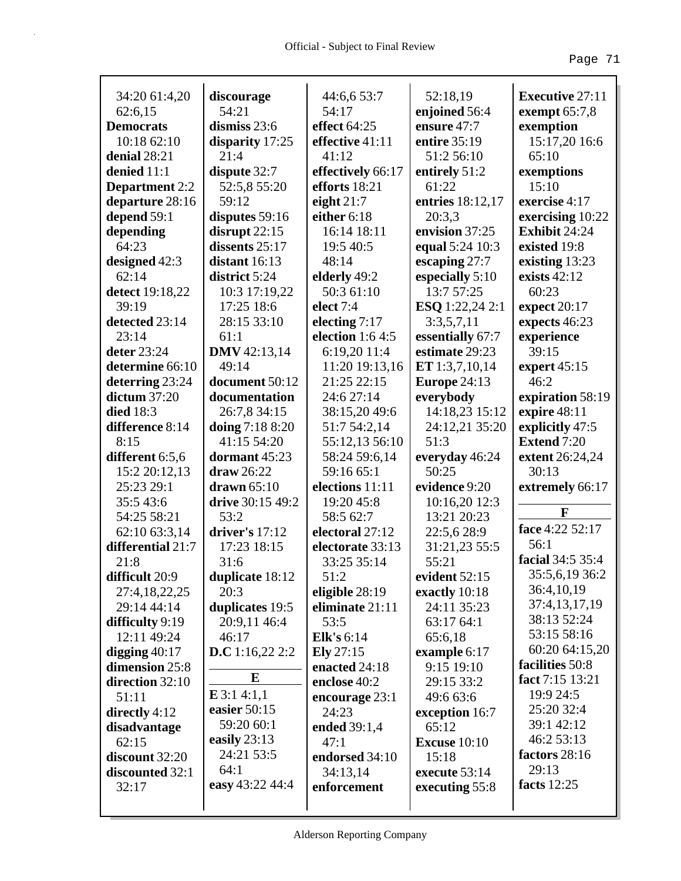34:20 61:4,20 62:6,15
**Democrats** 10:18 62:10
**denial** 28:21
**denied** 11:1
**Department** 2:2
**departure** 28:16
**depend** 59:1
**depending** 64:23
**designed** 42:3 62:14
**detect** 19:18,22 39:19
**detected** 23:14 23:14
**deter** 23:24
**determine** 66:10
**deterring** 23:24
**dictum** 37:20
**died** 18:3
**difference** 8:14 8:15
**different** 6:5,6 15:2 20:12,13 25:23 29:1 35:5 43:6 54:25 58:21 62:10 63:3,14
**differential** 21:7 21:8
**difficult** 20:9 27:4,18,22,25 29:14 44:14
**difficulty** 9:19 12:11 49:24
**digging** 40:17
**dimension** 25:8
**direction** 32:10 51:11
**directly** 4:12
**disadvantage** 62:15
**discount** 32:20
**discounted** 32:1 32:17
**discourage** 54:21
**dismiss** 23:6
**disparity** 17:25 21:4
**dispute** 32:7 52:5,8 55:20 59:12
**disputes** 59:16
**disrupt** 22:15
**dissents** 25:17
**distant** 16:13
**district** 5:24 10:3 17:19,22 17:25 18:6 28:15 33:10 61:1
**DMV** 42:13,14 49:14
**document** 50:12
**documentation** 26:7,8 34:15
**doing** 7:18 8:20 41:15 54:20
**dormant** 45:23
**draw** 26:22
**drawn** 65:10
**drive** 30:15 49:2 53:2
**driver's** 17:12 17:23 18:15 31:6
**duplicate** 18:12 20:3
**duplicates** 19:5 20:9,11 46:4 46:17
**D.C** 1:16,22 2:2

**E**

**E** 3:1 4:1,1
**easier** 50:15 59:20 60:1
**easily** 23:13 24:21 53:5 64:1
**easy** 43:22 44:4 44:6,6 53:7 54:17
**effect** 64:25
**effective** 41:11 41:12
**effectively** 66:17
**efforts** 18:21
**eight** 21:7
**either** 6:18 16:14 18:11 19:5 40:5 48:14
**elderly** 49:2 50:3 61:10
**elect** 7:4
**electing** 7:17
**election** 1:6 4:5 6:19,20 11:4 11:20 19:13,16 21:25 22:15 24:6 27:14 38:15,20 49:6 51:7 54:2,14 55:12,13 56:10 58:24 59:6,14 59:16 65:1
**elections** 11:11 19:20 45:8 58:5 62:7
**electoral** 27:12
**electorate** 33:13 33:25 35:14 51:2
**eligible** 28:19
**eliminate** 21:11 53:5
**Elk's** 6:14
**Ely** 27:15
**enacted** 24:18
**enclose** 40:2
**encourage** 23:1 24:23
**ended** 39:1,4 47:1
**endorsed** 34:10 34:13,14
**enforcement** 52:18,19
**enjoined** 56:4
**ensure** 47:7
**entire** 35:19 51:2 56:10
**entirely** 51:2 61:22
**entries** 18:12,17 20:3,3
**envision** 37:25
**equal** 5:24 10:3
**escaping** 27:7
**especially** 5:10 13:7 57:25
**ESQ** 1:22,24 2:1 3:3,5,7,11
**essentially** 67:7
**estimate** 29:23
**ET** 1:3,7,10,14
**Europe** 24:13
**everybody** 14:18,23 15:12 24:12,21 35:20 51:3
**everyday** 46:24 50:25
**evidence** 9:20 10:16,20 12:3 13:21 20:23 22:5,6 28:9 31:21,23 55:5 55:21
**evident** 52:15
**exactly** 10:18 24:11 35:23 63:17 64:1 65:6,18
**example** 6:17 9:15 19:10 29:15 33:2 49:6 63:6
**exception** 16:7 65:12
**Excuse** 10:10 15:18
**execute** 53:14
**executing** 55:8
**Executive** 27:11
**exempt** 65:7,8
**exemption** 15:17,20 16:6 65:10
**exemptions** 15:10
**exercise** 4:17
**exercising** 10:22
**Exhibit** 24:24
**existed** 19:8
**existing** 13:23
**exists** 42:12 60:23
**expect** 20:17
**expects** 46:23
**experience** 39:15
**expert** 45:15 46:2
**expiration** 58:19
**expire** 48:11
**explicitly** 47:5
**Extend** 7:20
**extent** 26:24,24 30:13
**extremely** 66:17

**F**

**face** 4:22 52:17 56:1
**facial** 34:5 35:4 35:5,6,19 36:2 36:4,10,19 37:4,13,17,19 38:13 52:24 53:15 58:16 60:20 64:15,20
**facilities** 50:8
**fact** 7:15 13:21 19:9 24:5 25:20 32:4 39:1 42:12 46:2 53:13
**factors** 28:16 29:13
**facts** 12:25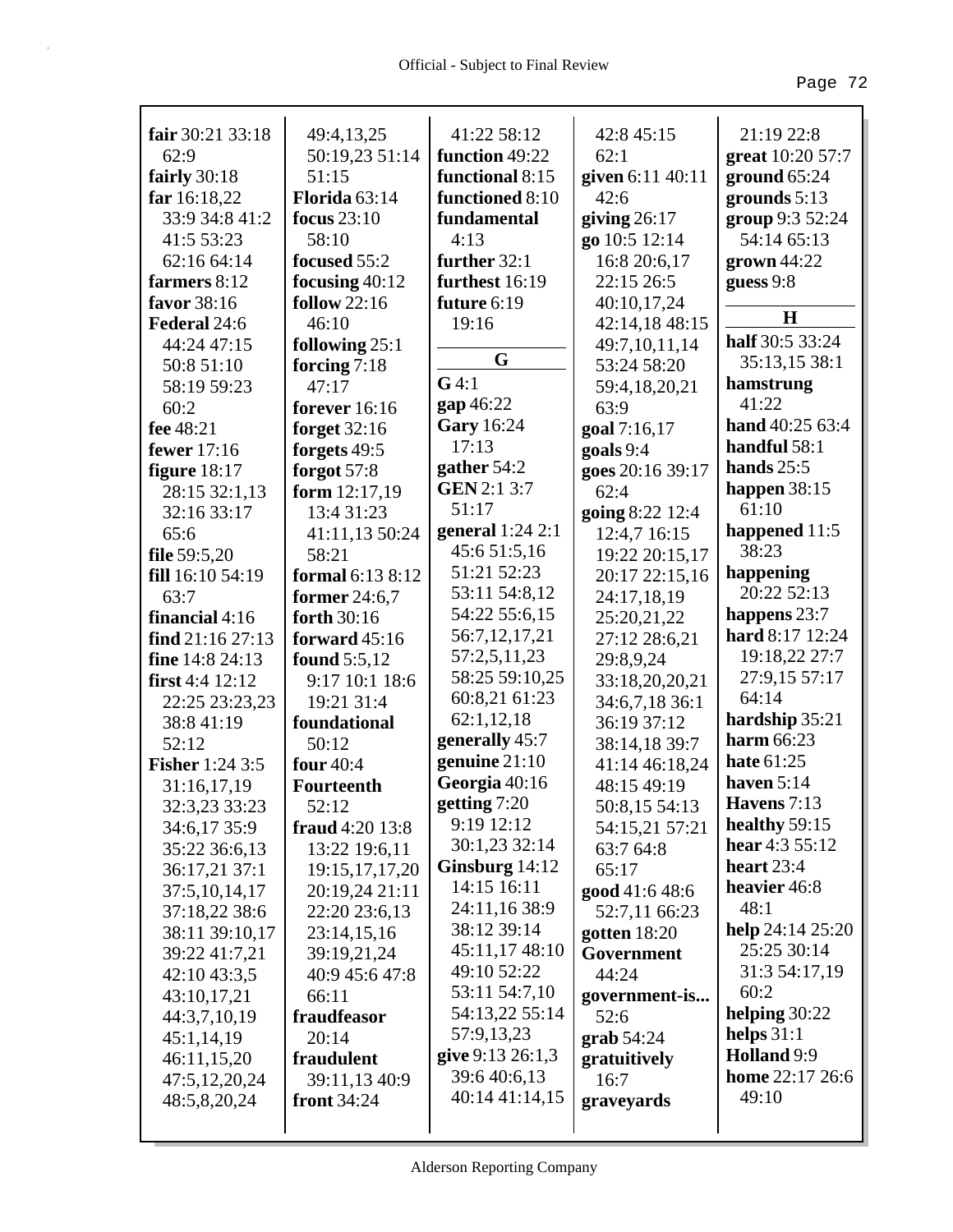**fair** 30:21 33:18 62:9
**fairly** 30:18
**far** 16:18,22 33:9 34:8 41:2 41:5 53:23 62:16 64:14
**farmers** 8:12
**favor** 38:16
**Federal** 24:6 44:24 47:15 50:8 51:10 58:19 59:23 60:2
**fee** 48:21
**fewer** 17:16
**figure** 18:17 28:15 32:1,13 32:16 33:17 65:6
**file** 59:5,20
**fill** 16:10 54:19 63:7
**financial** 4:16
**find** 21:16 27:13
**fine** 14:8 24:13
**first** 4:4 12:12 22:25 23:23,23 38:8 41:19 52:12
**Fisher** 1:24 3:5 31:16,17,19 32:3,23 33:23 34:6,17 35:9 35:22 36:6,13 36:17,21 37:1 37:5,10,14,17 37:18,22 38:6 38:11 39:10,17 39:22 41:7,21 42:10 43:3,5 43:10,17,21 44:3,7,10,19 45:1,14,19 46:11,15,20 47:5,12,20,24 48:5,8,20,24 49:4,13,25 50:19,23 51:14 51:15
**Florida** 63:14
**focus** 23:10 58:10
**focused** 55:2
**focusing** 40:12
**follow** 22:16 46:10
**following** 25:1
**forcing** 7:18 47:17
**forever** 16:16
**forget** 32:16
**forgets** 49:5
**forgot** 57:8
**form** 12:17,19 13:4 31:23 41:11,13 50:24 58:21
**formal** 6:13 8:12
**former** 24:6,7
**forth** 30:16
**forward** 45:16
**found** 5:5,12 9:17 10:1 18:6 19:21 31:4
**foundational** 50:12
**four** 40:4
**Fourteenth** 52:12
**fraud** 4:20 13:8 13:22 19:6,11 19:15,17,17,20 20:19,24 21:11 22:20 23:6,13 23:14,15,16 39:19,21,24 40:9 45:6 47:8 66:11
**fraudfeasor** 20:14
**fraudulent** 39:11,13 40:9
**front** 34:24 41:22 58:12
**function** 49:22
**functional** 8:15
**functioned** 8:10
**fundamental** 4:13
**further** 32:1
**furthest** 16:19
**future** 6:19 19:16

**G**

**G** 4:1
**gap** 46:22
**Gary** 16:24 17:13
**gather** 54:2
**GEN** 2:1 3:7 51:17
**general** 1:24 2:1 45:6 51:5,16 51:21 52:23 53:11 54:8,12 54:22 55:6,15 56:7,12,17,21 57:2,5,11,23 58:25 59:10,25 60:8,21 61:23 62:1,12,18
**generally** 45:7
**genuine** 21:10
**Georgia** 40:16
**getting** 7:20 9:19 12:12 30:1,23 32:14
**Ginsburg** 14:12 14:15 16:11 24:11,16 38:9 38:12 39:14 45:11,17 48:10 49:10 52:22 53:11 54:7,10 54:13,22 55:14 57:9,13,23
**give** 9:13 26:1,3 39:6 40:6,13 40:14 41:14,15 42:8 45:15 62:1
**given** 6:11 40:11 42:6
**giving** 26:17
**go** 10:5 12:14 16:8 20:6,17 22:15 26:5 40:10,17,24 42:14,18 48:15 49:7,10,11,14 53:24 58:20 59:4,18,20,21 63:9
**goal** 7:16,17
**goals** 9:4
**goes** 20:16 39:17 62:4
**going** 8:22 12:4 12:4,7 16:15 19:22 20:15,17 20:17 22:15,16 24:17,18,19 25:20,21,22 27:12 28:6,21 29:8,9,24 33:18,20,20,21 34:6,7,18 36:1 36:19 37:12 38:14,18 39:7 41:14 46:18,24 48:15 49:19 50:8,15 54:13 54:15,21 57:21 63:7 64:8 65:17
**good** 41:6 48:6 52:7,11 66:23
**gotten** 18:20
**Government** 44:24
**government-is...** 52:6
**grab** 54:24
**gratuitively** 16:7
**graveyards** 21:19 22:8
**great** 10:20 57:7
**ground** 65:24
**grounds** 5:13
**group** 9:3 52:24 54:14 65:13
**grown** 44:22
**guess** 9:8

**H**

**half** 30:5 33:24 35:13,15 38:1
**hamstrung** 41:22
**hand** 40:25 63:4
**handful** 58:1
**hands** 25:5
**happen** 38:15 61:10
**happened** 11:5 38:23
**happening** 20:22 52:13
**happens** 23:7
**hard** 8:17 12:24 19:18,22 27:7 27:9,15 57:17 64:14
**hardship** 35:21
**harm** 66:23
**hate** 61:25
**haven** 5:14
**Havens** 7:13
**healthy** 59:15
**hear** 4:3 55:12
**heart** 23:4
**heavier** 46:8 48:1
**help** 24:14 25:20 25:25 30:14 31:3 54:17,19 60:2
**helping** 30:22
**helps** 31:1
**Holland** 9:9
**home** 22:17 26:6 49:10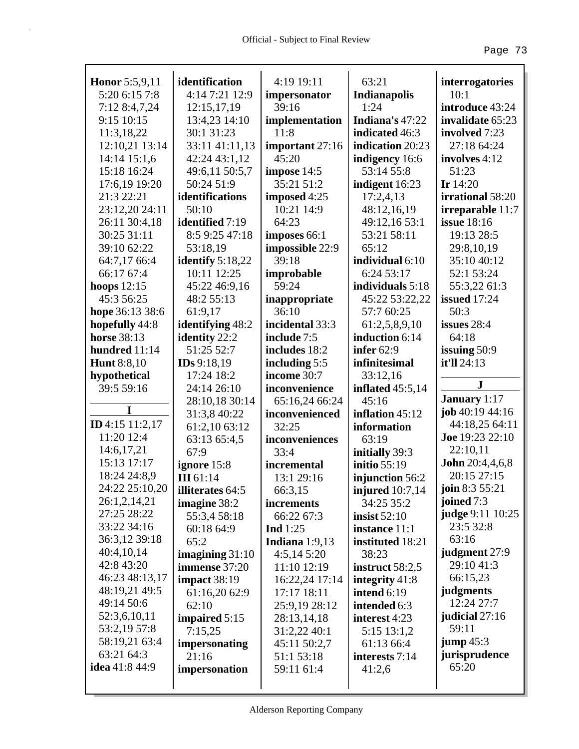**Honor** 5:5,9,11 5:20 6:15 7:8 7:12 8:4,7,24 9:15 10:15 11:3,18,22 12:10,21 13:14 14:14 15:1,6 15:18 16:24 17:6,19 19:20 21:3 22:21 23:12,20 24:11 26:11 30:4,18 30:25 31:11 39:10 62:22 64:7,17 66:4 66:17 67:4
**hoops** 12:15 45:3 56:25
**hope** 36:13 38:6
**hopefully** 44:8
**horse** 38:13
**hundred** 11:14
**Hunt** 8:8,10
**hypothetical** 39:5 59:16

**I**

**ID** 4:15 11:2,17 11:20 12:4 14:6,17,21 15:13 17:17 18:24 24:8,9 24:22 25:10,20 26:1,2,14,21 27:25 28:22 33:22 34:16 36:3,12 39:18 40:4,10,14 42:8 43:20 46:23 48:13,17 48:19,21 49:5 49:14 50:6 52:3,6,10,11 53:2,19 57:8 58:19,21 63:4 63:21 64:3
**idea** 41:8 44:9
**identification** 4:14 7:21 12:9 12:15,17,19 13:4,23 14:10 30:1 31:23 33:11 41:11,13 42:24 43:1,12 49:6,11 50:5,7 50:24 51:9
**identifications** 50:10
**identified** 7:19 8:5 9:25 47:18 53:18,19
**identify** 5:18,22 10:11 12:25 45:22 46:9,16 48:2 55:13 61:9,17
**identifying** 48:2
**identity** 22:2 51:25 52:7
**IDs** 9:18,19 17:24 18:2 24:14 26:10 28:10,18 30:14 31:3,8 40:22 61:2,10 63:12 63:13 65:4,5 67:9
**ignore** 15:8
**III** 61:14
**illiterates** 64:5
**imagine** 38:2 55:3,4 58:18 60:18 64:9 65:2
**imagining** 31:10
**immense** 37:20
**impact** 38:19 61:16,20 62:9 62:10
**impaired** 5:15 7:15,25
**impersonating** 21:16
**impersonation** 4:19 19:11
**impersonator** 39:16
**implementation** 11:8
**important** 27:16 45:20
**impose** 14:5 35:21 51:2
**imposed** 4:25 10:21 14:9 64:23
**imposes** 66:1
**impossible** 22:9 39:18
**improbable** 59:24
**inappropriate** 36:10
**incidental** 33:3
**include** 7:5
**includes** 18:2
**including** 5:5
**income** 30:7
**inconvenience** 65:16,24 66:24
**inconvenienced** 32:25
**inconveniences** 33:4
**incremental** 13:1 29:16 66:3,15
**increments** 66:22 67:3
**Ind** 1:25
**Indiana** 1:9,13 4:5,14 5:20 11:10 12:19 16:22,24 17:14 17:17 18:11 25:9,19 28:12 28:13,14,18 31:2,22 40:1 45:11 50:2,7 51:1 53:18 59:11 61:4 63:21
**Indianapolis** 1:24
**Indiana's** 47:22
**indicated** 46:3
**indication** 20:23
**indigency** 16:6 53:14 55:8
**indigent** 16:23 17:2,4,13 48:12,16,19 49:12,16 53:1 53:21 58:11 65:12
**individual** 6:10 6:24 53:17
**individuals** 5:18 45:22 53:22,22 57:7 60:25 61:2,5,8,9,10
**induction** 6:14
**infer** 62:9
**infinitesimal** 33:12,16
**inflated** 45:5,14 45:16
**inflation** 45:12
**information** 63:19
**initially** 39:3
**initio** 55:19
**injunction** 56:2
**injured** 10:7,14 34:25 35:2
**insist** 52:10
**instance** 11:1
**instituted** 18:21 38:23
**instruct** 58:2,5
**integrity** 41:8
**intend** 6:19
**intended** 6:3
**interest** 4:23 5:15 13:1,2 61:13 66:4
**interests** 7:14 41:2,6
**interrogatories** 10:1
**introduce** 43:24
**invalidate** 65:23
**involved** 7:23 27:18 64:24
**involves** 4:12 51:23
**Ir** 14:20
**irrational** 58:20
**irreparable** 11:7
**issue** 18:16 19:13 28:5 29:8,10,19 35:10 40:12 52:1 53:24 55:3,22 61:3
**issued** 17:24 50:3
**issues** 28:4 64:18
**issuing** 50:9
**it'll** 24:13

**J**

**January** 1:17
**job** 40:19 44:16 44:18,25 64:11
**Joe** 19:23 22:10 22:10,11
**John** 20:4,4,6,8 20:15 27:15
**join** 8:3 55:21
**joined** 7:3
**judge** 9:11 10:25 23:5 32:8 63:16
**judgment** 27:9 29:10 41:3 66:15,23
**judgments** 12:24 27:7
**judicial** 27:16 59:11
**jump** 45:3
**jurisprudence** 65:20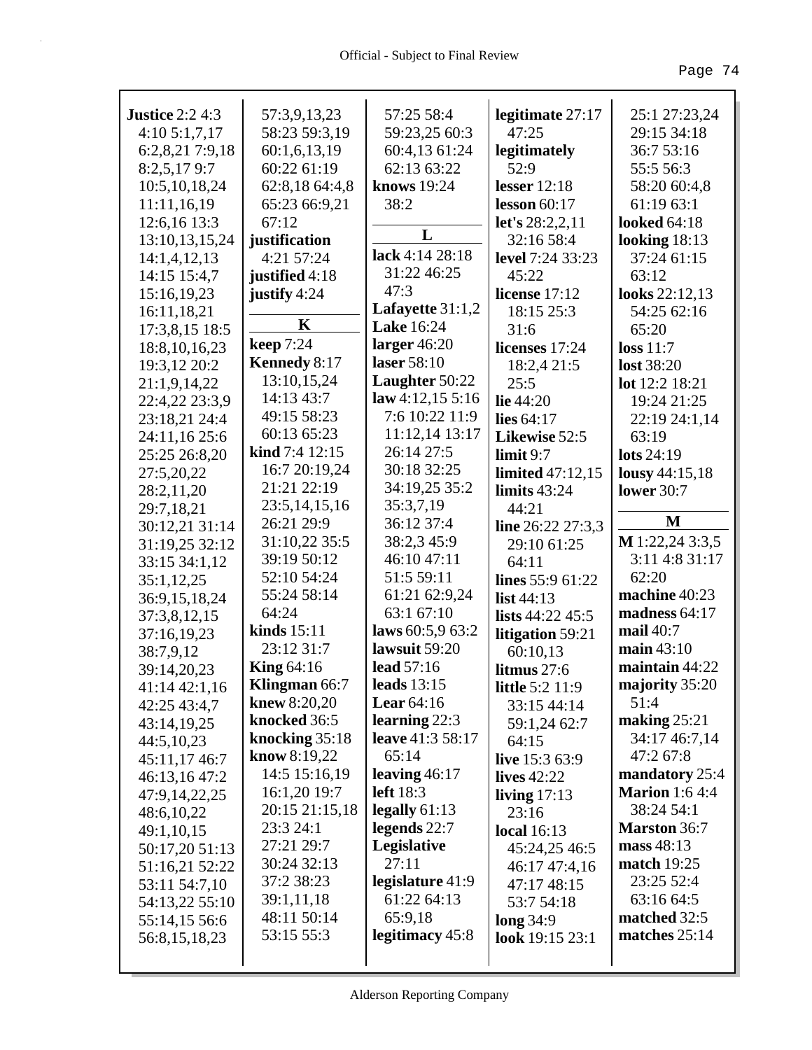**Justice** 2:2 4:3 4:10 5:1,7,17 6:2,8,21 7:9,18 8:2,5,17 9:7 10:5,10,18,24 11:11,16,19 12:6,16 13:3 13:10,13,15,24 14:1,4,12,13 14:15 15:4,7 15:16,19,23 16:11,18,21 17:3,8,15 18:5 18:8,10,16,23 19:3,12 20:2 21:1,9,14,22 22:4,22 23:3,9 23:18,21 24:4 24:11,16 25:6 25:25 26:8,20 27:5,20,22 28:2,11,20 29:7,18,21 30:12,21 31:14 31:19,25 32:12 33:15 34:1,12 35:1,12,25 36:9,15,18,24 37:3,8,12,15 37:16,19,23 38:7,9,12 39:14,20,23 41:14 42:1,16 42:25 43:4,7 43:14,19,25 44:5,10,23 45:11,17 46:7 46:13,16 47:2 47:9,14,22,25 48:6,10,22 49:1,10,15 50:17,20 51:13 51:16,21 52:22 53:11 54:7,10 54:13,22 55:10 55:14,15 56:6 56:8,15,18,23 57:3,9,13,23 58:23 59:3,19 60:1,6,13,19 60:22 61:19 62:8,18 64:4,8 65:23 66:9,21 67:12
**justification** 4:21 57:24
**justified** 4:18
**justify** 4:24

**K**

**keep** 7:24
**Kennedy** 8:17 13:10,15,24 14:13 43:7 49:15 58:23 60:13 65:23
**kind** 7:4 12:15 16:7 20:19,24 21:21 22:19 23:5,14,15,16 26:21 29:9 31:10,22 35:5 39:19 50:12 52:10 54:24 55:24 58:14 64:24
**kinds** 15:11 23:12 31:7
**King** 64:16
**Klingman** 66:7
**knew** 8:20,20
**knocked** 36:5
**knocking** 35:18
**know** 8:19,22 14:5 15:16,19 16:1,20 19:7 20:15 21:15,18 23:3 24:1 27:21 29:7 30:24 32:13 37:2 38:23 39:1,11,18 48:11 50:14 53:15 55:3 57:25 58:4 59:23,25 60:3 60:4,13 61:24 62:13 63:22
**knows** 19:24 38:2

**L**

**lack** 4:14 28:18 31:22 46:25 47:3
**Lafayette** 31:1,2
**Lake** 16:24
**larger** 46:20
**laser** 58:10
**Laughter** 50:22
**law** 4:12,15 5:16 7:6 10:22 11:9 11:12,14 13:17 26:14 27:5 30:18 32:25 34:19,25 35:2 35:3,7,19 36:12 37:4 38:2,3 45:9 46:10 47:11 51:5 59:11 61:21 62:9,24 63:1 67:10
**laws** 60:5,9 63:2
**lawsuit** 59:20
**lead** 57:16
**leads** 13:15
**Lear** 64:16
**learning** 22:3
**leave** 41:3 58:17 65:14
**leaving** 46:17
**left** 18:3
**legally** 61:13
**legends** 22:7
**Legislative** 27:11
**legislature** 41:9 61:22 64:13 65:9,18
**legitimacy** 45:8
**legitimate** 27:17 47:25
**legitimately** 52:9
**lesser** 12:18
**lesson** 60:17
**let's** 28:2,2,11 32:16 58:4
**level** 7:24 33:23 45:22
**license** 17:12 18:15 25:3 31:6
**licenses** 17:24 18:2,4 21:5 25:5
**lie** 44:20
**lies** 64:17
**Likewise** 52:5
**limit** 9:7
**limited** 47:12,15
**limits** 43:24 44:21
**line** 26:22 27:3,3 29:10 61:25 64:11
**lines** 55:9 61:22
**list** 44:13
**lists** 44:22 45:5
**litigation** 59:21 60:10,13
**litmus** 27:6
**little** 5:2 11:9 33:15 44:14 59:1,24 62:7 64:15
**live** 15:3 63:9
**lives** 42:22
**living** 17:13 23:16
**local** 16:13 45:24,25 46:5 46:17 47:4,16 47:17 48:15 53:7 54:18
**long** 34:9
**look** 19:15 23:1 25:1 27:23,24 29:15 34:18 36:7 53:16 55:5 56:3 58:20 60:4,8 61:19 63:1
**looked** 64:18
**looking** 18:13 37:24 61:15 63:12
**looks** 22:12,13 54:25 62:16 65:20
**loss** 11:7
**lost** 38:20
**lot** 12:2 18:21 19:24 21:25 22:19 24:1,14 63:19
**lots** 24:19
**lousy** 44:15,18
**lower** 30:7

**M**

**M** 1:22,24 3:3,5 3:11 4:8 31:17 62:20
**machine** 40:23
**madness** 64:17
**mail** 40:7
**main** 43:10
**maintain** 44:22
**majority** 35:20 51:4
**making** 25:21 34:17 46:7,14 47:2 67:8
**mandatory** 25:4
**Marion** 1:6 4:4 38:24 54:1
**Marston** 36:7
**mass** 48:13
**match** 19:25 23:25 52:4 63:16 64:5
**matched** 32:5
**matches** 25:14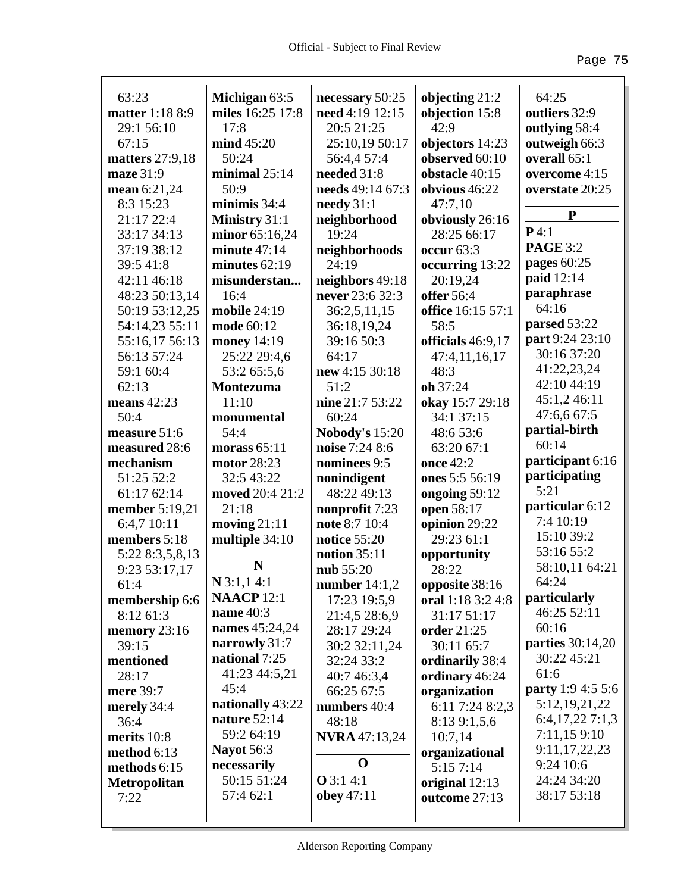63:23
**matter** 1:18 8:9 29:1 56:10 67:15
**matters** 27:9,18
**maze** 31:9
**mean** 6:21,24 8:3 15:23 21:17 22:4 33:17 34:13 37:19 38:12 39:5 41:8 42:11 46:18 48:23 50:13,14 50:19 53:12,25 54:14,23 55:11 55:16,17 56:13 56:13 57:24 59:1 60:4 62:13
**means** 42:23 50:4
**measure** 51:6
**measured** 28:6
**mechanism** 51:25 52:2 61:17 62:14
**member** 5:19,21 6:4,7 10:11
**members** 5:18 5:22 8:3,5,8,13 9:23 53:17,17 61:4
**membership** 6:6 8:12 61:3
**memory** 23:16 39:15
**mentioned** 28:17
**mere** 39:7
**merely** 34:4 36:4
**merits** 10:8
**method** 6:13
**methods** 6:15
**Metropolitan** 7:22
**Michigan** 63:5
**miles** 16:25 17:8 17:8
**mind** 45:20 50:24
**minimal** 25:14 50:9
**minimis** 34:4
**Ministry** 31:1
**minor** 65:16,24
**minute** 47:14
**minutes** 62:19
**misunderstan...** 16:4
**mobile** 24:19
**mode** 60:12
**money** 14:19 25:22 29:4,6 53:2 65:5,6
**Montezuma** 11:10
**monumental** 54:4
**morass** 65:11
**motor** 28:23 32:5 43:22
**moved** 20:4 21:2 21:18
**moving** 21:11
**multiple** 34:10

## N

**N** 3:1,1 4:1
**NAACP** 12:1
**name** 40:3
**names** 45:24,24
**narrowly** 31:7
**national** 7:25 41:23 44:5,21 45:4
**nationally** 43:22
**nature** 52:14 59:2 64:19
**Nayot** 56:3
**necessarily** 50:15 51:24 57:4 62:1
**necessary** 50:25
**need** 4:19 12:15 20:5 21:25 25:10,19 50:17 56:4,4 57:4
**needed** 31:8
**needs** 49:14 67:3
**needy** 31:1
**neighborhood** 19:24
**neighborhoods** 24:19
**neighbors** 49:18
**never** 23:6 32:3 36:2,5,11,15 36:18,19,24 39:16 50:3 64:17
**new** 4:15 30:18 51:2
**nine** 21:7 53:22 60:24
**Nobody's** 15:20
**noise** 7:24 8:6
**nominees** 9:5
**nonindigent** 48:22 49:13
**nonprofit** 7:23
**note** 8:7 10:4
**notice** 55:20
**notion** 35:11
**nub** 55:20
**number** 14:1,2 17:23 19:5,9 21:4,5 28:6,9 28:17 29:24 30:2 32:11,24 32:24 33:2 40:7 46:3,4 66:25 67:5
**numbers** 40:4 48:18
**NVRA** 47:13,24

## O

**O** 3:1 4:1
**obey** 47:11
**objecting** 21:2
**objection** 15:8 42:9
**objectors** 14:23
**observed** 60:10
**obstacle** 40:15
**obvious** 46:22 47:7,10
**obviously** 26:16 28:25 66:17
**occur** 63:3
**occurring** 13:22 20:19,24
**offer** 56:4
**office** 16:15 57:1 58:5
**officials** 46:9,17 47:4,11,16,17 48:3
**oh** 37:24
**okay** 15:7 29:18 34:1 37:15 48:6 53:6 63:20 67:1
**once** 42:2
**ones** 5:5 56:19
**ongoing** 59:12
**open** 58:17
**opinion** 29:22 29:23 61:1
**opportunity** 28:22
**opposite** 38:16
**oral** 1:18 3:2 4:8 31:17 51:17
**order** 21:25 30:11 65:7
**ordinarily** 38:4
**ordinary** 46:24
**organization** 6:11 7:24 8:2,3 8:13 9:1,5,6 10:7,14
**organizational** 5:15 7:14
**original** 12:13
**outcome** 27:13
64:25
**outliers** 32:9
**outlying** 58:4
**outweigh** 66:3
**overall** 65:1
**overcome** 4:15
**overstate** 20:25

## P

**P** 4:1
**PAGE** 3:2
**pages** 60:25
**paid** 12:14
**paraphrase** 64:16
**parsed** 53:22
**part** 9:24 23:10 30:16 37:20 41:22,23,24 42:10 44:19 45:1,2 46:11 47:6,6 67:5
**partial-birth** 60:14
**participant** 6:16
**participating** 5:21
**particular** 6:12 7:4 10:19 15:10 39:2 53:16 55:2 58:10,11 64:21 64:24
**particularly** 46:25 52:11 60:16
**parties** 30:14,20 30:22 45:21 61:6
**party** 1:9 4:5 5:6 5:12,19,21,22 6:4,17,22 7:1,3 7:11,15 9:10 9:11,17,22,23 9:24 10:6 24:24 34:20 38:17 53:18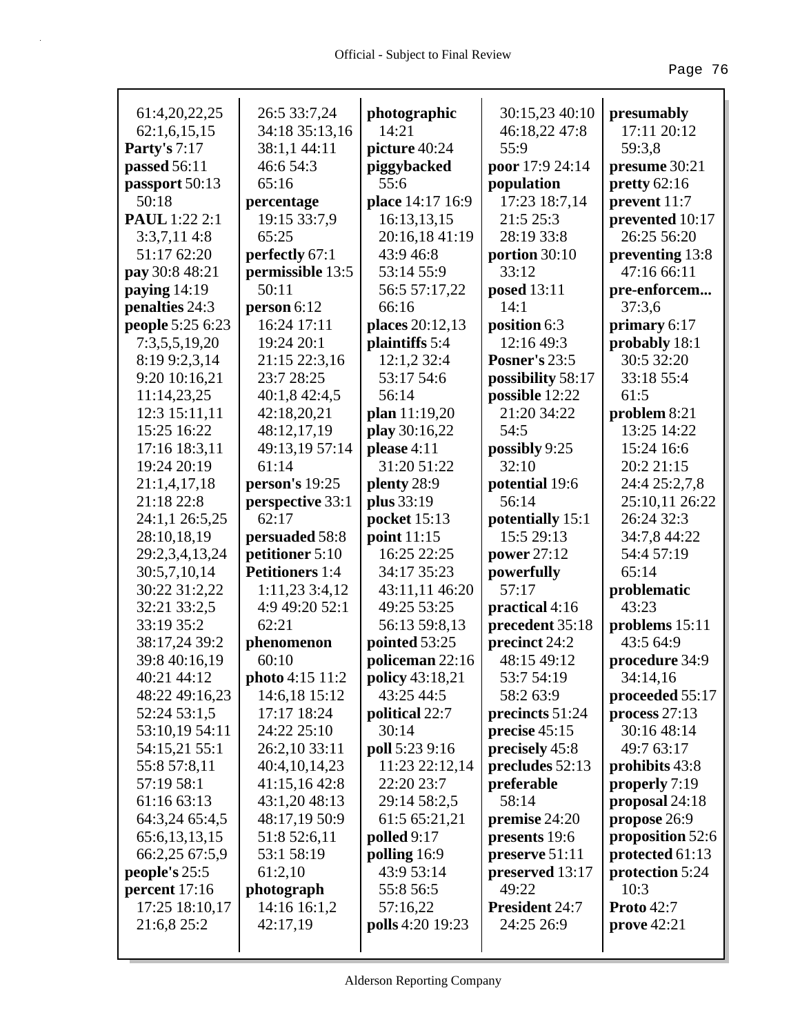61:4,20,22,25
62:1,6,15,15
**Party's** 7:17
**passed** 56:11
**passport** 50:13
50:18
**PAUL** 1:22 2:1
3:3,7,11 4:8
51:17 62:20
**pay** 30:8 48:21
**paying** 14:19
**penalties** 24:3
**people** 5:25 6:23
7:3,5,5,19,20
8:19 9:2,3,14
9:20 10:16,21
11:14,23,25
12:3 15:11,11
15:25 16:22
17:16 18:3,11
19:24 20:19
21:1,4,17,18
21:18 22:8
24:1,1 26:5,25
28:10,18,19
29:2,3,4,13,24
30:5,7,10,14
30:22 31:2,22
32:21 33:2,5
33:19 35:2
38:17,24 39:2
39:8 40:16,19
40:21 44:12
48:22 49:16,23
52:24 53:1,5
53:10,19 54:11
54:15,21 55:1
55:8 57:8,11
57:19 58:1
61:16 63:13
64:3,24 65:4,5
65:6,13,13,15
66:2,25 67:5,9
**people's** 25:5
**percent** 17:16
17:25 18:10,17
21:6,8 25:2
26:5 33:7,24
34:18 35:13,16
38:1,1 44:11
46:6 54:3
65:16
**percentage**
19:15 33:7,9
65:25
**perfectly** 67:1
**permissible** 13:5
50:11
**person** 6:12
16:24 17:11
19:24 20:1
21:15 22:3,16
23:7 28:25
40:1,8 42:4,5
42:18,20,21
48:12,17,19
49:13,19 57:14
61:14
**person's** 19:25
**perspective** 33:1
62:17
**persuaded** 58:8
**petitioner** 5:10
**Petitioners** 1:4
1:11,23 3:4,12
4:9 49:20 52:1
62:21
**phenomenon**
60:10
**photo** 4:15 11:2
14:6,18 15:12
17:17 18:24
24:22 25:10
26:2,10 33:11
40:4,10,14,23
41:15,16 42:8
43:1,20 48:13
48:17,19 50:9
51:8 52:6,11
53:1 58:19
61:2,10
**photograph**
14:16 16:1,2
42:17,19
**photographic**
14:21
**picture** 40:24
**piggybacked**
55:6
**place** 14:17 16:9
16:13,13,15
20:16,18 41:19
43:9 46:8
53:14 55:9
56:5 57:17,22
66:16
**places** 20:12,13
**plaintiffs** 5:4
12:1,2 32:4
53:17 54:6
56:14
**plan** 11:19,20
**play** 30:16,22
**please** 4:11
31:20 51:22
**plenty** 28:9
**plus** 33:19
**pocket** 15:13
**point** 11:15
16:25 22:25
34:17 35:23
43:11,11 46:20
49:25 53:25
56:13 59:8,13
**pointed** 53:25
**policeman** 22:16
**policy** 43:18,21
43:25 44:5
**political** 22:7
30:14
**poll** 5:23 9:16
11:23 22:12,14
22:20 23:7
29:14 58:2,5
61:5 65:21,21
**polled** 9:17
**polling** 16:9
43:9 53:14
55:8 56:5
57:16,22
**polls** 4:20 19:23
30:15,23 40:10
46:18,22 47:8
55:9
**poor** 17:9 24:14
**population**
17:23 18:7,14
21:5 25:3
28:19 33:8
**portion** 30:10
33:12
**posed** 13:11
14:1
**position** 6:3
12:16 49:3
**Posner's** 23:5
**possibility** 58:17
**possible** 12:22
21:20 34:22
54:5
**possibly** 9:25
32:10
**potential** 19:6
56:14
**potentially** 15:1
15:5 29:13
**power** 27:12
**powerfully**
57:17
**practical** 4:16
**precedent** 35:18
**precinct** 24:2
48:15 49:12
53:7 54:19
58:2 63:9
**precincts** 51:24
**precise** 45:15
**precisely** 45:8
**precludes** 52:13
**preferable**
58:14
**premise** 24:20
**presents** 19:6
**preserve** 51:11
**preserved** 13:17
49:22
**President** 24:7
24:25 26:9
**presumably**
17:11 20:12
59:3,8
**presume** 30:21
**pretty** 62:16
**prevent** 11:7
**prevented** 10:17
26:25 56:20
**preventing** 13:8
47:16 66:11
**pre-enforcem...**
37:3,6
**primary** 6:17
**probably** 18:1
30:5 32:20
33:18 55:4
61:5
**problem** 8:21
13:25 14:22
15:24 16:6
20:2 21:15
24:4 25:2,7,8
25:10,11 26:22
26:24 32:3
34:7,8 44:22
54:4 57:19
65:14
**problematic**
43:23
**problems** 15:11
43:5 64:9
**procedure** 34:9
34:14,16
**proceeded** 55:17
**process** 27:13
30:16 48:14
49:7 63:17
**prohibits** 43:8
**properly** 7:19
**proposal** 24:18
**propose** 26:9
**proposition** 52:6
**protected** 61:13
**protection** 5:24
10:3
**Proto** 42:7
**prove** 42:21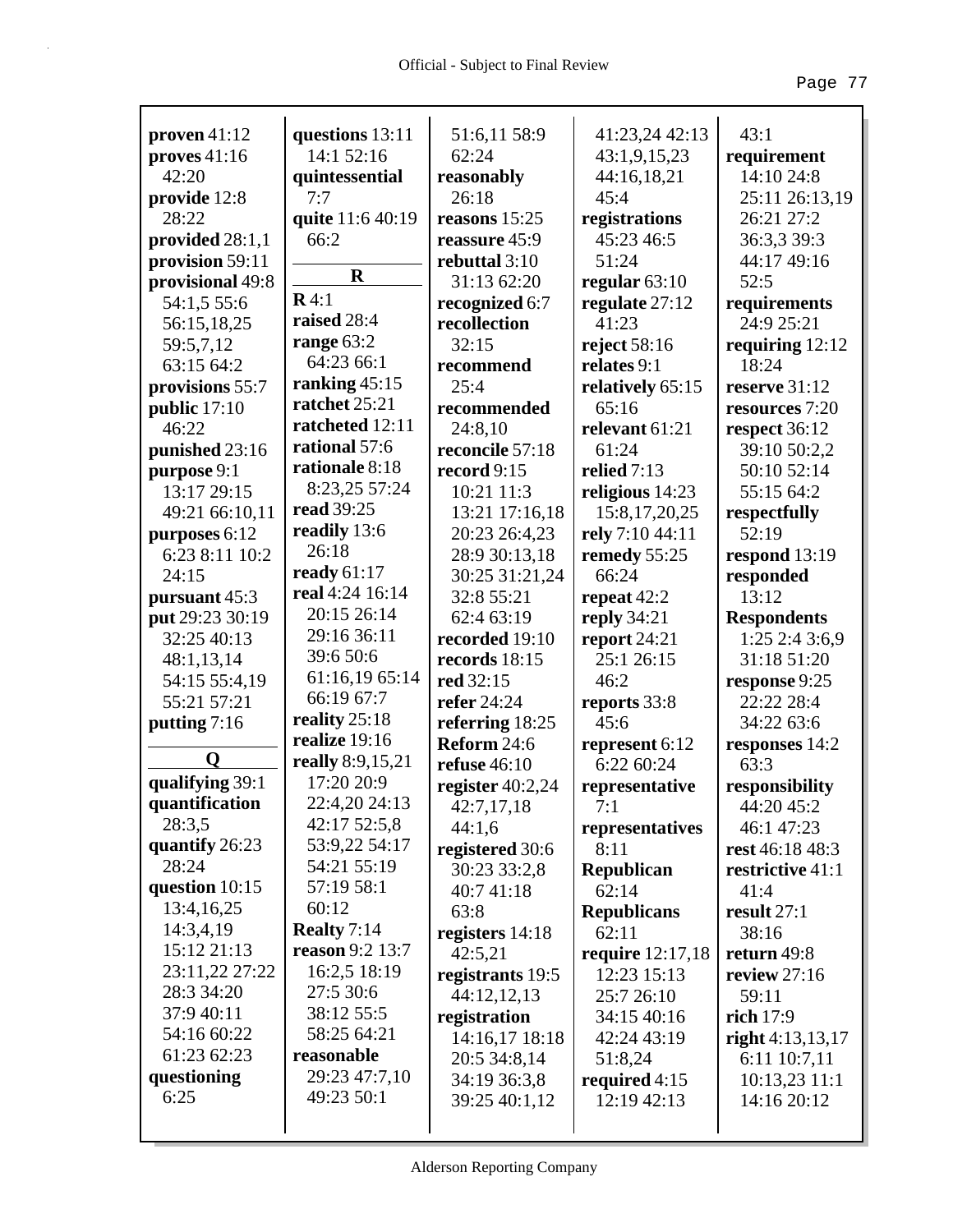**proven** 41:12
**proves** 41:16 42:20
**provide** 12:8 28:22
**provided** 28:1,1
**provision** 59:11
**provisional** 49:8 54:1,5 55:6 56:15,18,25 59:5,7,12 63:15 64:2
**provisions** 55:7
**public** 17:10 46:22
**punished** 23:16
**purpose** 9:1 13:17 29:15 49:21 66:10,11
**purposes** 6:12 6:23 8:11 10:2 24:15
**pursuant** 45:3
**put** 29:23 30:19 32:25 40:13 48:1,13,14 54:15 55:4,19 55:21 57:21
**putting** 7:16

## Q

**qualifying** 39:1
**quantification** 28:3,5
**quantify** 26:23 28:24
**question** 10:15 13:4,16,25 14:3,4,19 15:12 21:13 23:11,22 27:22 28:3 34:20 37:9 40:11 54:16 60:22 61:23 62:23
**questioning** 6:25
**questions** 13:11 14:1 52:16
**quintessential** 7:7
**quite** 11:6 40:19 66:2

## R

**R** 4:1
**raised** 28:4
**range** 63:2 64:23 66:1
**ranking** 45:15
**ratchet** 25:21
**ratcheted** 12:11
**rational** 57:6
**rationale** 8:18 8:23,25 57:24
**read** 39:25
**readily** 13:6 26:18
**ready** 61:17
**real** 4:24 16:14 20:15 26:14 29:16 36:11 39:6 50:6 61:16,19 65:14 66:19 67:7
**reality** 25:18
**realize** 19:16
**really** 8:9,15,21 17:20 20:9 22:4,20 24:13 42:17 52:5,8 53:9,22 54:17 54:21 55:19 57:19 58:1 60:12
**Realty** 7:14
**reason** 9:2 13:7 16:2,5 18:19 27:5 30:6 38:12 55:5 58:25 64:21
**reasonable** 29:23 47:7,10 49:23 50:1 51:6,11 58:9 62:24
**reasonably** 26:18
**reasons** 15:25
**reassure** 45:9
**rebuttal** 3:10 31:13 62:20
**recognized** 6:7
**recollection** 32:15
**recommend** 25:4
**recommended** 24:8,10
**reconcile** 57:18
**record** 9:15 10:21 11:3 13:21 17:16,18 20:23 26:4,23 28:9 30:13,18 30:25 31:21,24 32:8 55:21 62:4 63:19
**recorded** 19:10
**records** 18:15
**red** 32:15
**refer** 24:24
**referring** 18:25
**Reform** 24:6
**refuse** 46:10
**register** 40:2,24 42:7,17,18 44:1,6
**registered** 30:6 30:23 33:2,8 40:7 41:18 63:8
**registers** 14:18 42:5,21
**registrants** 19:5 44:12,12,13
**registration** 14:16,17 18:18 20:5 34:8,14 34:19 36:3,8 39:25 40:1,12 41:23,24 42:13 43:1,9,15,23 44:16,18,21 45:4
**registrations** 45:23 46:5 51:24
**regular** 63:10
**regulate** 27:12 41:23
**reject** 58:16
**relates** 9:1
**relatively** 65:15 65:16
**relevant** 61:21 61:24
**relied** 7:13
**religious** 14:23 15:8,17,20,25
**rely** 7:10 44:11
**remedy** 55:25 66:24
**repeat** 42:2
**reply** 34:21
**report** 24:21 25:1 26:15 46:2
**reports** 33:8 45:6
**represent** 6:12 6:22 60:24
**representative** 7:1
**representatives** 8:11
**Republican** 62:14
**Republicans** 62:11
**require** 12:17,18 12:23 15:13 25:7 26:10 34:15 40:16 42:24 43:19 51:8,24
**required** 4:15 12:19 42:13 43:1
**requirement** 14:10 24:8 25:11 26:13,19 26:21 27:2 36:3,3 39:3 44:17 49:16 52:5
**requirements** 24:9 25:21
**requiring** 12:12 18:24
**reserve** 31:12
**resources** 7:20
**respect** 36:12 39:10 50:2,2 50:10 52:14 55:15 64:2
**respectfully** 52:19
**respond** 13:19
**responded** 13:12
**Respondents** 1:25 2:4 3:6,9 31:18 51:20
**response** 9:25 22:22 28:4 34:22 63:6
**responses** 14:2 63:3
**responsibility** 44:20 45:2 46:1 47:23
**rest** 46:18 48:3
**restrictive** 41:1 41:4
**result** 27:1 38:16
**return** 49:8
**review** 27:16 59:11
**rich** 17:9
**right** 4:13,13,17 6:11 10:7,11 10:13,23 11:1 14:16 20:12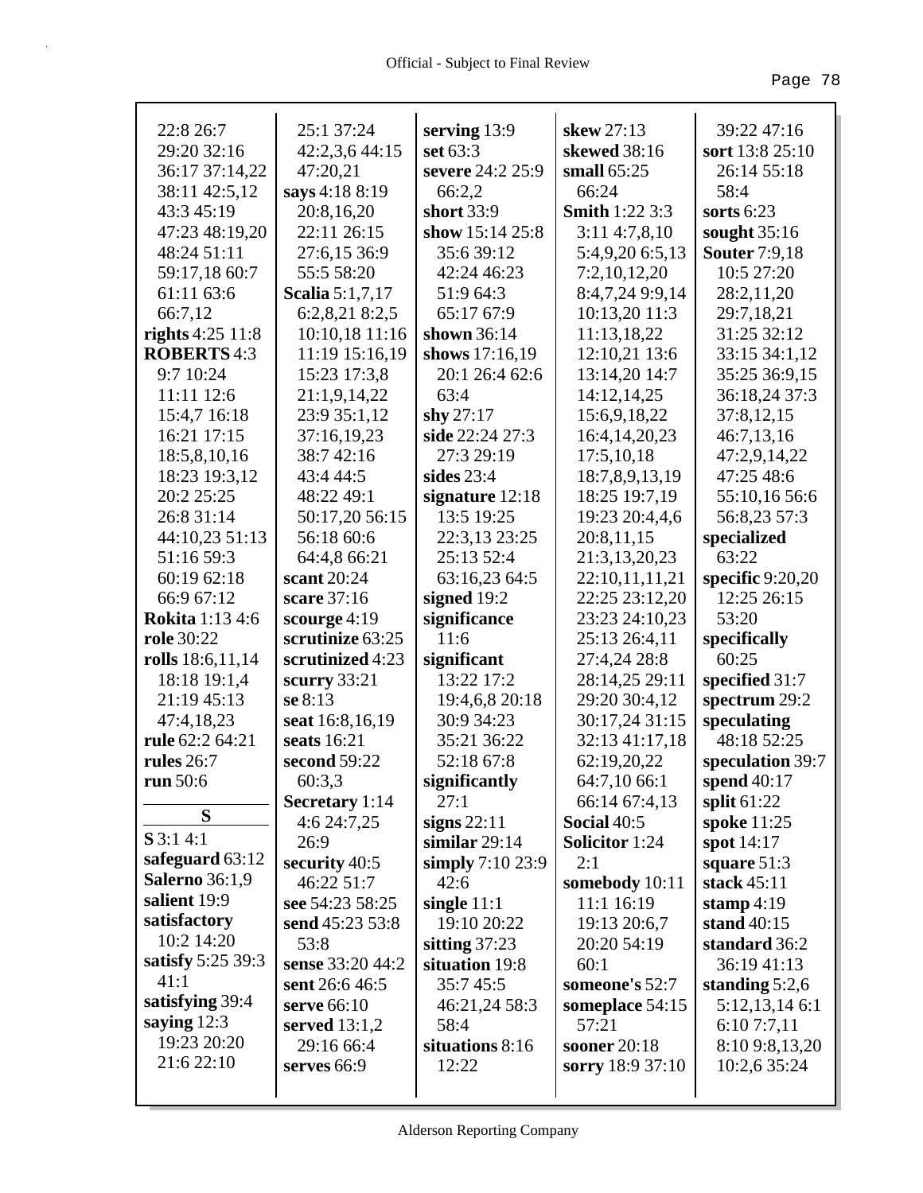22:8 26:7
29:20 32:16
36:17 37:14,22
38:11 42:5,12
43:3 45:19
47:23 48:19,20
48:24 51:11
59:17,18 60:7
61:11 63:6
66:7,12

**rights** 4:25 11:8
**ROBERTS** 4:3
9:7 10:24
11:11 12:6
15:4,7 16:18
16:21 17:15
18:5,8,10,16
18:23 19:3,12
20:2 25:25
26:8 31:14
44:10,23 51:13
51:16 59:3
60:19 62:18
66:9 67:12

**Rokita** 1:13 4:6
**role** 30:22
**rolls** 18:6,11,14
18:18 19:1,4
21:19 45:13
47:4,18,23
**rule** 62:2 64:21
**rules** 26:7
**run** 50:6

## S

**S** 3:1 4:1
**safeguard** 63:12
**Salerno** 36:1,9
**salient** 19:9
**satisfactory**
10:2 14:20
**satisfy** 5:25 39:3
41:1
**satisfying** 39:4
**saying** 12:3
19:23 20:20
21:6 22:10

25:1 37:24
42:2,3,6 44:15
47:20,21
**says** 4:18 8:19
20:8,16,20
22:11 26:15
27:6,15 36:9
55:5 58:20
**Scalia** 5:1,7,17
6:2,8,21 8:2,5
10:10,18 11:16
11:19 15:16,19
15:23 17:3,8
21:1,9,14,22
23:9 35:1,12
37:16,19,23
38:7 42:16
43:4 44:5
48:22 49:1
50:17,20 56:15
56:18 60:6
64:4,8 66:21
**scant** 20:24
**scare** 37:16
**scourge** 4:19
**scrutinize** 63:25
**scrutinized** 4:23
**scurry** 33:21
**se** 8:13
**seat** 16:8,16,19
**seats** 16:21
**second** 59:22
60:3,3
**Secretary** 1:14
4:6 24:7,25
26:9
**security** 40:5
46:22 51:7
**see** 54:23 58:25
**send** 45:23 53:8
53:8
**sense** 33:20 44:2
**sent** 26:6 46:5
**serve** 66:10
**served** 13:1,2
29:16 66:4
**serves** 66:9

**serving** 13:9
**set** 63:3
**severe** 24:2 25:9
66:2,2
**short** 33:9
**show** 15:14 25:8
35:6 39:12
42:24 46:23
51:9 64:3
65:17 67:9
**shown** 36:14
**shows** 17:16,19
20:1 26:4 62:6
63:4
**shy** 27:17
**side** 22:24 27:3
27:3 29:19
**sides** 23:4
**signature** 12:18
13:5 19:25
22:3,13 23:25
25:13 52:4
63:16,23 64:5
**signed** 19:2
**significance**
11:6
**significant**
13:22 17:2
19:4,6,8 20:18
30:9 34:23
35:21 36:22
52:18 67:8
**significantly**
27:1
**signs** 22:11
**similar** 29:14
**simply** 7:10 23:9
42:6
**single** 11:1
19:10 20:22
**sitting** 37:23
**situation** 19:8
35:7 45:5
46:21,24 58:3
58:4
**situations** 8:16
12:22

**skew** 27:13
**skewed** 38:16
**small** 65:25
66:24
**Smith** 1:22 3:3
3:11 4:7,8,10
5:4,9,20 6:5,13
7:2,10,12,20
8:4,7,24 9:9,14
10:13,20 11:3
11:13,18,22
12:10,21 13:6
13:14,20 14:7
14:12,14,25
15:6,9,18,22
16:4,14,20,23
17:5,10,18
18:7,8,9,13,19
18:25 19:7,19
19:23 20:4,4,6
20:8,11,15
21:3,13,20,23
22:10,11,11,21
22:25 23:12,20
23:23 24:10,23
25:13 26:4,11
27:4,24 28:8
28:14,25 29:11
29:20 30:4,12
30:17,24 31:15
32:13 41:17,18
62:19,20,22
64:7,10 66:1
66:14 67:4,13
**Social** 40:5
**Solicitor** 1:24
2:1
**somebody** 10:11
11:1 16:19
19:13 20:6,7
20:20 54:19
60:1
**someone's** 52:7
**someplace** 54:15
57:21
**sooner** 20:18
**sorry** 18:9 37:10

39:22 47:16
**sort** 13:8 25:10
26:14 55:18
58:4
**sorts** 6:23
**sought** 35:16
**Souter** 7:9,18
10:5 27:20
28:2,11,20
29:7,18,21
31:25 32:12
33:15 34:1,12
35:25 36:9,15
36:18,24 37:3
37:8,12,15
46:7,13,16
47:2,9,14,22
47:25 48:6
55:10,16 56:6
56:8,23 57:3
**specialized**
63:22
**specific** 9:20,20
12:25 26:15
53:20
**specifically**
60:25
**specified** 31:7
**spectrum** 29:2
**speculating**
48:18 52:25
**speculation** 39:7
**spend** 40:17
**split** 61:22
**spoke** 11:25
**spot** 14:17
**square** 51:3
**stack** 45:11
**stamp** 4:19
**stand** 40:15
**standard** 36:2
36:19 41:13
**standing** 5:2,6
5:12,13,14 6:1
6:10 7:7,11
8:10 9:8,13,20
10:2,6 35:24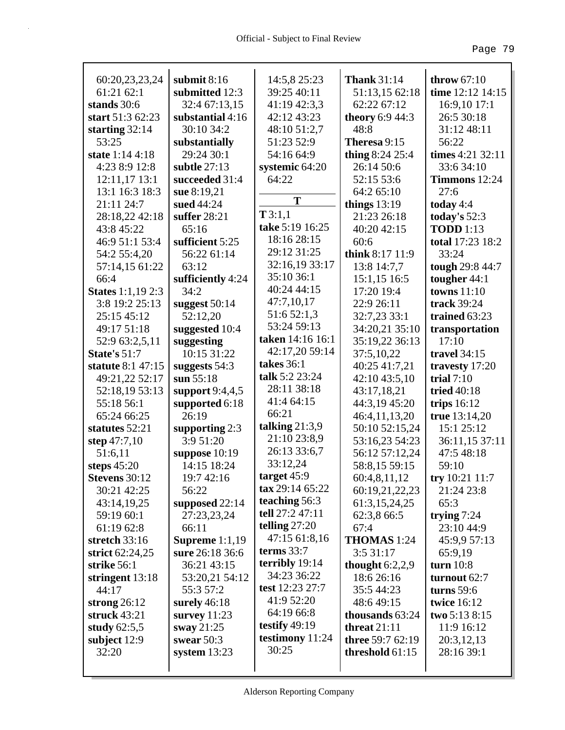60:20,23,23,24
61:21 62:1
**stands** 30:6
**start** 51:3 62:23
**starting** 32:14
53:25
**state** 1:14 4:18
4:23 8:9 12:8
12:11,17 13:1
13:1 16:3 18:3
21:11 24:7
28:18,22 42:18
43:8 45:22
46:9 51:1 53:4
54:2 55:4,20
57:14,15 61:22
66:4
**States** 1:1,19 2:3
3:8 19:2 25:13
25:15 45:12
49:17 51:18
52:9 63:2,5,11
**State's** 51:7
**statute** 8:1 47:15
49:21,22 52:17
52:18,19 53:13
55:18 56:1
65:24 66:25
**statutes** 52:21
**step** 47:7,10
51:6,11
**steps** 45:20
**Stevens** 30:12
30:21 42:25
43:14,19,25
59:19 60:1
61:19 62:8
**stretch** 33:16
**strict** 62:24,25
**strike** 56:1
**stringent** 13:18
44:17
**strong** 26:12
**struck** 43:21
**study** 62:5,5
**subject** 12:9
32:20
**submit** 8:16
**submitted** 12:3
32:4 67:13,15
**substantial** 4:16
30:10 34:2
**substantially**
29:24 30:1
**subtle** 27:13
**succeeded** 31:4
**sue** 8:19,21
**sued** 44:24
**suffer** 28:21
65:16
**sufficient** 5:25
56:22 61:14
63:12
**sufficiently** 4:24
34:2
**suggest** 50:14
52:12,20
**suggested** 10:4
**suggesting**
10:15 31:22
**suggests** 54:3
**sun** 55:18
**support** 9:4,4,5
**supported** 6:18
26:19
**supporting** 2:3
3:9 51:20
**suppose** 10:19
14:15 18:24
19:7 42:16
56:22
**supposed** 22:14
27:23,23,24
66:11
**Supreme** 1:1,19
**sure** 26:18 36:6
36:21 43:15
53:20,21 54:12
55:3 57:2
**surely** 46:18
**survey** 11:23
**sway** 21:25
**swear** 50:3
**system** 13:23
14:5,8 25:23
39:25 40:11
41:19 42:3,3
42:12 43:23
48:10 51:2,7
51:23 52:9
54:16 64:9
**systemic** 64:20
64:22

**T**

**T** 3:1,1
**take** 5:19 16:25
18:16 28:15
29:12 31:25
32:16,19 33:17
35:10 36:1
40:24 44:15
47:7,10,17
51:6 52:1,3
53:24 59:13
**taken** 14:16 16:1
42:17,20 59:14
**takes** 36:1
**talk** 5:2 23:24
28:11 38:18
41:4 64:15
66:21
**talking** 21:3,9
21:10 23:8,9
26:13 33:6,7
33:12,24
**target** 45:9
**tax** 29:14 65:22
**teaching** 56:3
**tell** 27:2 47:11
**telling** 27:20
47:15 61:8,16
**terms** 33:7
**terribly** 19:14
34:23 36:22
**test** 12:23 27:7
41:9 52:20
64:19 66:8
**testify** 49:19
**testimony** 11:24
30:25
**Thank** 31:14
51:13,15 62:18
62:22 67:12
**theory** 6:9 44:3
48:8
**Theresa** 9:15
**thing** 8:24 25:4
26:14 50:6
52:15 53:6
64:2 65:10
**things** 13:19
21:23 26:18
40:20 42:15
60:6
**think** 8:17 11:9
13:8 14:7,7
15:1,15 16:5
17:20 19:4
22:9 26:11
32:7,23 33:1
34:20,21 35:10
35:19,22 36:13
37:5,10,22
40:25 41:7,21
42:10 43:5,10
43:17,18,21
44:3,19 45:20
46:4,11,13,20
50:10 52:15,24
53:16,23 54:23
56:12 57:12,24
58:8,15 59:15
60:4,8,11,12
60:19,21,22,23
61:3,15,24,25
62:3,8 66:5
67:4
**THOMAS** 1:24
3:5 31:17
**thought** 6:2,2,9
18:6 26:16
35:5 44:23
48:6 49:15
**thousands** 63:24
**threat** 21:11
**three** 59:7 62:19
**threshold** 61:15
**throw** 67:10
**time** 12:12 14:15
16:9,10 17:1
26:5 30:18
31:12 48:11
56:22
**times** 4:21 32:11
33:6 34:10
**Timmons** 12:24
27:6
**today** 4:4
**today's** 52:3
**TODD** 1:13
**total** 17:23 18:2
33:24
**tough** 29:8 44:7
**tougher** 44:1
**towns** 11:10
**track** 39:24
**trained** 63:23
**transportation**
17:10
**travel** 34:15
**travesty** 17:20
**trial** 7:10
**tried** 40:18
**trips** 16:12
**true** 13:14,20
15:1 25:12
36:11,15 37:11
47:5 48:18
59:10
**try** 10:21 11:7
21:24 23:8
65:3
**trying** 7:24
23:10 44:9
45:9,9 57:13
65:9,19
**turn** 10:8
**turnout** 62:7
**turns** 59:6
**twice** 16:12
**two** 5:13 8:15
11:9 16:12
20:3,12,13
28:16 39:1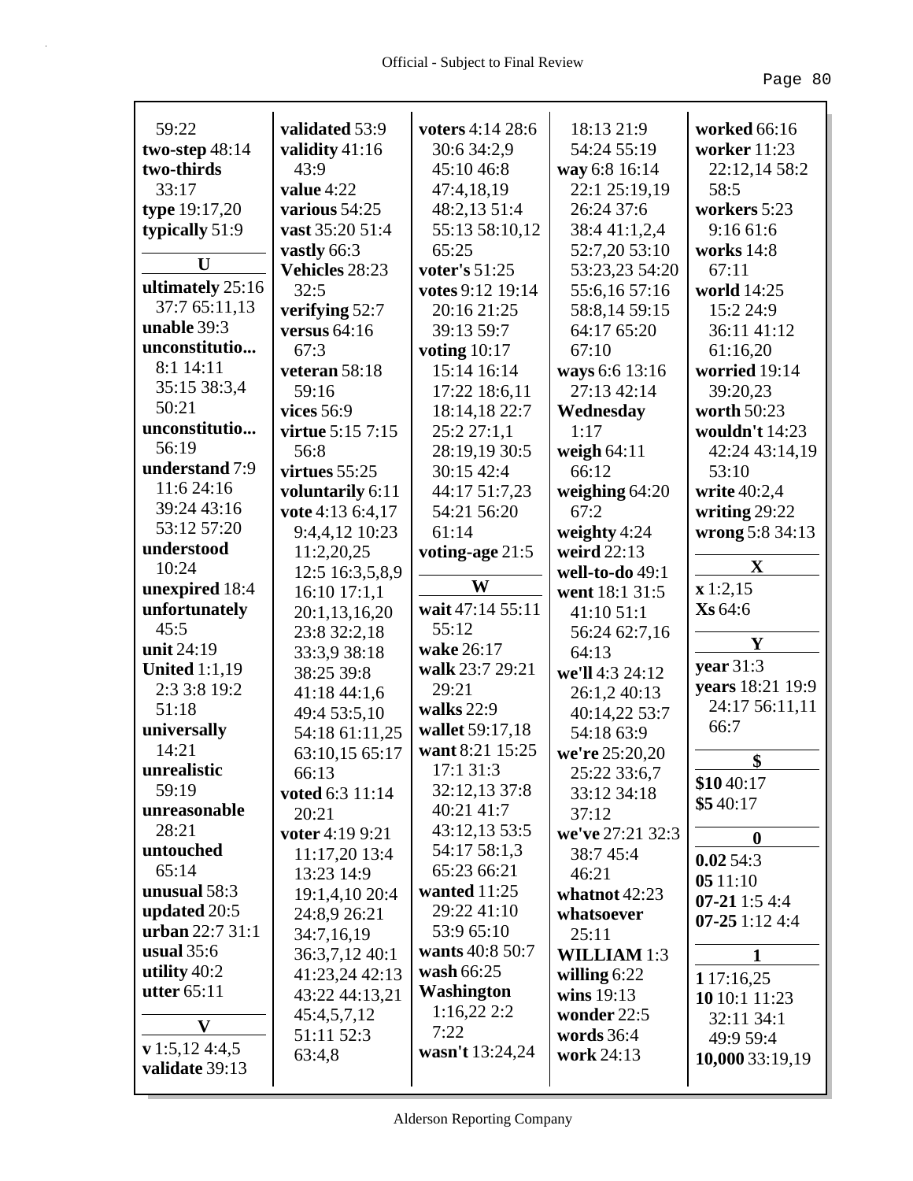59:22
**two-step** 48:14
**two-thirds** 33:17
**type** 19:17,20
**typically** 51:9

**U**

**ultimately** 25:16 37:7 65:11,13
**unable** 39:3
**unconstitutio...** 8:1 14:11 35:15 38:3,4 50:21
**unconstitutio...** 56:19
**understand** 7:9 11:6 24:16 39:24 43:16 53:12 57:20
**understood** 10:24
**unexpired** 18:4
**unfortunately** 45:5
**unit** 24:19
**United** 1:1,19 2:3 3:8 19:2 51:18
**universally** 14:21
**unrealistic** 59:19
**unreasonable** 28:21
**untouched** 65:14
**unusual** 58:3
**updated** 20:5
**urban** 22:7 31:1
**usual** 35:6
**utility** 40:2
**utter** 65:11

**V**

**v** 1:5,12 4:4,5
**validate** 39:13
**validated** 53:9
**validity** 41:16 43:9
**value** 4:22
**various** 54:25
**vast** 35:20 51:4
**vastly** 66:3
**Vehicles** 28:23 32:5
**verifying** 52:7
**versus** 64:16 67:3
**veteran** 58:18 59:16
**vices** 56:9
**virtue** 5:15 7:15 56:8
**virtues** 55:25
**voluntarily** 6:11
**vote** 4:13 6:4,17 9:4,4,12 10:23 11:2,20,25 12:5 16:3,5,8,9 16:10 17:1,1 20:1,13,16,20 23:8 32:2,18 33:3,9 38:18 38:25 39:8 41:18 44:1,6 49:4 53:5,10 54:18 61:11,25 63:10,15 65:17 66:13
**voted** 6:3 11:14 20:21
**voter** 4:19 9:21 11:17,20 13:4 13:23 14:9 19:1,4,10 20:4 24:8,9 26:21 34:7,16,19 36:3,7,12 40:1 41:23,24 42:13 43:22 44:13,21 45:4,5,7,12 51:11 52:3 63:4,8
**voters** 4:14 28:6 30:6 34:2,9 45:10 46:8 47:4,18,19 48:2,13 51:4 55:13 58:10,12 65:25
**voter's** 51:25
**votes** 9:12 19:14 20:16 21:25 39:13 59:7
**voting** 10:17 15:14 16:14 17:22 18:6,11 18:14,18 22:7 25:2 27:1,1 28:19,19 30:5 30:15 42:4 44:17 51:7,23 54:21 56:20 61:14
**voting-age** 21:5

**W**

**wait** 47:14 55:11 55:12
**wake** 26:17
**walk** 23:7 29:21 29:21
**walks** 22:9
**wallet** 59:17,18
**want** 8:21 15:25 17:1 31:3 32:12,13 37:8 40:21 41:7 43:12,13 53:5 54:17 58:1,3 65:23 66:21
**wanted** 11:25 29:22 41:10 53:9 65:10
**wants** 40:8 50:7
**wash** 66:25
**Washington** 1:16,22 2:2 7:22
**wasn't** 13:24,24
18:13 21:9 54:24 55:19
**way** 6:8 16:14 22:1 25:19,19 26:24 37:6 38:4 41:1,2,4 52:7,20 53:10 53:23,23 54:20 55:6,16 57:16 58:8,14 59:15 64:17 65:20 67:10
**ways** 6:6 13:16 27:13 42:14
**Wednesday** 1:17
**weigh** 64:11 66:12
**weighing** 64:20 67:2
**weighty** 4:24
**weird** 22:13
**well-to-do** 49:1
**went** 18:1 31:5 41:10 51:1 56:24 62:7,16 64:13
**we'll** 4:3 24:12 26:1,2 40:13 40:14,22 53:7 54:18 63:9
**we're** 25:20,20 25:22 33:6,7 33:12 34:18 37:12
**we've** 27:21 32:3 38:7 45:4 46:21
**whatnot** 42:23
**whatsoever** 25:11
**WILLIAM** 1:3
**willing** 6:22
**wins** 19:13
**wonder** 22:5
**words** 36:4
**work** 24:13
**worked** 66:16
**worker** 11:23 22:12,14 58:2 58:5
**workers** 5:23 9:16 61:6
**works** 14:8 67:11
**world** 14:25 15:2 24:9 36:11 41:12 61:16,20
**worried** 19:14 39:20,23
**worth** 50:23
**wouldn't** 14:23 42:24 43:14,19 53:10
**write** 40:2,4
**writing** 29:22
**wrong** 5:8 34:13

**X**

**x** 1:2,15
**Xs** 64:6

**Y**

**year** 31:3
**years** 18:21 19:9 24:17 56:11,11 66:7

**$**

**$10** 40:17
**$5** 40:17

**0**

**0.02** 54:3
**05** 11:10
**07-21** 1:5 4:4
**07-25** 1:12 4:4

**1**

**1** 17:16,25
**10** 10:1 11:23 32:11 34:1 49:9 59:4
**10,000** 33:19,19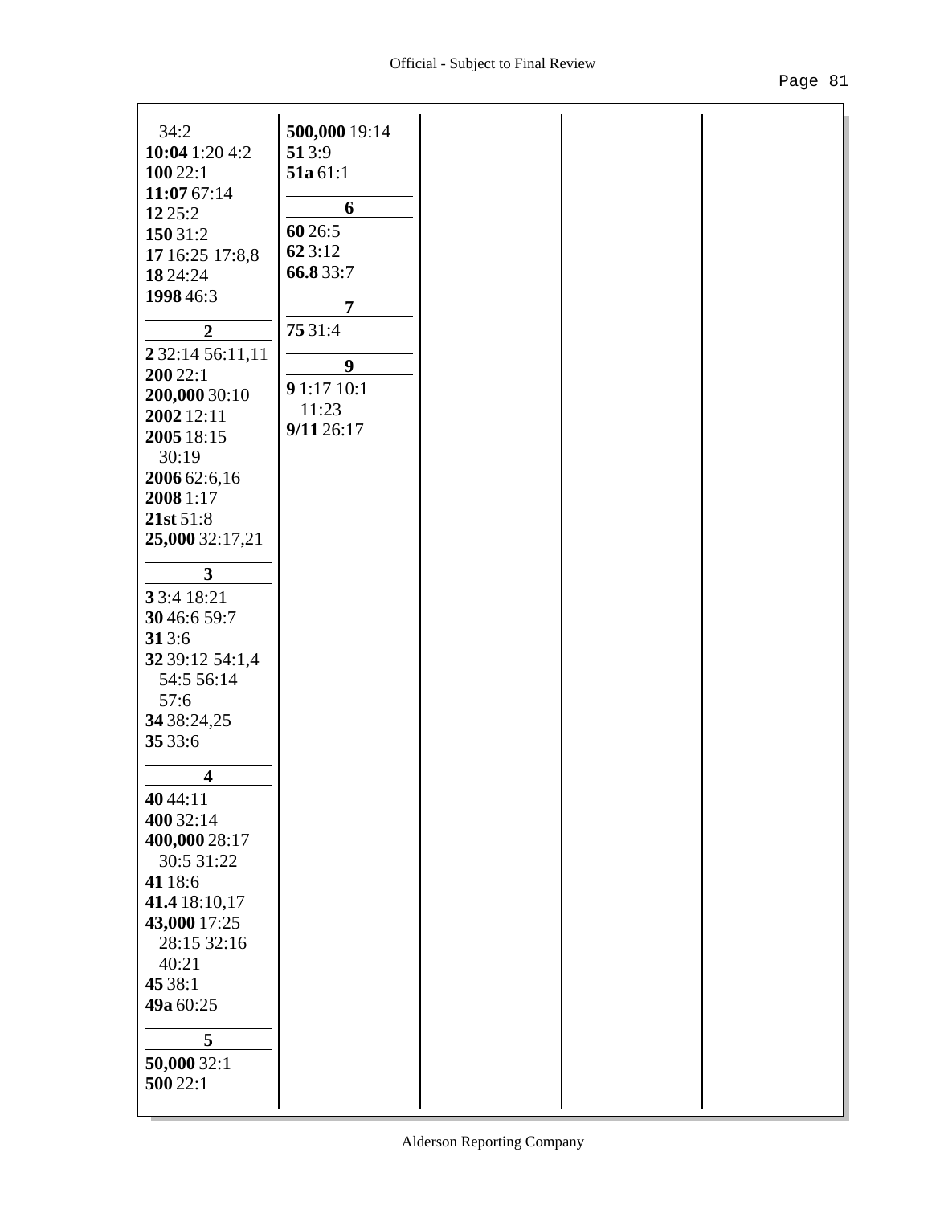34:2
**10:04** 1:20 4:2
**100** 22:1
**11:07** 67:14
**12** 25:2
**150** 31:2
**17** 16:25 17:8,8
**18** 24:24
**1998** 46:3

**2**

**2** 32:14 56:11,11
**200** 22:1
**200,000** 30:10
**2002** 12:11
**2005** 18:15 30:19
**2006** 62:6,16
**2008** 1:17
**21st** 51:8
**25,000** 32:17,21

**3**

**3** 3:4 18:21
**30** 46:6 59:7
**31** 3:6
**32** 39:12 54:1,4 54:5 56:14 57:6
**34** 38:24,25
**35** 33:6

**4**

**40** 44:11
**400** 32:14
**400,000** 28:17 30:5 31:22
**41** 18:6
**41.4** 18:10,17
**43,000** 17:25 28:15 32:16 40:21
**45** 38:1
**49a** 60:25

**5**

**50,000** 32:1
**500** 22:1
**500,000** 19:14
**51** 3:9
**51a** 61:1

**6**

**60** 26:5
**62** 3:12
**66.8** 33:7

**7**

**75** 31:4

**9**

**9** 1:17 10:1 11:23
**9/11** 26:17